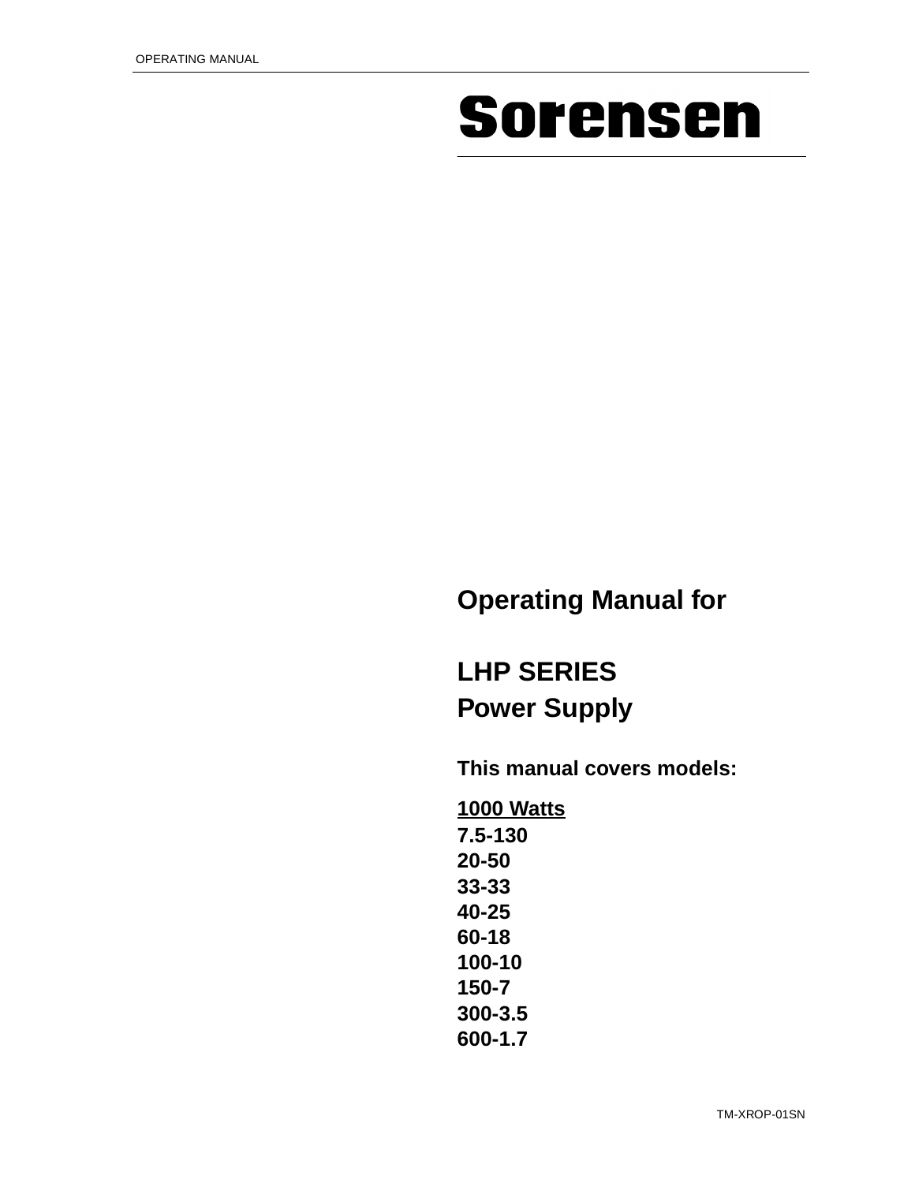# Sorensen

## Operating Manual for

## LHP SERIES
## Power Supply

**This manual covers models:**

**<u>1000 Watts</u>**
**7.5-130**
**20-50**
**33-33**
**40-25**
**60-18**
**100-10**
**150-7**
**300-3.5**
**600-1.7**

TM-XROP-01SN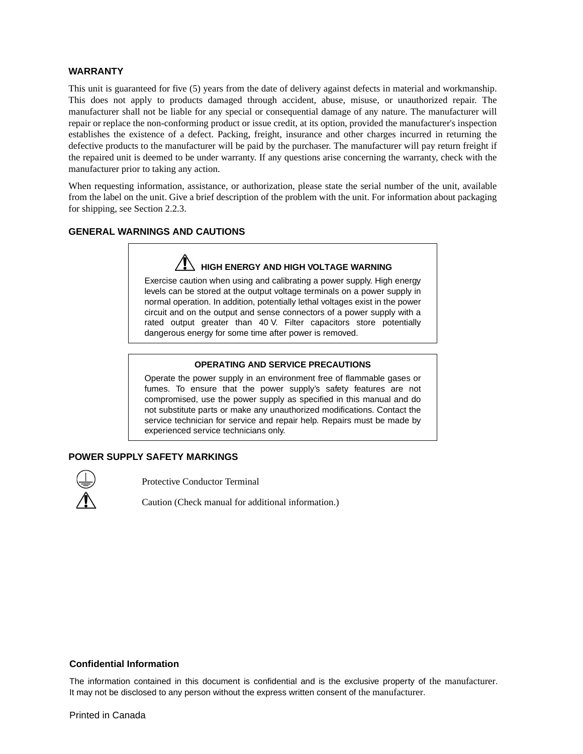## WARRANTY

This unit is guaranteed for five (5) years from the date of delivery against defects in material and workmanship. This does not apply to products damaged through accident, abuse, misuse, or unauthorized repair. The manufacturer shall not be liable for any special or consequential damage of any nature. The manufacturer will repair or replace the non-conforming product or issue credit, at its option, provided the manufacturer's inspection establishes the existence of a defect. Packing, freight, insurance and other charges incurred in returning the defective products to the manufacturer will be paid by the purchaser. The manufacturer will pay return freight if the repaired unit is deemed to be under warranty. If any questions arise concerning the warranty, check with the manufacturer prior to taking any action.

When requesting information, assistance, or authorization, please state the serial number of the unit, available from the label on the unit. Give a brief description of the problem with the unit. For information about packaging for shipping, see Section 2.2.3.

## GENERAL WARNINGS AND CAUTIONS

**HIGH ENERGY AND HIGH VOLTAGE WARNING**

Exercise caution when using and calibrating a power supply. High energy levels can be stored at the output voltage terminals on a power supply in normal operation. In addition, potentially lethal voltages exist in the power circuit and on the output and sense connectors of a power supply with a rated output greater than 40 V. Filter capacitors store potentially dangerous energy for some time after power is removed.

**OPERATING AND SERVICE PRECAUTIONS**

Operate the power supply in an environment free of flammable gases or fumes. To ensure that the power supply's safety features are not compromised, use the power supply as specified in this manual and do not substitute parts or make any unauthorized modifications. Contact the service technician for service and repair help. Repairs must be made by experienced service technicians only.

## POWER SUPPLY SAFETY MARKINGS

Protective Conductor Terminal

Caution (Check manual for additional information.)

**Confidential Information**

The information contained in this document is confidential and is the exclusive property of the manufacturer. It may not be disclosed to any person without the express written consent of the manufacturer.

Printed in Canada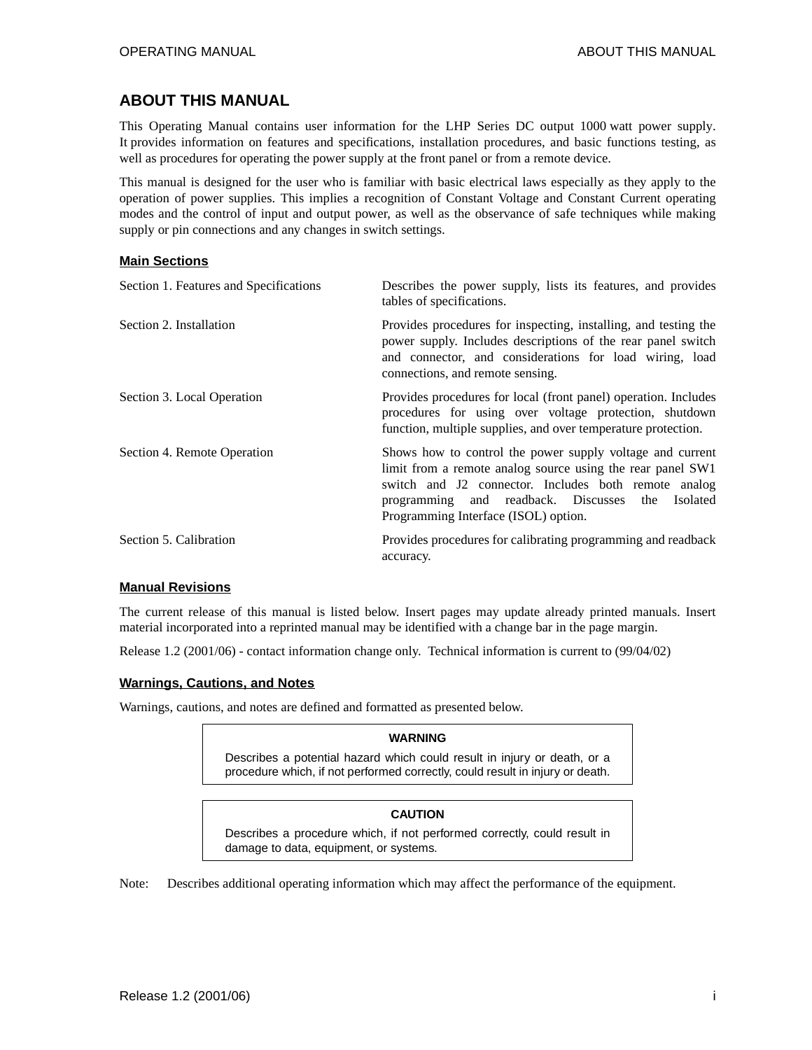# ABOUT THIS MANUAL

This Operating Manual contains user information for the LHP Series DC output 1000 watt power supply. It provides information on features and specifications, installation procedures, and basic functions testing, as well as procedures for operating the power supply at the front panel or from a remote device.

This manual is designed for the user who is familiar with basic electrical laws especially as they apply to the operation of power supplies. This implies a recognition of Constant Voltage and Constant Current operating modes and the control of input and output power, as well as the observance of safe techniques while making supply or pin connections and any changes in switch settings.

## Main Sections

| | |
|---|---|
| Section 1. Features and Specifications | Describes the power supply, lists its features, and provides tables of specifications. |
| Section 2. Installation | Provides procedures for inspecting, installing, and testing the power supply. Includes descriptions of the rear panel switch and connector, and considerations for load wiring, load connections, and remote sensing. |
| Section 3. Local Operation | Provides procedures for local (front panel) operation. Includes procedures for using over voltage protection, shutdown function, multiple supplies, and over temperature protection. |
| Section 4. Remote Operation | Shows how to control the power supply voltage and current limit from a remote analog source using the rear panel SW1 switch and J2 connector. Includes both remote analog programming and readback. Discusses the Isolated Programming Interface (ISOL) option. |
| Section 5. Calibration | Provides procedures for calibrating programming and readback accuracy. |

## Manual Revisions

The current release of this manual is listed below. Insert pages may update already printed manuals. Insert material incorporated into a reprinted manual may be identified with a change bar in the page margin.

Release 1.2 (2001/06) - contact information change only. Technical information is current to (99/04/02)

## Warnings, Cautions, and Notes

Warnings, cautions, and notes are defined and formatted as presented below.

> **WARNING**
>
> Describes a potential hazard which could result in injury or death, or a procedure which, if not performed correctly, could result in injury or death.

> **CAUTION**
>
> Describes a procedure which, if not performed correctly, could result in damage to data, equipment, or systems.

Note: Describes additional operating information which may affect the performance of the equipment.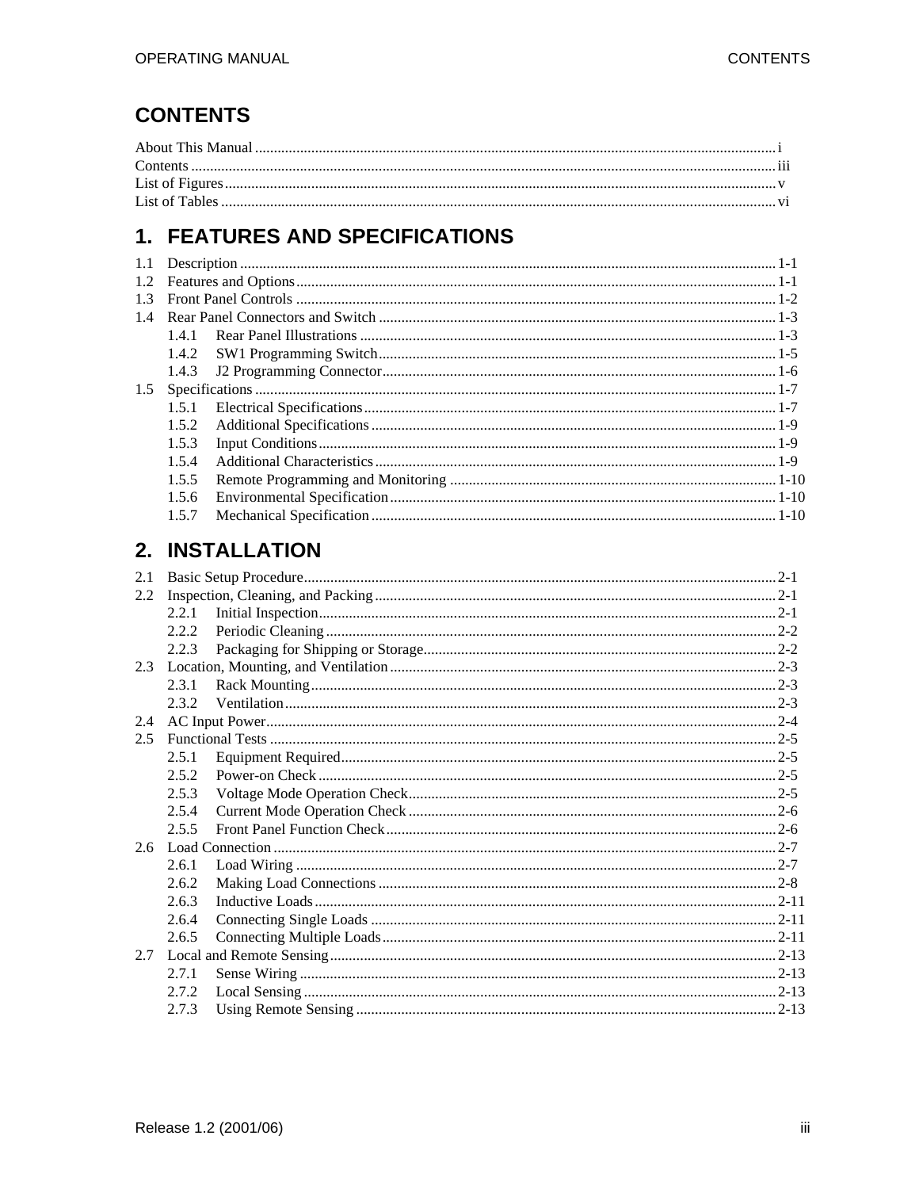# CONTENTS

About This Manual ..... i
Contents ..... iii
List of Figures ..... v
List of Tables ..... vi

## 1. FEATURES AND SPECIFICATIONS

1.1 Description ..... 1-1
1.2 Features and Options ..... 1-1
1.3 Front Panel Controls ..... 1-2
1.4 Rear Panel Connectors and Switch ..... 1-3
  1.4.1 Rear Panel Illustrations ..... 1-3
  1.4.2 SW1 Programming Switch ..... 1-5
  1.4.3 J2 Programming Connector ..... 1-6
1.5 Specifications ..... 1-7
  1.5.1 Electrical Specifications ..... 1-7
  1.5.2 Additional Specifications ..... 1-9
  1.5.3 Input Conditions ..... 1-9
  1.5.4 Additional Characteristics ..... 1-9
  1.5.5 Remote Programming and Monitoring ..... 1-10
  1.5.6 Environmental Specification ..... 1-10
  1.5.7 Mechanical Specification ..... 1-10

## 2. INSTALLATION

2.1 Basic Setup Procedure ..... 2-1
2.2 Inspection, Cleaning, and Packing ..... 2-1
  2.2.1 Initial Inspection ..... 2-1
  2.2.2 Periodic Cleaning ..... 2-2
  2.2.3 Packaging for Shipping or Storage ..... 2-2
2.3 Location, Mounting, and Ventilation ..... 2-3
  2.3.1 Rack Mounting ..... 2-3
  2.3.2 Ventilation ..... 2-3
2.4 AC Input Power ..... 2-4
2.5 Functional Tests ..... 2-5
  2.5.1 Equipment Required ..... 2-5
  2.5.2 Power-on Check ..... 2-5
  2.5.3 Voltage Mode Operation Check ..... 2-5
  2.5.4 Current Mode Operation Check ..... 2-6
  2.5.5 Front Panel Function Check ..... 2-6
2.6 Load Connection ..... 2-7
  2.6.1 Load Wiring ..... 2-7
  2.6.2 Making Load Connections ..... 2-8
  2.6.3 Inductive Loads ..... 2-11
  2.6.4 Connecting Single Loads ..... 2-11
  2.6.5 Connecting Multiple Loads ..... 2-11
2.7 Local and Remote Sensing ..... 2-13
  2.7.1 Sense Wiring ..... 2-13
  2.7.2 Local Sensing ..... 2-13
  2.7.3 Using Remote Sensing ..... 2-13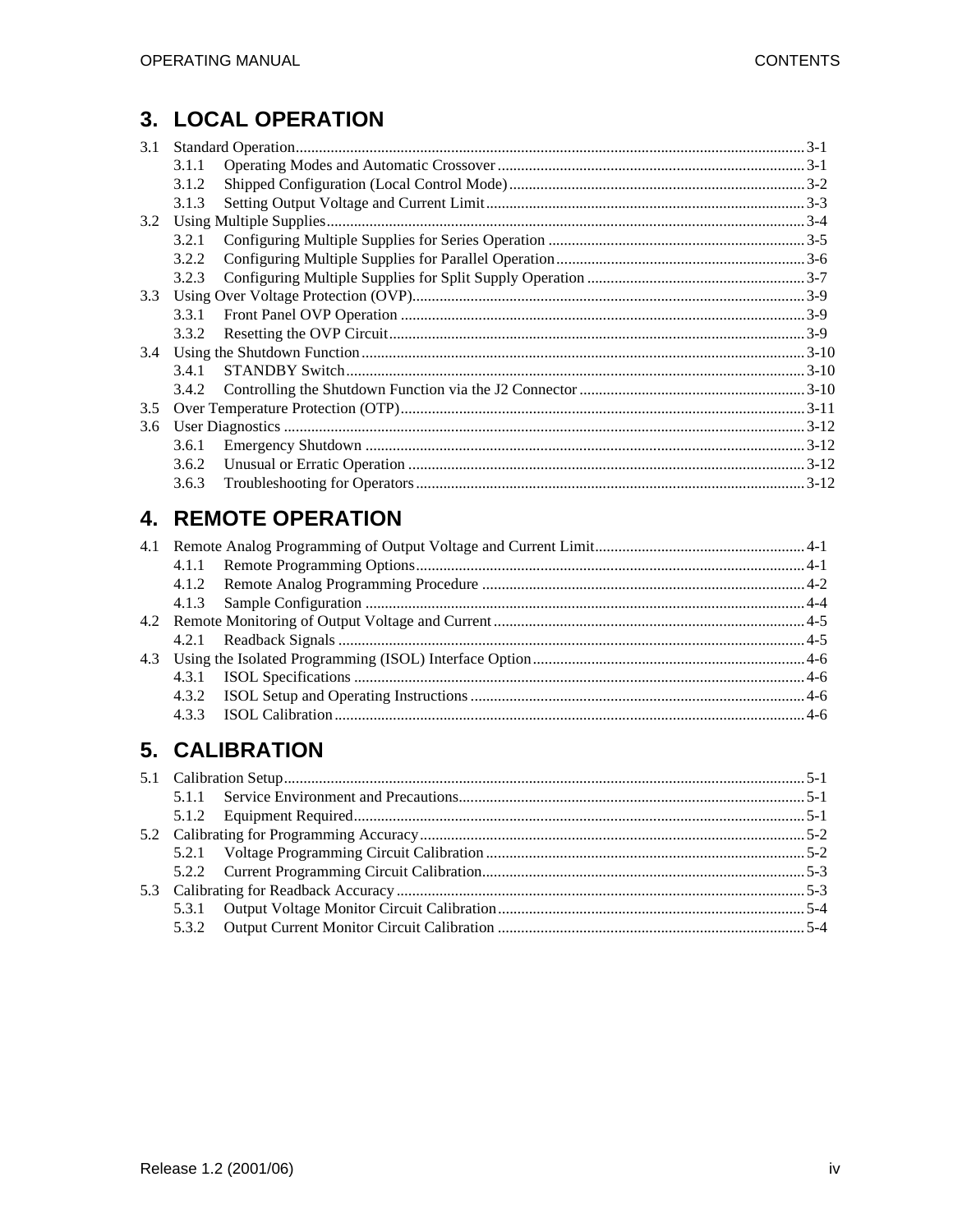# 3. LOCAL OPERATION

3.1 Standard Operation ........ 3-1
  3.1.1 Operating Modes and Automatic Crossover ........ 3-1
  3.1.2 Shipped Configuration (Local Control Mode) ........ 3-2
  3.1.3 Setting Output Voltage and Current Limit ........ 3-3
3.2 Using Multiple Supplies ........ 3-4
  3.2.1 Configuring Multiple Supplies for Series Operation ........ 3-5
  3.2.2 Configuring Multiple Supplies for Parallel Operation ........ 3-6
  3.2.3 Configuring Multiple Supplies for Split Supply Operation ........ 3-7
3.3 Using Over Voltage Protection (OVP) ........ 3-9
  3.3.1 Front Panel OVP Operation ........ 3-9
  3.3.2 Resetting the OVP Circuit ........ 3-9
3.4 Using the Shutdown Function ........ 3-10
  3.4.1 STANDBY Switch ........ 3-10
  3.4.2 Controlling the Shutdown Function via the J2 Connector ........ 3-10
3.5 Over Temperature Protection (OTP) ........ 3-11
3.6 User Diagnostics ........ 3-12
  3.6.1 Emergency Shutdown ........ 3-12
  3.6.2 Unusual or Erratic Operation ........ 3-12
  3.6.3 Troubleshooting for Operators ........ 3-12

# 4. REMOTE OPERATION

4.1 Remote Analog Programming of Output Voltage and Current Limit ........ 4-1
  4.1.1 Remote Programming Options ........ 4-1
  4.1.2 Remote Analog Programming Procedure ........ 4-2
  4.1.3 Sample Configuration ........ 4-4
4.2 Remote Monitoring of Output Voltage and Current ........ 4-5
  4.2.1 Readback Signals ........ 4-5
4.3 Using the Isolated Programming (ISOL) Interface Option ........ 4-6
  4.3.1 ISOL Specifications ........ 4-6
  4.3.2 ISOL Setup and Operating Instructions ........ 4-6
  4.3.3 ISOL Calibration ........ 4-6

# 5. CALIBRATION

5.1 Calibration Setup ........ 5-1
  5.1.1 Service Environment and Precautions ........ 5-1
  5.1.2 Equipment Required ........ 5-1
5.2 Calibrating for Programming Accuracy ........ 5-2
  5.2.1 Voltage Programming Circuit Calibration ........ 5-2
  5.2.2 Current Programming Circuit Calibration ........ 5-3
5.3 Calibrating for Readback Accuracy ........ 5-3
  5.3.1 Output Voltage Monitor Circuit Calibration ........ 5-4
  5.3.2 Output Current Monitor Circuit Calibration ........ 5-4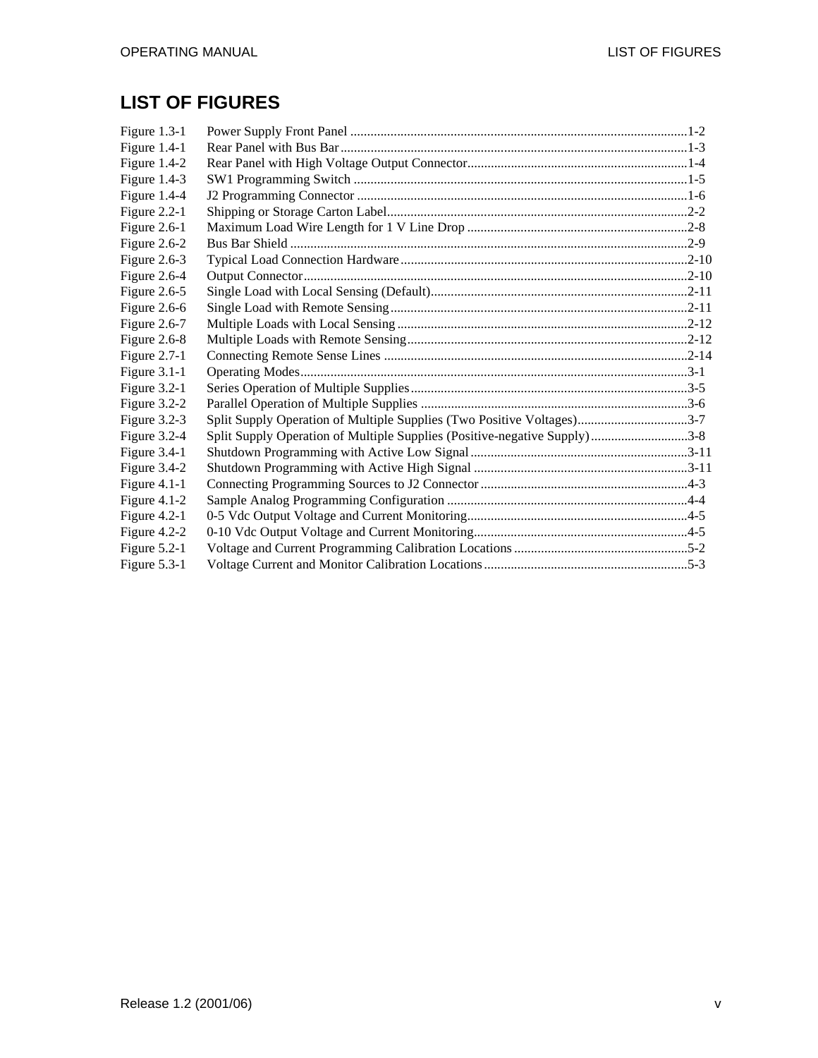# LIST OF FIGURES

| | | |
|---|---|---|
| Figure 1.3-1 | Power Supply Front Panel | 1-2 |
| Figure 1.4-1 | Rear Panel with Bus Bar | 1-3 |
| Figure 1.4-2 | Rear Panel with High Voltage Output Connector | 1-4 |
| Figure 1.4-3 | SW1 Programming Switch | 1-5 |
| Figure 1.4-4 | J2 Programming Connector | 1-6 |
| Figure 2.2-1 | Shipping or Storage Carton Label | 2-2 |
| Figure 2.6-1 | Maximum Load Wire Length for 1 V Line Drop | 2-8 |
| Figure 2.6-2 | Bus Bar Shield | 2-9 |
| Figure 2.6-3 | Typical Load Connection Hardware | 2-10 |
| Figure 2.6-4 | Output Connector | 2-10 |
| Figure 2.6-5 | Single Load with Local Sensing (Default) | 2-11 |
| Figure 2.6-6 | Single Load with Remote Sensing | 2-11 |
| Figure 2.6-7 | Multiple Loads with Local Sensing | 2-12 |
| Figure 2.6-8 | Multiple Loads with Remote Sensing | 2-12 |
| Figure 2.7-1 | Connecting Remote Sense Lines | 2-14 |
| Figure 3.1-1 | Operating Modes | 3-1 |
| Figure 3.2-1 | Series Operation of Multiple Supplies | 3-5 |
| Figure 3.2-2 | Parallel Operation of Multiple Supplies | 3-6 |
| Figure 3.2-3 | Split Supply Operation of Multiple Supplies (Two Positive Voltages) | 3-7 |
| Figure 3.2-4 | Split Supply Operation of Multiple Supplies (Positive-negative Supply) | 3-8 |
| Figure 3.4-1 | Shutdown Programming with Active Low Signal | 3-11 |
| Figure 3.4-2 | Shutdown Programming with Active High Signal | 3-11 |
| Figure 4.1-1 | Connecting Programming Sources to J2 Connector | 4-3 |
| Figure 4.1-2 | Sample Analog Programming Configuration | 4-4 |
| Figure 4.2-1 | 0-5 Vdc Output Voltage and Current Monitoring | 4-5 |
| Figure 4.2-2 | 0-10 Vdc Output Voltage and Current Monitoring | 4-5 |
| Figure 5.2-1 | Voltage and Current Programming Calibration Locations | 5-2 |
| Figure 5.3-1 | Voltage Current and Monitor Calibration Locations | 5-3 |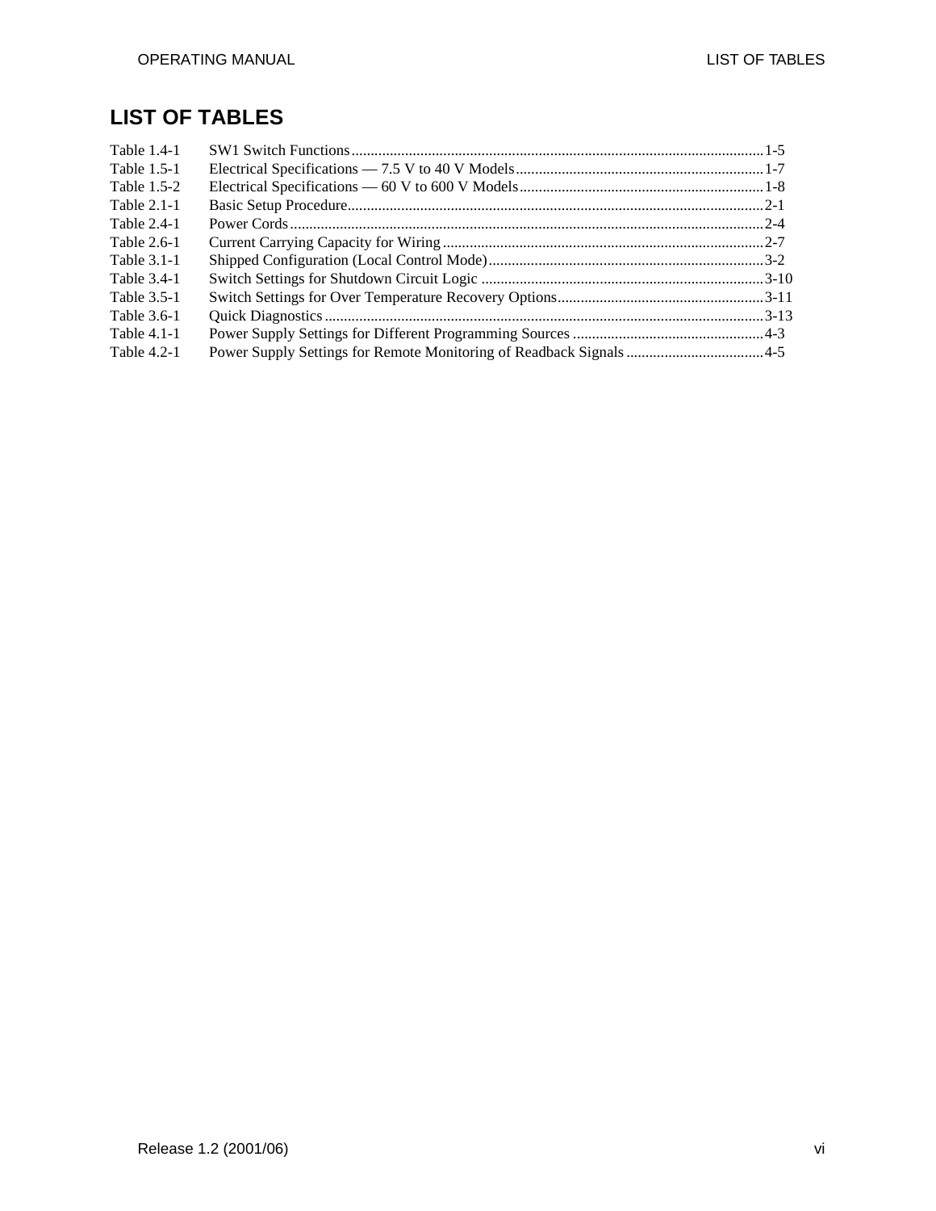# LIST OF TABLES

| Table | Title | Page |
|---|---|---|
| Table 1.4-1 | SW1 Switch Functions | 1-5 |
| Table 1.5-1 | Electrical Specifications — 7.5 V to 40 V Models | 1-7 |
| Table 1.5-2 | Electrical Specifications — 60 V to 600 V Models | 1-8 |
| Table 2.1-1 | Basic Setup Procedure | 2-1 |
| Table 2.4-1 | Power Cords | 2-4 |
| Table 2.6-1 | Current Carrying Capacity for Wiring | 2-7 |
| Table 3.1-1 | Shipped Configuration (Local Control Mode) | 3-2 |
| Table 3.4-1 | Switch Settings for Shutdown Circuit Logic | 3-10 |
| Table 3.5-1 | Switch Settings for Over Temperature Recovery Options | 3-11 |
| Table 3.6-1 | Quick Diagnostics | 3-13 |
| Table 4.1-1 | Power Supply Settings for Different Programming Sources | 4-3 |
| Table 4.2-1 | Power Supply Settings for Remote Monitoring of Readback Signals | 4-5 |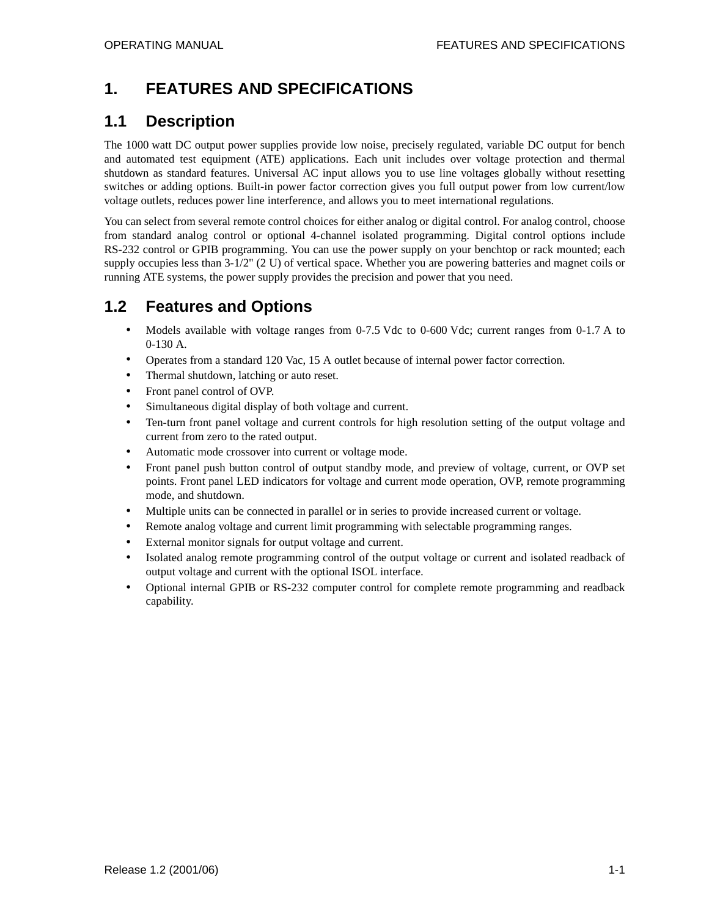# 1. FEATURES AND SPECIFICATIONS

## 1.1 Description

The 1000 watt DC output power supplies provide low noise, precisely regulated, variable DC output for bench and automated test equipment (ATE) applications. Each unit includes over voltage protection and thermal shutdown as standard features. Universal AC input allows you to use line voltages globally without resetting switches or adding options. Built-in power factor correction gives you full output power from low current/low voltage outlets, reduces power line interference, and allows you to meet international regulations.

You can select from several remote control choices for either analog or digital control. For analog control, choose from standard analog control or optional 4-channel isolated programming. Digital control options include RS-232 control or GPIB programming. You can use the power supply on your benchtop or rack mounted; each supply occupies less than 3-1/2" (2 U) of vertical space. Whether you are powering batteries and magnet coils or running ATE systems, the power supply provides the precision and power that you need.

## 1.2 Features and Options

- Models available with voltage ranges from 0-7.5 Vdc to 0-600 Vdc; current ranges from 0-1.7 A to 0-130 A.
- Operates from a standard 120 Vac, 15 A outlet because of internal power factor correction.
- Thermal shutdown, latching or auto reset.
- Front panel control of OVP.
- Simultaneous digital display of both voltage and current.
- Ten-turn front panel voltage and current controls for high resolution setting of the output voltage and current from zero to the rated output.
- Automatic mode crossover into current or voltage mode.
- Front panel push button control of output standby mode, and preview of voltage, current, or OVP set points. Front panel LED indicators for voltage and current mode operation, OVP, remote programming mode, and shutdown.
- Multiple units can be connected in parallel or in series to provide increased current or voltage.
- Remote analog voltage and current limit programming with selectable programming ranges.
- External monitor signals for output voltage and current.
- Isolated analog remote programming control of the output voltage or current and isolated readback of output voltage and current with the optional ISOL interface.
- Optional internal GPIB or RS-232 computer control for complete remote programming and readback capability.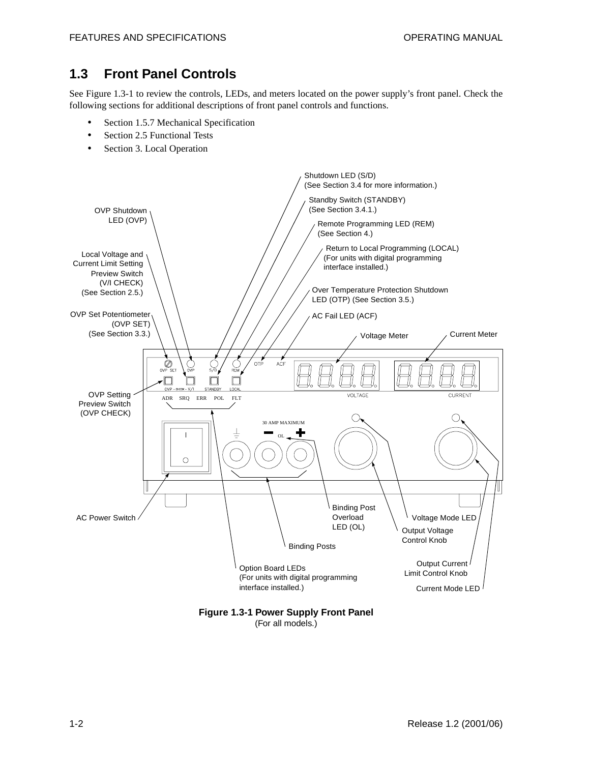## 1.3 Front Panel Controls

See Figure 1.3-1 to review the controls, LEDs, and meters located on the power supply's front panel. Check the following sections for additional descriptions of front panel controls and functions.

- Section 1.5.7 Mechanical Specification
- Section 2.5 Functional Tests
- Section 3. Local Operation

Shutdown LED (S/D)
(See Section 3.4 for more information.)

Standby Switch (STANDBY)
(See Section 3.4.1.)

Remote Programming LED (REM)
(See Section 4.)

Return to Local Programming (LOCAL)
(For units with digital programming interface installed.)

Over Temperature Protection Shutdown LED (OTP) (See Section 3.5.)

AC Fail LED (ACF)

Voltage Meter

Current Meter

OVP Shutdown LED (OVP)

Local Voltage and Current Limit Setting Preview Switch (V/I CHECK)
(See Section 2.5.)

OVP Set Potentiometer (OVP SET)
(See Section 3.3.)

OVP Setting Preview Switch (OVP CHECK)

OVP SET OVP S/D REM OTP ACF

OVP - CHECK - V/I STANDBY LOCAL

ADR SRQ ERR POL FLT

VOLTAGE CURRENT

30 AMP MAXIMUM

OL

AC Power Switch

Binding Post Overload LED (OL)

Voltage Mode LED

Output Voltage Control Knob

Binding Posts

Output Current Limit Control Knob

Option Board LEDs
(For units with digital programming interface installed.)

Current Mode LED

**Figure 1.3-1 Power Supply Front Panel**
(For all models.)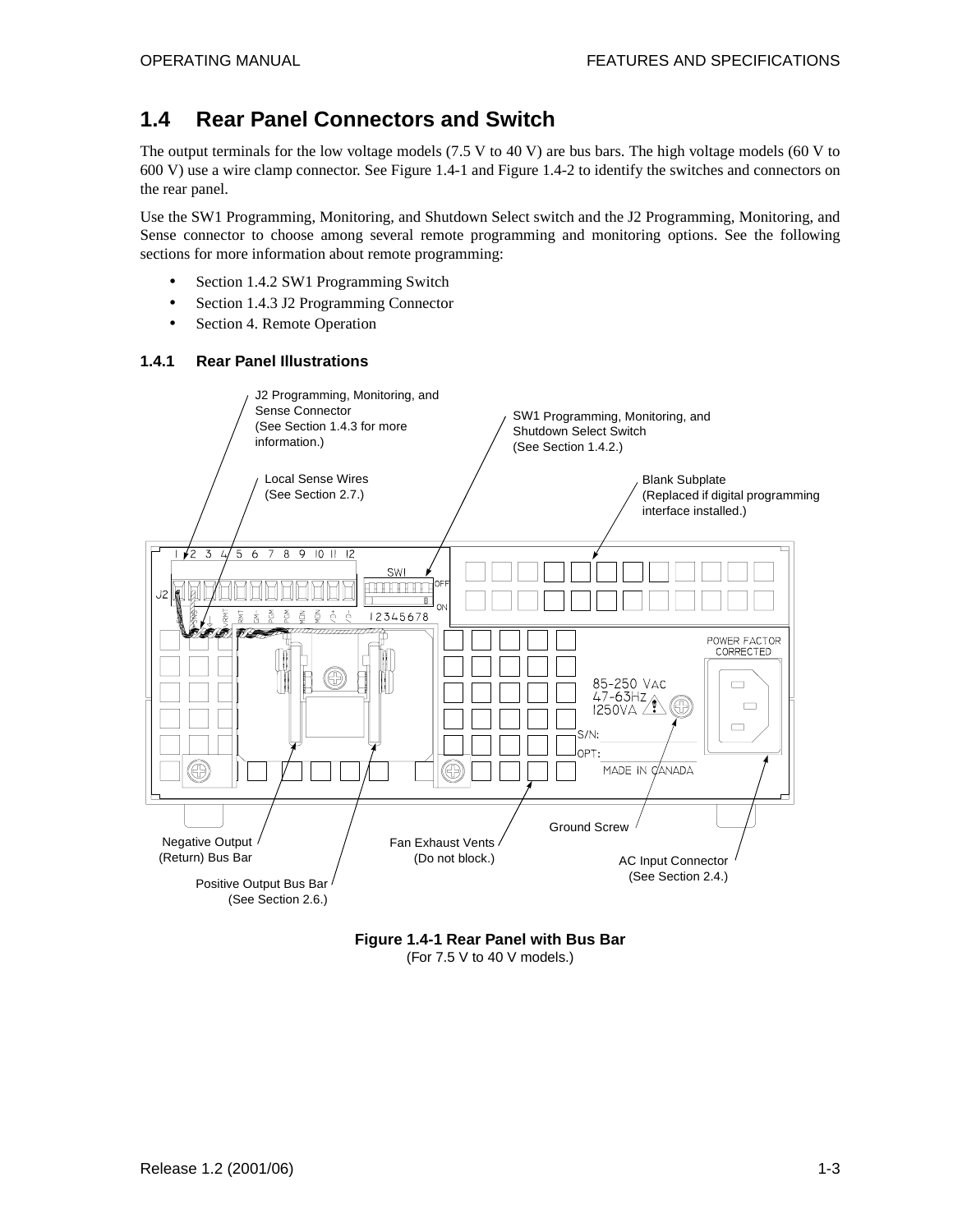## 1.4 Rear Panel Connectors and Switch

The output terminals for the low voltage models (7.5 V to 40 V) are bus bars. The high voltage models (60 V to 600 V) use a wire clamp connector. See Figure 1.4-1 and Figure 1.4-2 to identify the switches and connectors on the rear panel.

Use the SW1 Programming, Monitoring, and Shutdown Select switch and the J2 Programming, Monitoring, and Sense connector to choose among several remote programming and monitoring options. See the following sections for more information about remote programming:

- Section 1.4.2 SW1 Programming Switch
- Section 1.4.3 J2 Programming Connector
- Section 4. Remote Operation

### 1.4.1 Rear Panel Illustrations

J2 Programming, Monitoring, and Sense Connector (See Section 1.4.3 for more information.)

SW1 Programming, Monitoring, and Shutdown Select Switch (See Section 1.4.2.)

Local Sense Wires (See Section 2.7.)

Blank Subplate (Replaced if digital programming interface installed.)

1 2 3 4 5 6 7 8 9 10 11 12

J2

SW1

OFF

ON

12345678

POWER FACTOR CORRECTED

85-250 VAC
47-63HZ
1250VA

S/N:

OPT:

MADE IN CANADA

Ground Screw

Negative Output (Return) Bus Bar

Fan Exhaust Vents (Do not block.)

AC Input Connector (See Section 2.4.)

Positive Output Bus Bar (See Section 2.6.)

**Figure 1.4-1 Rear Panel with Bus Bar**
(For 7.5 V to 40 V models.)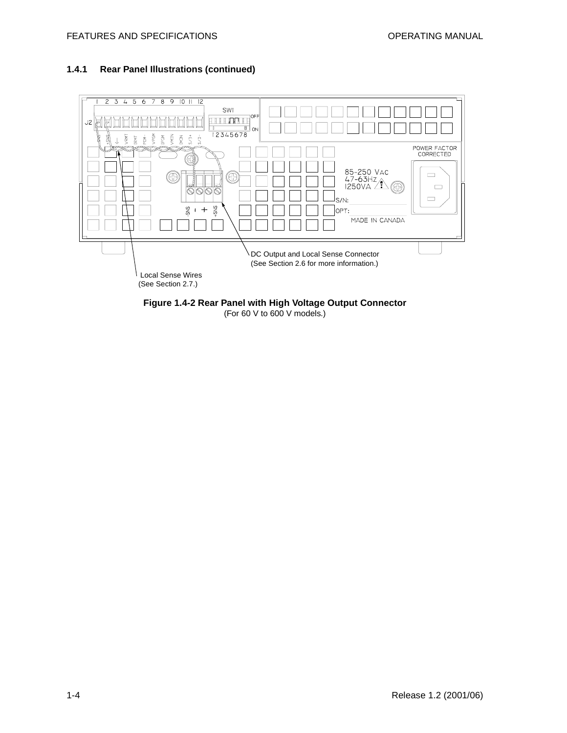### 1.4.1 Rear Panel Illustrations (continued)

1 2 3 4 5 6 7 8 9 10 11 12

J2

-SNS +SNS VRMT IRMT PGM- VPGM IPGM VMON IMON S/I+ S/I-

SW1

OFF

ON

1 2 3 4 5 6 7 8

POWER FACTOR CORRECTED

85-250 VAC
47-63HZ
1250VA

S/N:

OPT:

MADE IN CANADA

-SNS − + +SNS

DC Output and Local Sense Connector
(See Section 2.6 for more information.)

Local Sense Wires
(See Section 2.7.)

**Figure 1.4-2 Rear Panel with High Voltage Output Connector**
(For 60 V to 600 V models.)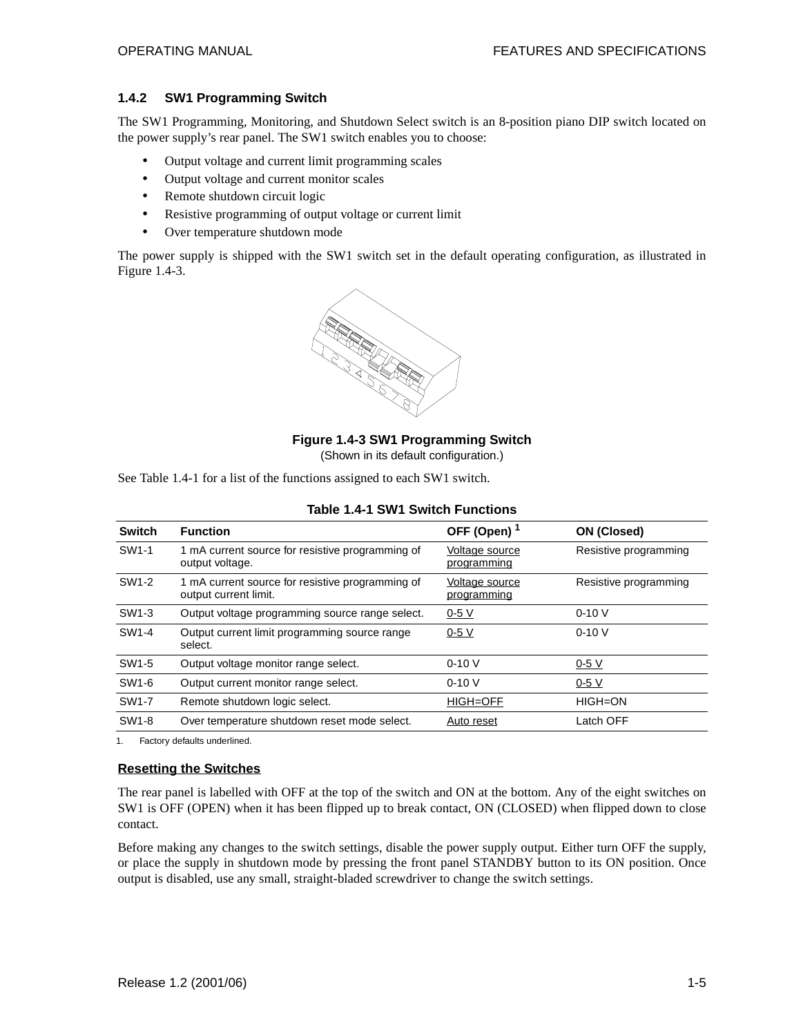### 1.4.2 SW1 Programming Switch

The SW1 Programming, Monitoring, and Shutdown Select switch is an 8-position piano DIP switch located on the power supply's rear panel. The SW1 switch enables you to choose:

- Output voltage and current limit programming scales
- Output voltage and current monitor scales
- Remote shutdown circuit logic
- Resistive programming of output voltage or current limit
- Over temperature shutdown mode

The power supply is shipped with the SW1 switch set in the default operating configuration, as illustrated in Figure 1.4-3.

**Figure 1.4-3 SW1 Programming Switch**
(Shown in its default configuration.)

See Table 1.4-1 for a list of the functions assigned to each SW1 switch.

**Table 1.4-1 SW1 Switch Functions**

| Switch | Function | OFF (Open) [1] | ON (Closed) |
|---|---|---|---|
| SW1-1 | 1 mA current source for resistive programming of output voltage. | Voltage source programming | Resistive programming |
| SW1-2 | 1 mA current source for resistive programming of output current limit. | Voltage source programming | Resistive programming |
| SW1-3 | Output voltage programming source range select. | 0-5 V | 0-10 V |
| SW1-4 | Output current limit programming source range select. | 0-5 V | 0-10 V |
| SW1-5 | Output voltage monitor range select. | 0-10 V | 0-5 V |
| SW1-6 | Output current monitor range select. | 0-10 V | 0-5 V |
| SW1-7 | Remote shutdown logic select. | HIGH=OFF | HIGH=ON |
| SW1-8 | Over temperature shutdown reset mode select. | Auto reset | Latch OFF |

1. Factory defaults underlined.

**Resetting the Switches**

The rear panel is labelled with OFF at the top of the switch and ON at the bottom. Any of the eight switches on SW1 is OFF (OPEN) when it has been flipped up to break contact, ON (CLOSED) when flipped down to close contact.

Before making any changes to the switch settings, disable the power supply output. Either turn OFF the supply, or place the supply in shutdown mode by pressing the front panel STANDBY button to its ON position. Once output is disabled, use any small, straight-bladed screwdriver to change the switch settings.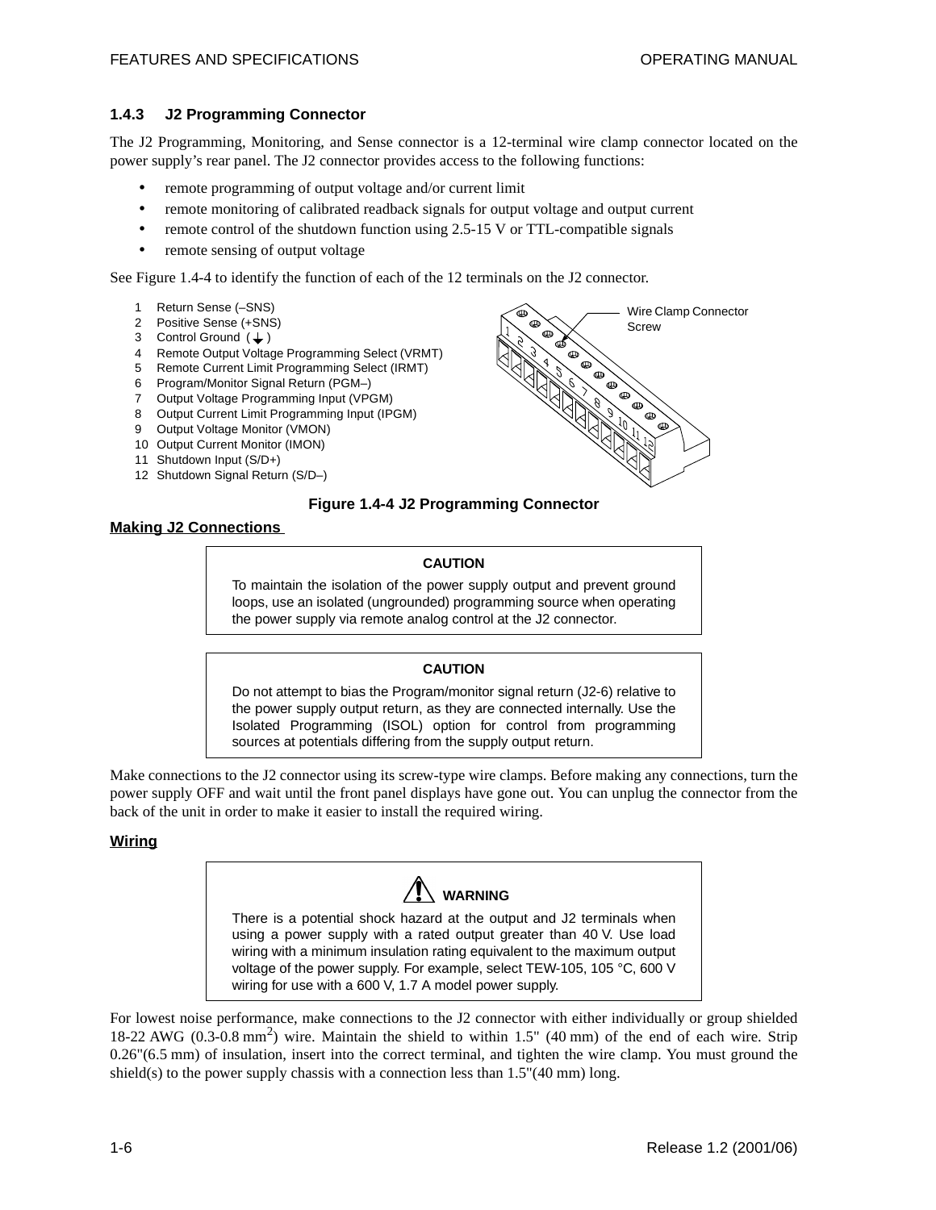### 1.4.3 J2 Programming Connector

The J2 Programming, Monitoring, and Sense connector is a 12-terminal wire clamp connector located on the power supply's rear panel. The J2 connector provides access to the following functions:

- remote programming of output voltage and/or current limit
- remote monitoring of calibrated readback signals for output voltage and output current
- remote control of the shutdown function using 2.5-15 V or TTL-compatible signals
- remote sensing of output voltage

See Figure 1.4-4 to identify the function of each of the 12 terminals on the J2 connector.

1 Return Sense (–SNS)
2 Positive Sense (+SNS)
3 Control Ground ( ⏚ )
4 Remote Output Voltage Programming Select (VRMT)
5 Remote Current Limit Programming Select (IRMT)
6 Program/Monitor Signal Return (PGM–)
7 Output Voltage Programming Input (VPGM)
8 Output Current Limit Programming Input (IPGM)
9 Output Voltage Monitor (VMON)
10 Output Current Monitor (IMON)
11 Shutdown Input (S/D+)
12 Shutdown Signal Return (S/D–)

Wire Clamp Connector Screw

1 2 3 4 5 6 7 8 9 10 11 12

**Figure 1.4-4 J2 Programming Connector**

**Making J2 Connections**

> **CAUTION**
>
> To maintain the isolation of the power supply output and prevent ground loops, use an isolated (ungrounded) programming source when operating the power supply via remote analog control at the J2 connector.

> **CAUTION**
>
> Do not attempt to bias the Program/monitor signal return (J2-6) relative to the power supply output return, as they are connected internally. Use the Isolated Programming (ISOL) option for control from programming sources at potentials differing from the supply output return.

Make connections to the J2 connector using its screw-type wire clamps. Before making any connections, turn the power supply OFF and wait until the front panel displays have gone out. You can unplug the connector from the back of the unit in order to make it easier to install the required wiring.

**Wiring**

> **WARNING**
>
> There is a potential shock hazard at the output and J2 terminals when using a power supply with a rated output greater than 40 V. Use load wiring with a minimum insulation rating equivalent to the maximum output voltage of the power supply. For example, select TEW-105, 105 °C, 600 V wiring for use with a 600 V, 1.7 A model power supply.

For lowest noise performance, make connections to the J2 connector with either individually or group shielded 18-22 AWG (0.3-0.8 $mm^2$) wire. Maintain the shield to within 1.5" (40 mm) of the end of each wire. Strip 0.26"(6.5 mm) of insulation, insert into the correct terminal, and tighten the wire clamp. You must ground the shield(s) to the power supply chassis with a connection less than 1.5"(40 mm) long.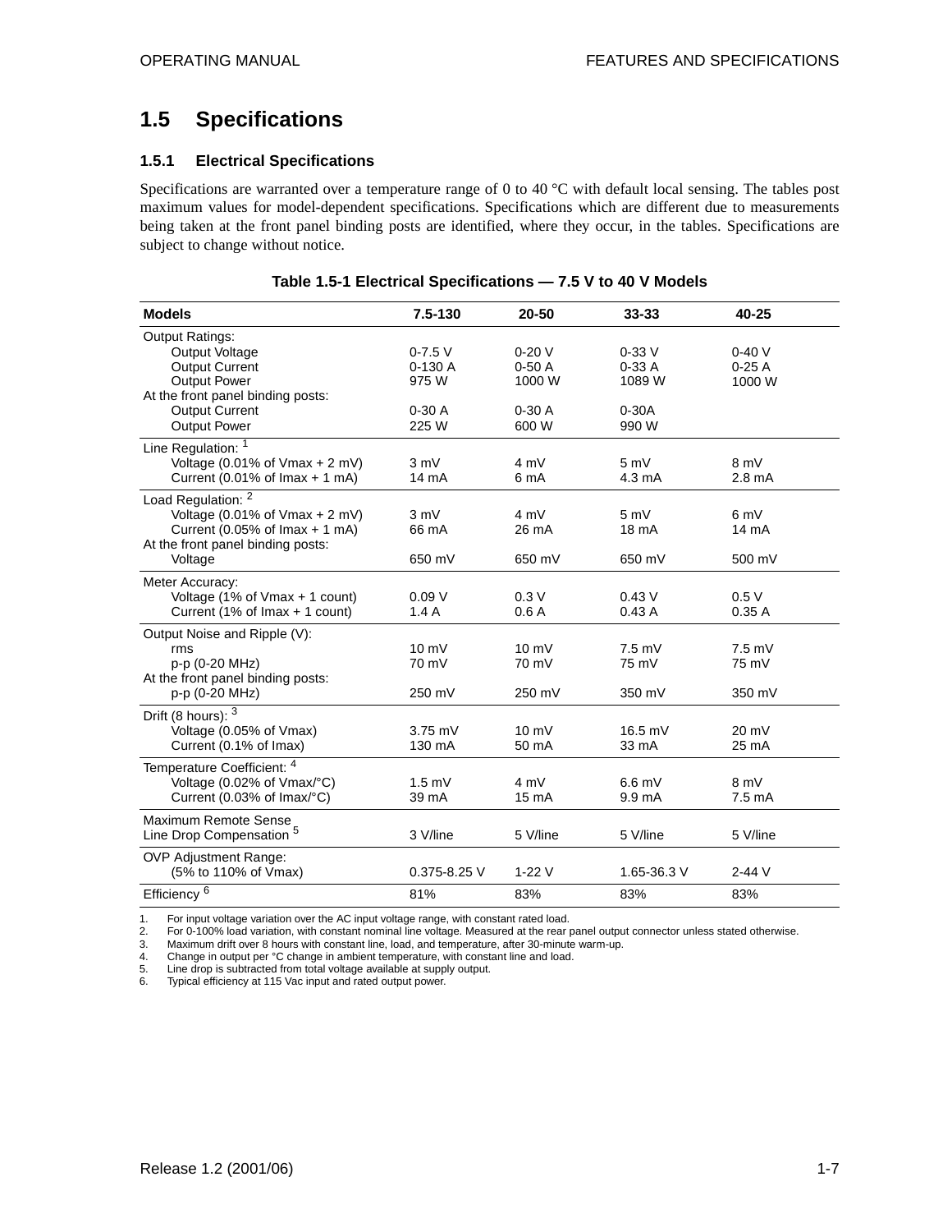## 1.5 Specifications

### 1.5.1 Electrical Specifications

Specifications are warranted over a temperature range of 0 to 40 °C with default local sensing. The tables post maximum values for model-dependent specifications. Specifications which are different due to measurements being taken at the front panel binding posts are identified, where they occur, in the tables. Specifications are subject to change without notice.

**Table 1.5-1 Electrical Specifications — 7.5 V to 40 V Models**

| Models | 7.5-130 | 20-50 | 33-33 | 40-25 |
|---|---|---|---|---|
| Output Ratings: | | | | |
| Output Voltage | 0-7.5 V | 0-20 V | 0-33 V | 0-40 V |
| Output Current | 0-130 A | 0-50 A | 0-33 A | 0-25 A |
| Output Power | 975 W | 1000 W | 1089 W | 1000 W |
| At the front panel binding posts: | | | | |
| Output Current | 0-30 A | 0-30 A | 0-30A | |
| Output Power | 225 W | 600 W | 990 W | |
| Line Regulation: [1] | | | | |
| Voltage (0.01% of Vmax + 2 mV) | 3 mV | 4 mV | 5 mV | 8 mV |
| Current (0.01% of Imax + 1 mA) | 14 mA | 6 mA | 4.3 mA | 2.8 mA |
| Load Regulation: [2] | | | | |
| Voltage (0.01% of Vmax + 2 mV) | 3 mV | 4 mV | 5 mV | 6 mV |
| Current (0.05% of Imax + 1 mA) | 66 mA | 26 mA | 18 mA | 14 mA |
| At the front panel binding posts: | | | | |
| Voltage | 650 mV | 650 mV | 650 mV | 500 mV |
| Meter Accuracy: | | | | |
| Voltage (1% of Vmax + 1 count) | 0.09 V | 0.3 V | 0.43 V | 0.5 V |
| Current (1% of Imax + 1 count) | 1.4 A | 0.6 A | 0.43 A | 0.35 A |
| Output Noise and Ripple (V): | | | | |
| rms | 10 mV | 10 mV | 7.5 mV | 7.5 mV |
| p-p (0-20 MHz) | 70 mV | 70 mV | 75 mV | 75 mV |
| At the front panel binding posts: | | | | |
| p-p (0-20 MHz) | 250 mV | 250 mV | 350 mV | 350 mV |
| Drift (8 hours): [3] | | | | |
| Voltage (0.05% of Vmax) | 3.75 mV | 10 mV | 16.5 mV | 20 mV |
| Current (0.1% of Imax) | 130 mA | 50 mA | 33 mA | 25 mA |
| Temperature Coefficient: [4] | | | | |
| Voltage (0.02% of Vmax/°C) | 1.5 mV | 4 mV | 6.6 mV | 8 mV |
| Current (0.03% of Imax/°C) | 39 mA | 15 mA | 9.9 mA | 7.5 mA |
| Maximum Remote Sense Line Drop Compensation [5] | 3 V/line | 5 V/line | 5 V/line | 5 V/line |
| OVP Adjustment Range: (5% to 110% of Vmax) | 0.375-8.25 V | 1-22 V | 1.65-36.3 V | 2-44 V |
| Efficiency [6] | 81% | 83% | 83% | 83% |

1. For input voltage variation over the AC input voltage range, with constant rated load.
2. For 0-100% load variation, with constant nominal line voltage. Measured at the rear panel output connector unless stated otherwise.
3. Maximum drift over 8 hours with constant line, load, and temperature, after 30-minute warm-up.
4. Change in output per °C change in ambient temperature, with constant line and load.
5. Line drop is subtracted from total voltage available at supply output.
6. Typical efficiency at 115 Vac input and rated output power.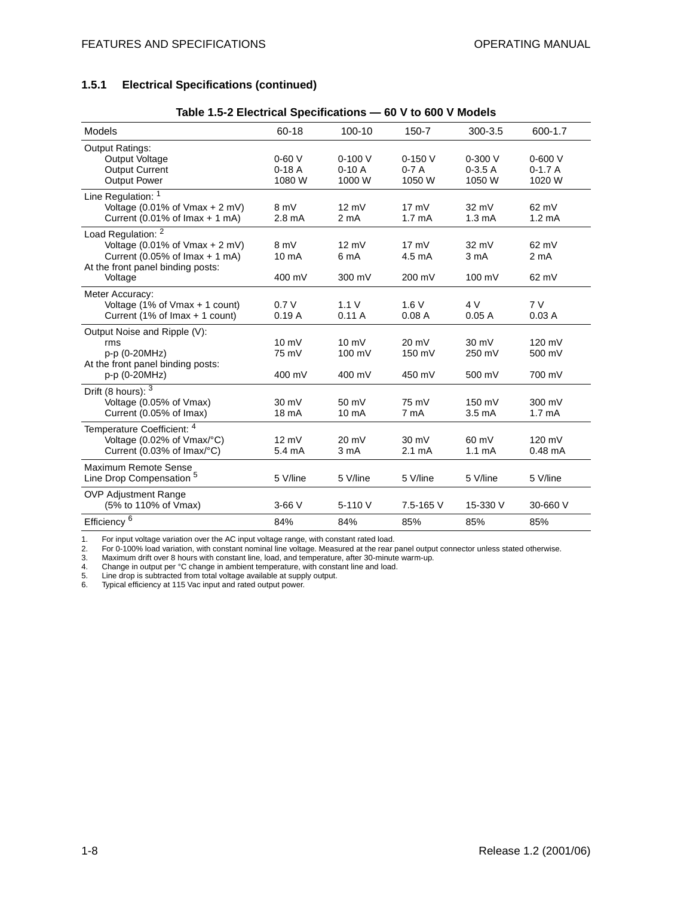### 1.5.1 Electrical Specifications (continued)

**Table 1.5-2 Electrical Specifications — 60 V to 600 V Models**

| Models | 60-18 | 100-10 | 150-7 | 300-3.5 | 600-1.7 |
|---|---|---|---|---|---|
| Output Ratings: | | | | | |
| Output Voltage | 0-60 V | 0-100 V | 0-150 V | 0-300 V | 0-600 V |
| Output Current | 0-18 A | 0-10 A | 0-7 A | 0-3.5 A | 0-1.7 A |
| Output Power | 1080 W | 1000 W | 1050 W | 1050 W | 1020 W |
| Line Regulation: [1] | | | | | |
| Voltage (0.01% of Vmax + 2 mV) | 8 mV | 12 mV | 17 mV | 32 mV | 62 mV |
| Current (0.01% of Imax + 1 mA) | 2.8 mA | 2 mA | 1.7 mA | 1.3 mA | 1.2 mA |
| Load Regulation: [2] | | | | | |
| Voltage (0.01% of Vmax + 2 mV) | 8 mV | 12 mV | 17 mV | 32 mV | 62 mV |
| Current (0.05% of Imax + 1 mA) | 10 mA | 6 mA | 4.5 mA | 3 mA | 2 mA |
| At the front panel binding posts: | | | | | |
| Voltage | 400 mV | 300 mV | 200 mV | 100 mV | 62 mV |
| Meter Accuracy: | | | | | |
| Voltage (1% of Vmax + 1 count) | 0.7 V | 1.1 V | 1.6 V | 4 V | 7 V |
| Current (1% of Imax + 1 count) | 0.19 A | 0.11 A | 0.08 A | 0.05 A | 0.03 A |
| Output Noise and Ripple (V): | | | | | |
| rms | 10 mV | 10 mV | 20 mV | 30 mV | 120 mV |
| p-p (0-20MHz) | 75 mV | 100 mV | 150 mV | 250 mV | 500 mV |
| At the front panel binding posts: | | | | | |
| p-p (0-20MHz) | 400 mV | 400 mV | 450 mV | 500 mV | 700 mV |
| Drift (8 hours): [3] | | | | | |
| Voltage (0.05% of Vmax) | 30 mV | 50 mV | 75 mV | 150 mV | 300 mV |
| Current (0.05% of Imax) | 18 mA | 10 mA | 7 mA | 3.5 mA | 1.7 mA |
| Temperature Coefficient: [4] | | | | | |
| Voltage (0.02% of Vmax/°C) | 12 mV | 20 mV | 30 mV | 60 mV | 120 mV |
| Current (0.03% of Imax/°C) | 5.4 mA | 3 mA | 2.1 mA | 1.1 mA | 0.48 mA |
| Maximum Remote Sense Line Drop Compensation [5] | 5 V/line | 5 V/line | 5 V/line | 5 V/line | 5 V/line |
| OVP Adjustment Range (5% to 110% of Vmax) | 3-66 V | 5-110 V | 7.5-165 V | 15-330 V | 30-660 V |
| Efficiency [6] | 84% | 84% | 85% | 85% | 85% |

1. For input voltage variation over the AC input voltage range, with constant rated load.
2. For 0-100% load variation, with constant nominal line voltage. Measured at the rear panel output connector unless stated otherwise.
3. Maximum drift over 8 hours with constant line, load, and temperature, after 30-minute warm-up.
4. Change in output per °C change in ambient temperature, with constant line and load.
5. Line drop is subtracted from total voltage available at supply output.
6. Typical efficiency at 115 Vac input and rated output power.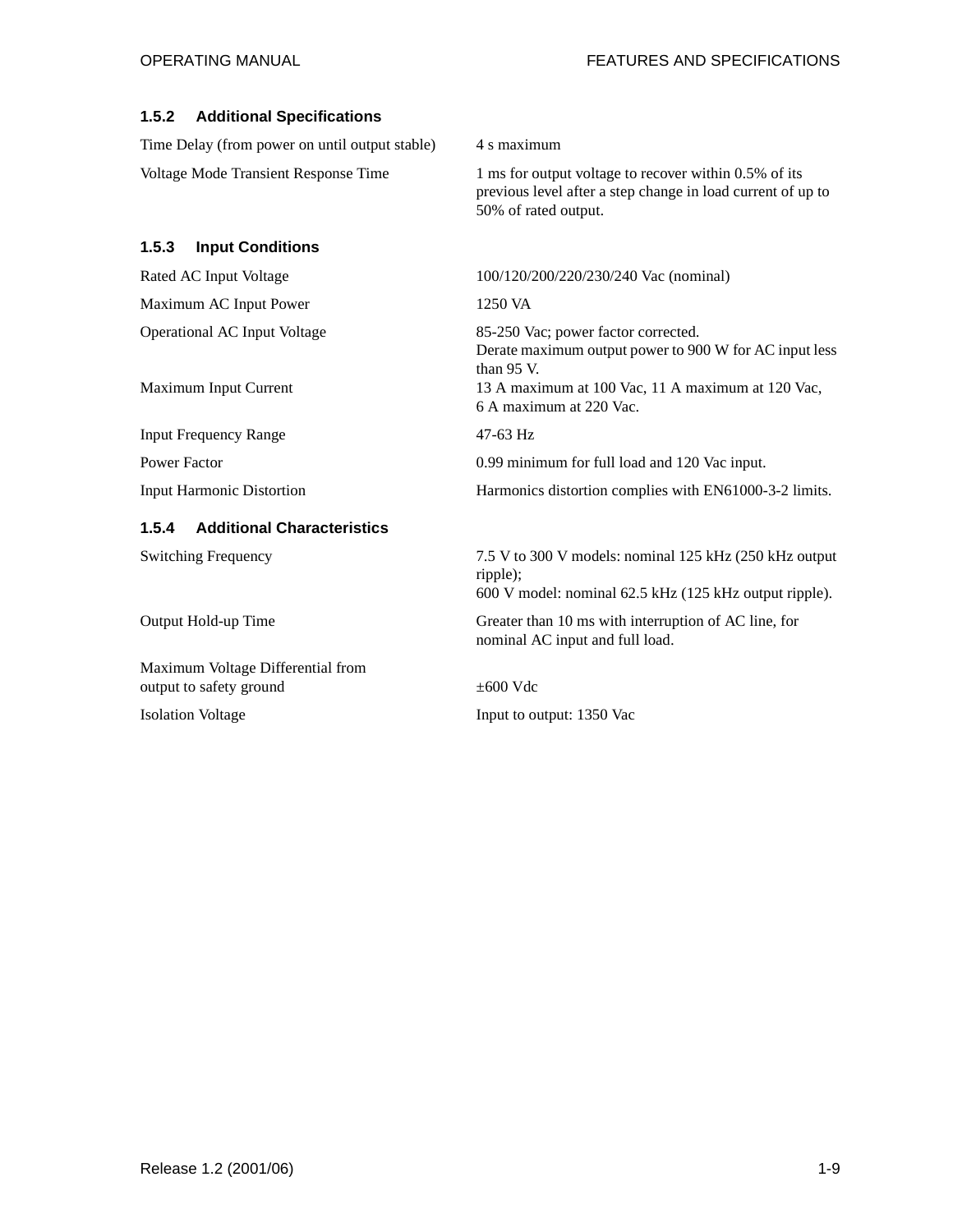### 1.5.2 Additional Specifications

| | |
|---|---|
| Time Delay (from power on until output stable) | 4 s maximum |
| Voltage Mode Transient Response Time | 1 ms for output voltage to recover within 0.5% of its previous level after a step change in load current of up to 50% of rated output. |

### 1.5.3 Input Conditions

| | |
|---|---|
| Rated AC Input Voltage | 100/120/200/220/230/240 Vac (nominal) |
| Maximum AC Input Power | 1250 VA |
| Operational AC Input Voltage | 85-250 Vac; power factor corrected. Derate maximum output power to 900 W for AC input less than 95 V. |
| Maximum Input Current | 13 A maximum at 100 Vac, 11 A maximum at 120 Vac, 6 A maximum at 220 Vac. |
| Input Frequency Range | 47-63 Hz |
| Power Factor | 0.99 minimum for full load and 120 Vac input. |
| Input Harmonic Distortion | Harmonics distortion complies with EN61000-3-2 limits. |

### 1.5.4 Additional Characteristics

| | |
|---|---|
| Switching Frequency | 7.5 V to 300 V models: nominal 125 kHz (250 kHz output ripple); 600 V model: nominal 62.5 kHz (125 kHz output ripple). |
| Output Hold-up Time | Greater than 10 ms with interruption of AC line, for nominal AC input and full load. |
| Maximum Voltage Differential from output to safety ground | ±600 Vdc |
| Isolation Voltage | Input to output: 1350 Vac |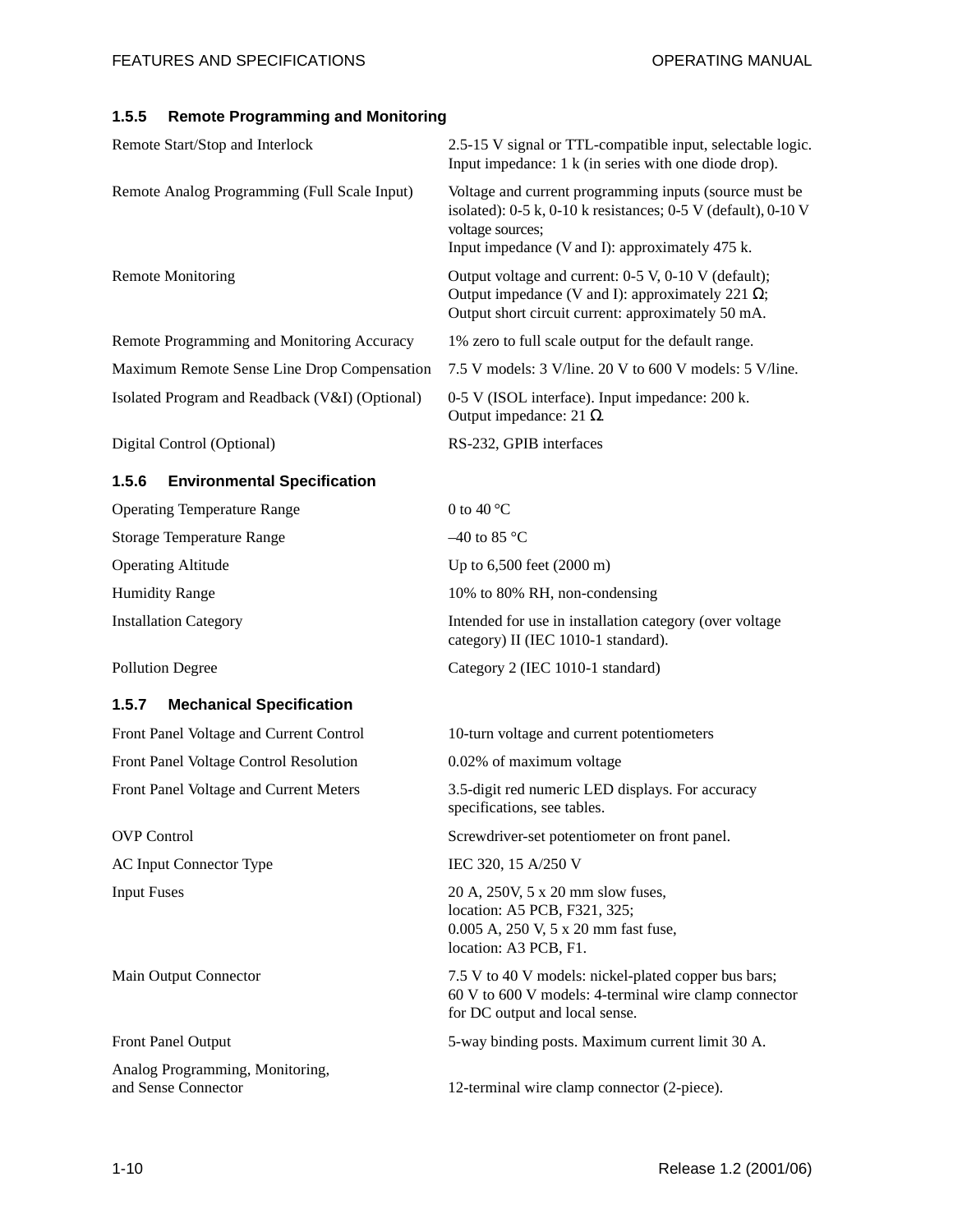### 1.5.5 Remote Programming and Monitoring

| | |
|---|---|
| Remote Start/Stop and Interlock | 2.5-15 V signal or TTL-compatible input, selectable logic. Input impedance: 1 k (in series with one diode drop). |
| Remote Analog Programming (Full Scale Input) | Voltage and current programming inputs (source must be isolated): 0-5 k, 0-10 k resistances; 0-5 V (default), 0-10 V voltage sources;<br>Input impedance (V and I): approximately 475 k. |
| Remote Monitoring | Output voltage and current: 0-5 V, 0-10 V (default);<br>Output impedance (V and I): approximately 221 Ω;<br>Output short circuit current: approximately 50 mA. |
| Remote Programming and Monitoring Accuracy | 1% zero to full scale output for the default range. |
| Maximum Remote Sense Line Drop Compensation | 7.5 V models: 3 V/line. 20 V to 600 V models: 5 V/line. |
| Isolated Program and Readback (V&I) (Optional) | 0-5 V (ISOL interface). Input impedance: 200 k.<br>Output impedance: 21 Ω. |
| Digital Control (Optional) | RS-232, GPIB interfaces |

### 1.5.6 Environmental Specification

| | |
|---|---|
| Operating Temperature Range | 0 to 40 °C |
| Storage Temperature Range | –40 to 85 °C |
| Operating Altitude | Up to 6,500 feet (2000 m) |
| Humidity Range | 10% to 80% RH, non-condensing |
| Installation Category | Intended for use in installation category (over voltage category) II (IEC 1010-1 standard). |
| Pollution Degree | Category 2 (IEC 1010-1 standard) |

### 1.5.7 Mechanical Specification

| | |
|---|---|
| Front Panel Voltage and Current Control | 10-turn voltage and current potentiometers |
| Front Panel Voltage Control Resolution | 0.02% of maximum voltage |
| Front Panel Voltage and Current Meters | 3.5-digit red numeric LED displays. For accuracy specifications, see tables. |
| OVP Control | Screwdriver-set potentiometer on front panel. |
| AC Input Connector Type | IEC 320, 15 A/250 V |
| Input Fuses | 20 A, 250V, 5 x 20 mm slow fuses,<br>location: A5 PCB, F321, 325;<br>0.005 A, 250 V, 5 x 20 mm fast fuse,<br>location: A3 PCB, F1. |
| Main Output Connector | 7.5 V to 40 V models: nickel-plated copper bus bars;<br>60 V to 600 V models: 4-terminal wire clamp connector for DC output and local sense. |
| Front Panel Output | 5-way binding posts. Maximum current limit 30 A. |
| Analog Programming, Monitoring, and Sense Connector | 12-terminal wire clamp connector (2-piece). |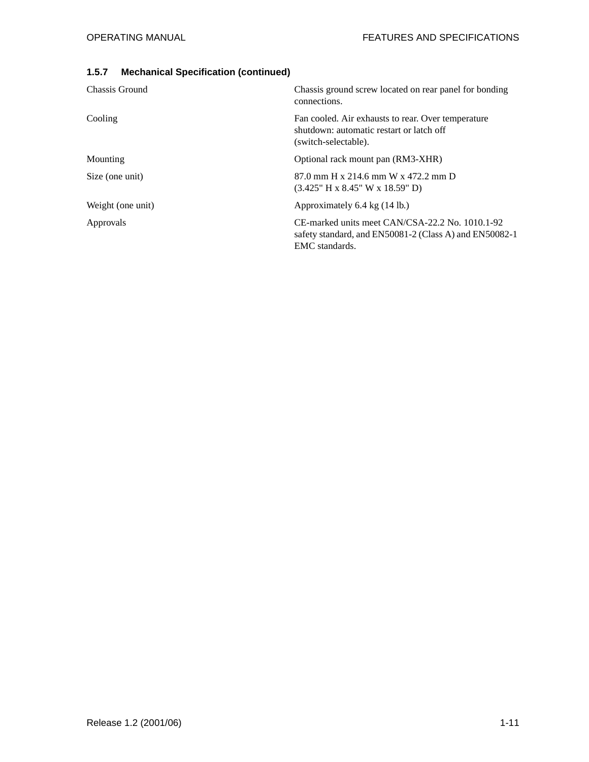### 1.5.7 Mechanical Specification (continued)

| | |
|---|---|
| Chassis Ground | Chassis ground screw located on rear panel for bonding connections. |
| Cooling | Fan cooled. Air exhausts to rear. Over temperature shutdown: automatic restart or latch off (switch-selectable). |
| Mounting | Optional rack mount pan (RM3-XHR) |
| Size (one unit) | 87.0 mm H x 214.6 mm W x 472.2 mm D (3.425" H x 8.45" W x 18.59" D) |
| Weight (one unit) | Approximately 6.4 kg (14 lb.) |
| Approvals | CE-marked units meet CAN/CSA-22.2 No. 1010.1-92 safety standard, and EN50081-2 (Class A) and EN50082-1 EMC standards. |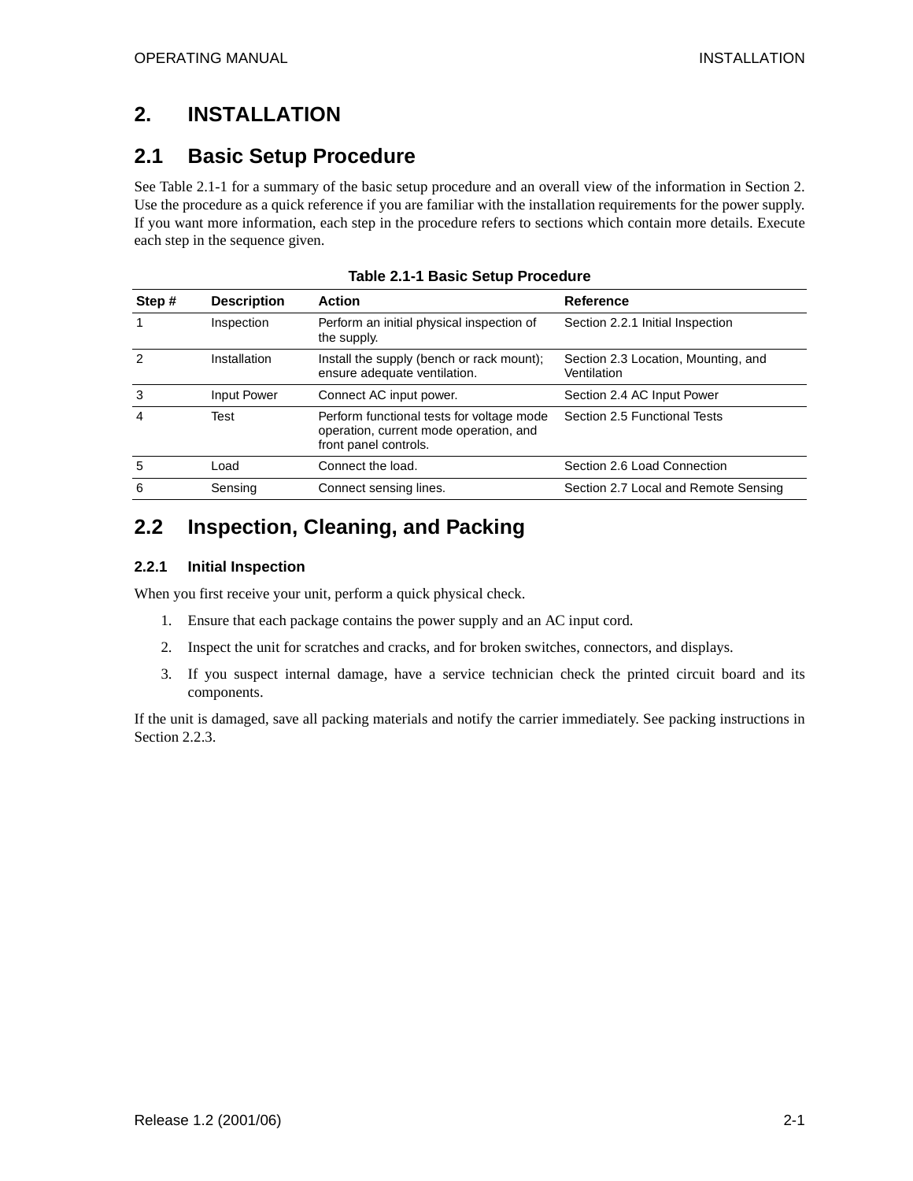# 2. INSTALLATION

## 2.1 Basic Setup Procedure

See Table 2.1-1 for a summary of the basic setup procedure and an overall view of the information in Section 2. Use the procedure as a quick reference if you are familiar with the installation requirements for the power supply. If you want more information, each step in the procedure refers to sections which contain more details. Execute each step in the sequence given.

**Table 2.1-1 Basic Setup Procedure**

| Step # | Description | Action | Reference |
|---|---|---|---|
| 1 | Inspection | Perform an initial physical inspection of the supply. | Section 2.2.1 Initial Inspection |
| 2 | Installation | Install the supply (bench or rack mount); ensure adequate ventilation. | Section 2.3 Location, Mounting, and Ventilation |
| 3 | Input Power | Connect AC input power. | Section 2.4 AC Input Power |
| 4 | Test | Perform functional tests for voltage mode operation, current mode operation, and front panel controls. | Section 2.5 Functional Tests |
| 5 | Load | Connect the load. | Section 2.6 Load Connection |
| 6 | Sensing | Connect sensing lines. | Section 2.7 Local and Remote Sensing |

## 2.2 Inspection, Cleaning, and Packing

### 2.2.1 Initial Inspection

When you first receive your unit, perform a quick physical check.

1. Ensure that each package contains the power supply and an AC input cord.
2. Inspect the unit for scratches and cracks, and for broken switches, connectors, and displays.
3. If you suspect internal damage, have a service technician check the printed circuit board and its components.

If the unit is damaged, save all packing materials and notify the carrier immediately. See packing instructions in Section 2.2.3.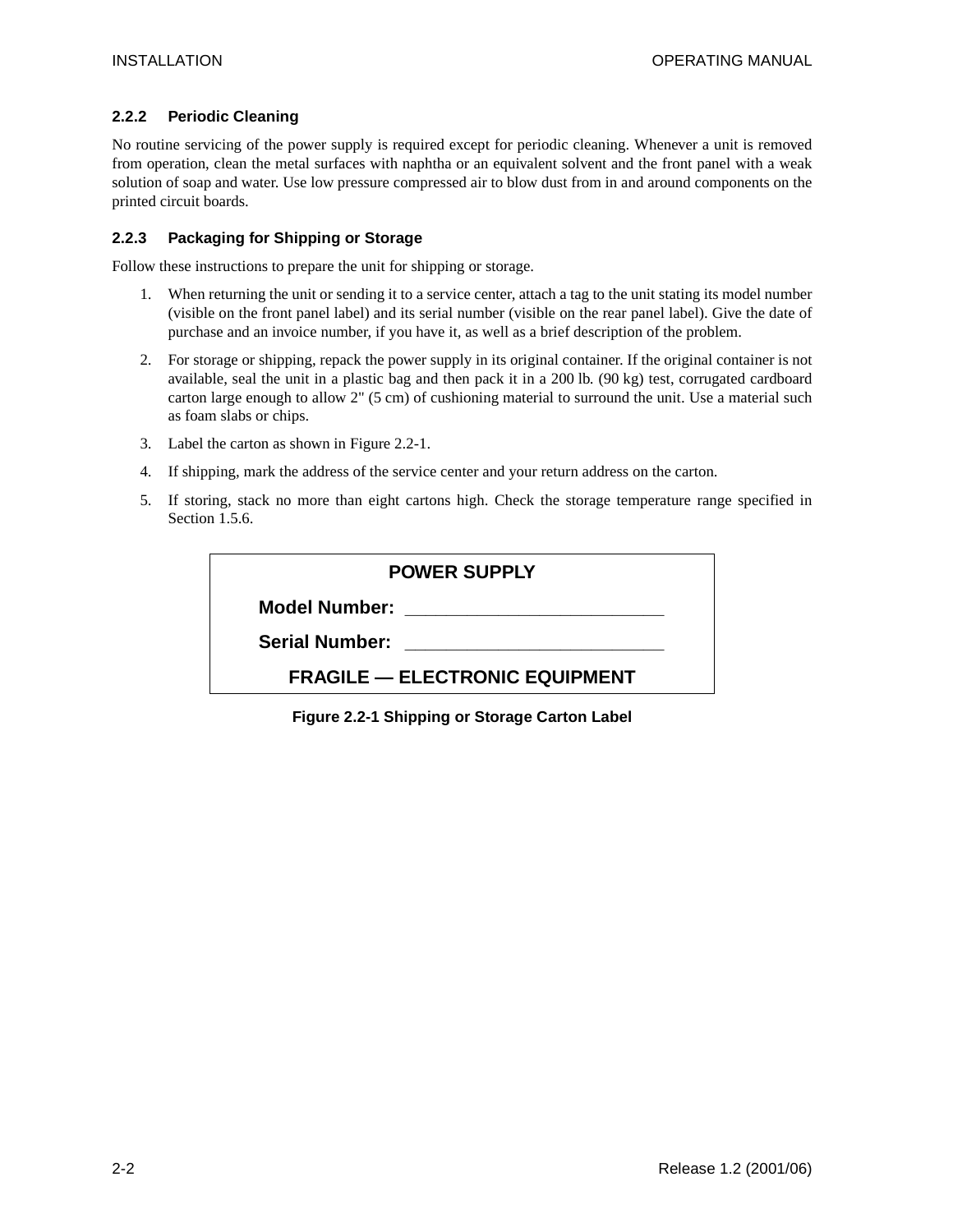### 2.2.2 Periodic Cleaning

No routine servicing of the power supply is required except for periodic cleaning. Whenever a unit is removed from operation, clean the metal surfaces with naphtha or an equivalent solvent and the front panel with a weak solution of soap and water. Use low pressure compressed air to blow dust from in and around components on the printed circuit boards.

### 2.2.3 Packaging for Shipping or Storage

Follow these instructions to prepare the unit for shipping or storage.

1. When returning the unit or sending it to a service center, attach a tag to the unit stating its model number (visible on the front panel label) and its serial number (visible on the rear panel label). Give the date of purchase and an invoice number, if you have it, as well as a brief description of the problem.
2. For storage or shipping, repack the power supply in its original container. If the original container is not available, seal the unit in a plastic bag and then pack it in a 200 lb. (90 kg) test, corrugated cardboard carton large enough to allow 2" (5 cm) of cushioning material to surround the unit. Use a material such as foam slabs or chips.
3. Label the carton as shown in Figure 2.2-1.
4. If shipping, mark the address of the service center and your return address on the carton.
5. If storing, stack no more than eight cartons high. Check the storage temperature range specified in Section 1.5.6.

**POWER SUPPLY**

**Model Number:** ___________________________

**Serial Number:** ___________________________

**FRAGILE — ELECTRONIC EQUIPMENT**

**Figure 2.2-1 Shipping or Storage Carton Label**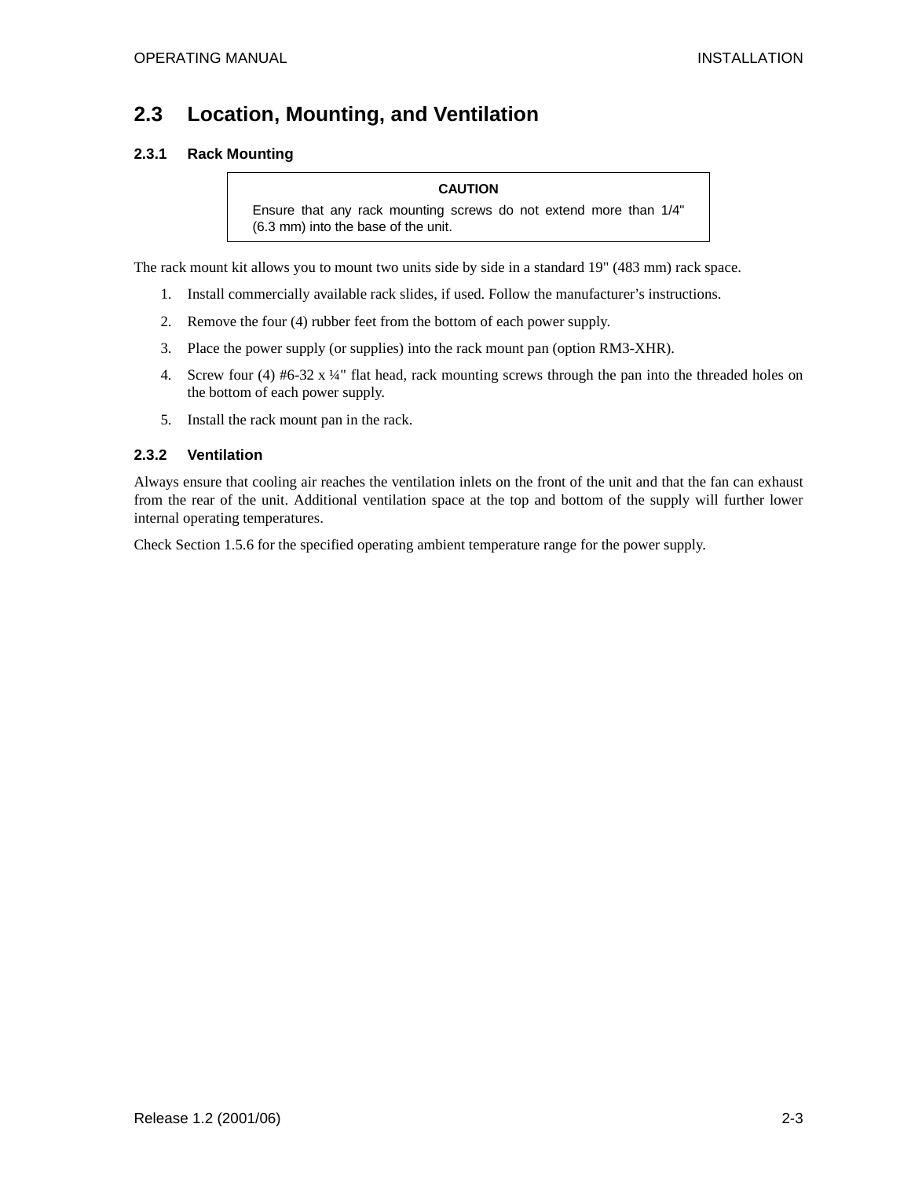## 2.3 Location, Mounting, and Ventilation

### 2.3.1 Rack Mounting

> **CAUTION**
>
> Ensure that any rack mounting screws do not extend more than 1/4" (6.3 mm) into the base of the unit.

The rack mount kit allows you to mount two units side by side in a standard 19" (483 mm) rack space.

1. Install commercially available rack slides, if used. Follow the manufacturer's instructions.
2. Remove the four (4) rubber feet from the bottom of each power supply.
3. Place the power supply (or supplies) into the rack mount pan (option RM3-XHR).
4. Screw four (4) #6-32 x ¼" flat head, rack mounting screws through the pan into the threaded holes on the bottom of each power supply.
5. Install the rack mount pan in the rack.

### 2.3.2 Ventilation

Always ensure that cooling air reaches the ventilation inlets on the front of the unit and that the fan can exhaust from the rear of the unit. Additional ventilation space at the top and bottom of the supply will further lower internal operating temperatures.

Check Section 1.5.6 for the specified operating ambient temperature range for the power supply.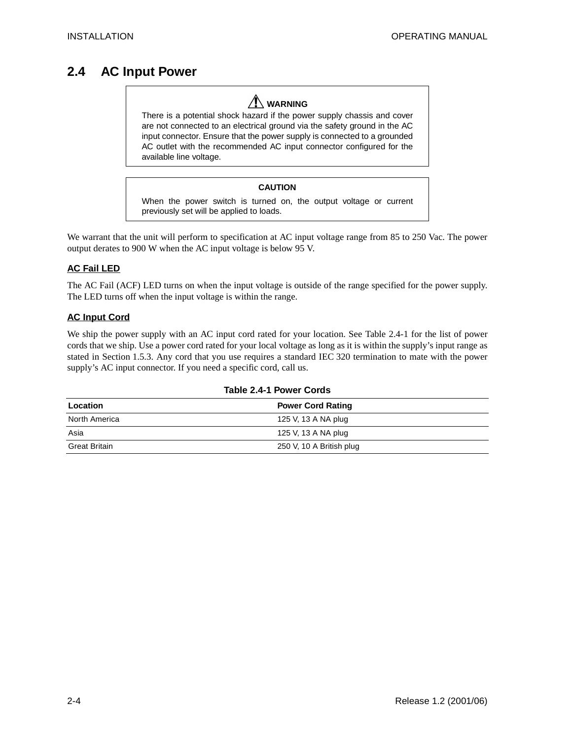## 2.4 AC Input Power

> **⚠ WARNING**
>
> There is a potential shock hazard if the power supply chassis and cover are not connected to an electrical ground via the safety ground in the AC input connector. Ensure that the power supply is connected to a grounded AC outlet with the recommended AC input connector configured for the available line voltage.

> **CAUTION**
>
> When the power switch is turned on, the output voltage or current previously set will be applied to loads.

We warrant that the unit will perform to specification at AC input voltage range from 85 to 250 Vac. The power output derates to 900 W when the AC input voltage is below 95 V.

**AC Fail LED**

The AC Fail (ACF) LED turns on when the input voltage is outside of the range specified for the power supply. The LED turns off when the input voltage is within the range.

**AC Input Cord**

We ship the power supply with an AC input cord rated for your location. See Table 2.4-1 for the list of power cords that we ship. Use a power cord rated for your local voltage as long as it is within the supply's input range as stated in Section 1.5.3. Any cord that you use requires a standard IEC 320 termination to mate with the power supply's AC input connector. If you need a specific cord, call us.

**Table 2.4-1 Power Cords**

| Location | Power Cord Rating |
|---|---|
| North America | 125 V, 13 A NA plug |
| Asia | 125 V, 13 A NA plug |
| Great Britain | 250 V, 10 A British plug |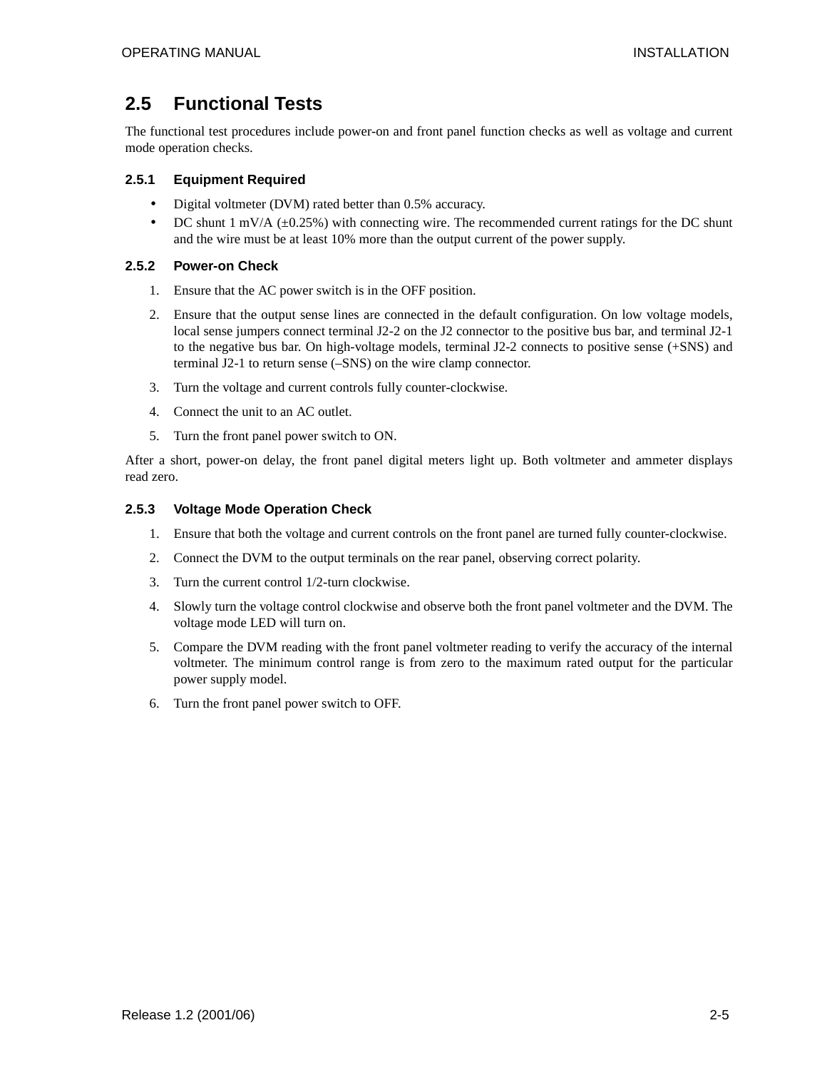## 2.5 Functional Tests

The functional test procedures include power-on and front panel function checks as well as voltage and current mode operation checks.

### 2.5.1 Equipment Required

- Digital voltmeter (DVM) rated better than 0.5% accuracy.
- DC shunt 1 mV/A (±0.25%) with connecting wire. The recommended current ratings for the DC shunt and the wire must be at least 10% more than the output current of the power supply.

### 2.5.2 Power-on Check

1. Ensure that the AC power switch is in the OFF position.
2. Ensure that the output sense lines are connected in the default configuration. On low voltage models, local sense jumpers connect terminal J2-2 on the J2 connector to the positive bus bar, and terminal J2-1 to the negative bus bar. On high-voltage models, terminal J2-2 connects to positive sense (+SNS) and terminal J2-1 to return sense (–SNS) on the wire clamp connector.
3. Turn the voltage and current controls fully counter-clockwise.
4. Connect the unit to an AC outlet.
5. Turn the front panel power switch to ON.

After a short, power-on delay, the front panel digital meters light up. Both voltmeter and ammeter displays read zero.

### 2.5.3 Voltage Mode Operation Check

1. Ensure that both the voltage and current controls on the front panel are turned fully counter-clockwise.
2. Connect the DVM to the output terminals on the rear panel, observing correct polarity.
3. Turn the current control 1/2-turn clockwise.
4. Slowly turn the voltage control clockwise and observe both the front panel voltmeter and the DVM. The voltage mode LED will turn on.
5. Compare the DVM reading with the front panel voltmeter reading to verify the accuracy of the internal voltmeter. The minimum control range is from zero to the maximum rated output for the particular power supply model.
6. Turn the front panel power switch to OFF.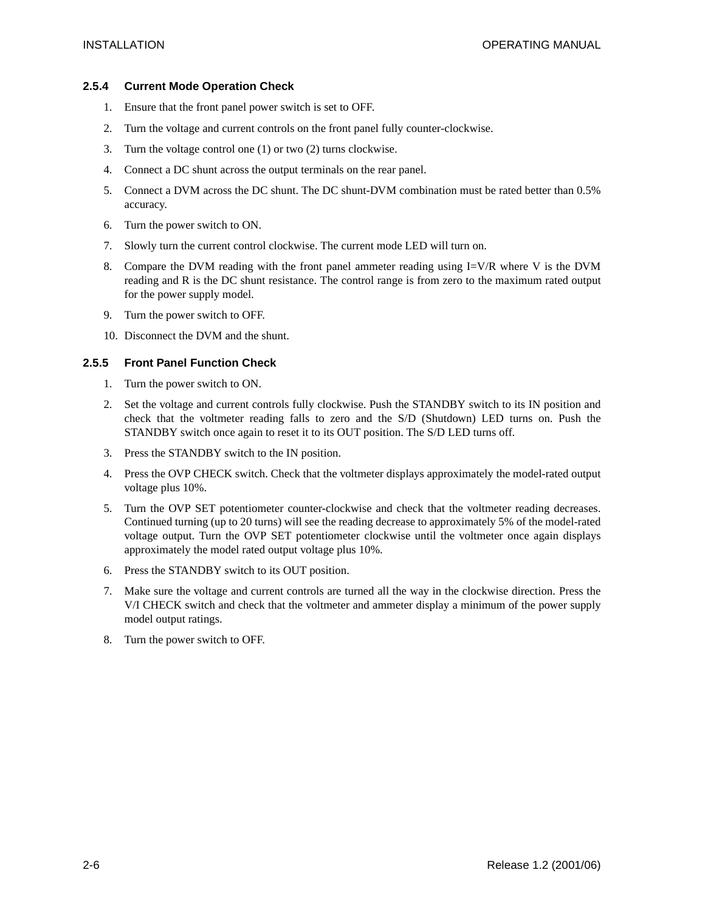### 2.5.4 Current Mode Operation Check

1. Ensure that the front panel power switch is set to OFF.
2. Turn the voltage and current controls on the front panel fully counter-clockwise.
3. Turn the voltage control one (1) or two (2) turns clockwise.
4. Connect a DC shunt across the output terminals on the rear panel.
5. Connect a DVM across the DC shunt. The DC shunt-DVM combination must be rated better than 0.5% accuracy.
6. Turn the power switch to ON.
7. Slowly turn the current control clockwise. The current mode LED will turn on.
8. Compare the DVM reading with the front panel ammeter reading using I=V/R where V is the DVM reading and R is the DC shunt resistance. The control range is from zero to the maximum rated output for the power supply model.
9. Turn the power switch to OFF.
10. Disconnect the DVM and the shunt.

### 2.5.5 Front Panel Function Check

1. Turn the power switch to ON.
2. Set the voltage and current controls fully clockwise. Push the STANDBY switch to its IN position and check that the voltmeter reading falls to zero and the S/D (Shutdown) LED turns on. Push the STANDBY switch once again to reset it to its OUT position. The S/D LED turns off.
3. Press the STANDBY switch to the IN position.
4. Press the OVP CHECK switch. Check that the voltmeter displays approximately the model-rated output voltage plus 10%.
5. Turn the OVP SET potentiometer counter-clockwise and check that the voltmeter reading decreases. Continued turning (up to 20 turns) will see the reading decrease to approximately 5% of the model-rated voltage output. Turn the OVP SET potentiometer clockwise until the voltmeter once again displays approximately the model rated output voltage plus 10%.
6. Press the STANDBY switch to its OUT position.
7. Make sure the voltage and current controls are turned all the way in the clockwise direction. Press the V/I CHECK switch and check that the voltmeter and ammeter display a minimum of the power supply model output ratings.
8. Turn the power switch to OFF.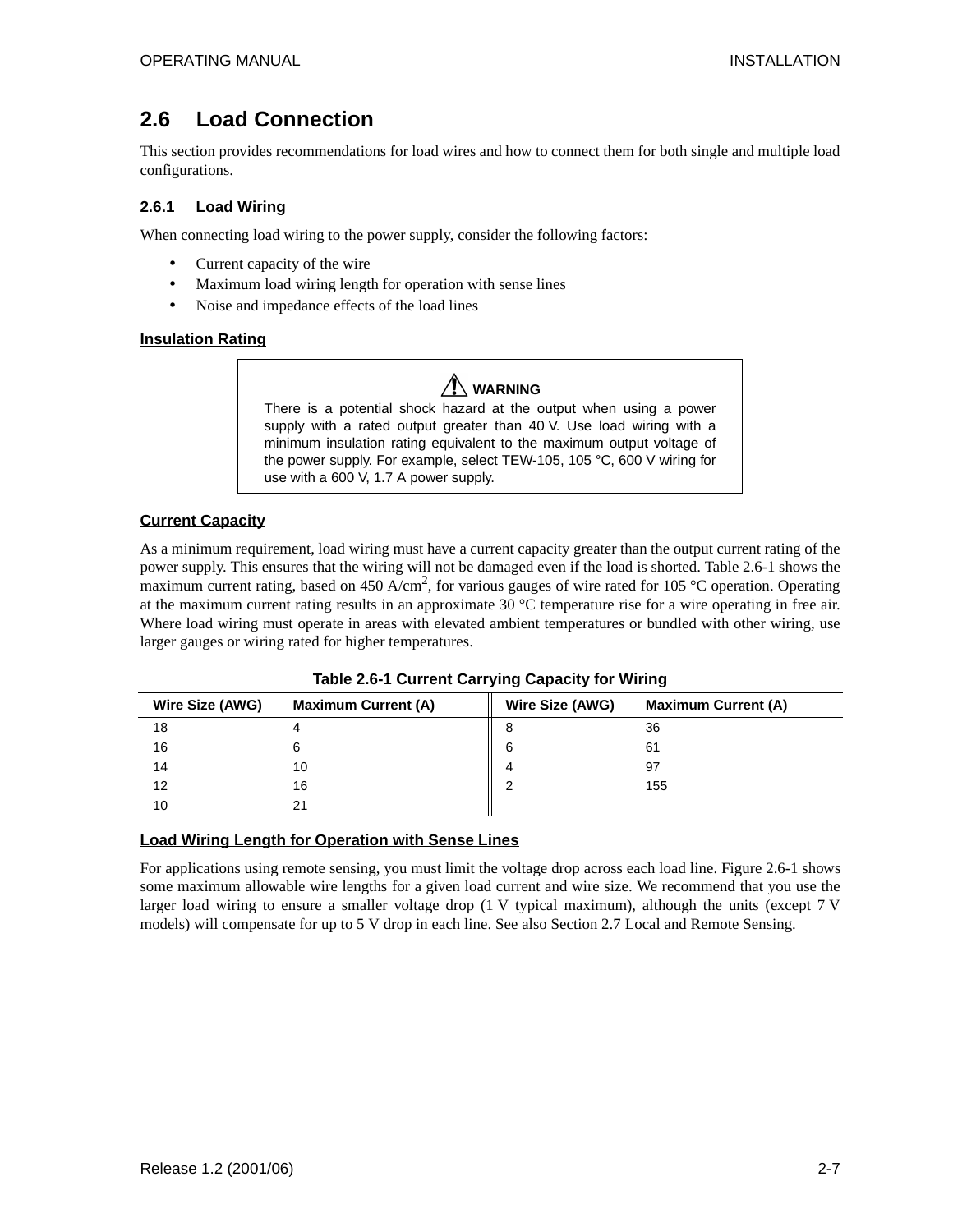## 2.6 Load Connection

This section provides recommendations for load wires and how to connect them for both single and multiple load configurations.

### 2.6.1 Load Wiring

When connecting load wiring to the power supply, consider the following factors:

- Current capacity of the wire
- Maximum load wiring length for operation with sense lines
- Noise and impedance effects of the load lines

**Insulation Rating**

> **WARNING**
>
> There is a potential shock hazard at the output when using a power supply with a rated output greater than 40 V. Use load wiring with a minimum insulation rating equivalent to the maximum output voltage of the power supply. For example, select TEW-105, 105 °C, 600 V wiring for use with a 600 V, 1.7 A power supply.

**Current Capacity**

As a minimum requirement, load wiring must have a current capacity greater than the output current rating of the power supply. This ensures that the wiring will not be damaged even if the load is shorted. Table 2.6-1 shows the maximum current rating, based on 450 A/cm$^2$, for various gauges of wire rated for 105 °C operation. Operating at the maximum current rating results in an approximate 30 °C temperature rise for a wire operating in free air. Where load wiring must operate in areas with elevated ambient temperatures or bundled with other wiring, use larger gauges or wiring rated for higher temperatures.

**Table 2.6-1 Current Carrying Capacity for Wiring**

| Wire Size (AWG) | Maximum Current (A) | Wire Size (AWG) | Maximum Current (A) |
|---|---|---|---|
| 18 | 4 | 8 | 36 |
| 16 | 6 | 6 | 61 |
| 14 | 10 | 4 | 97 |
| 12 | 16 | 2 | 155 |
| 10 | 21 | | |

**Load Wiring Length for Operation with Sense Lines**

For applications using remote sensing, you must limit the voltage drop across each load line. Figure 2.6-1 shows some maximum allowable wire lengths for a given load current and wire size. We recommend that you use the larger load wiring to ensure a smaller voltage drop (1 V typical maximum), although the units (except 7 V models) will compensate for up to 5 V drop in each line. See also Section 2.7 Local and Remote Sensing.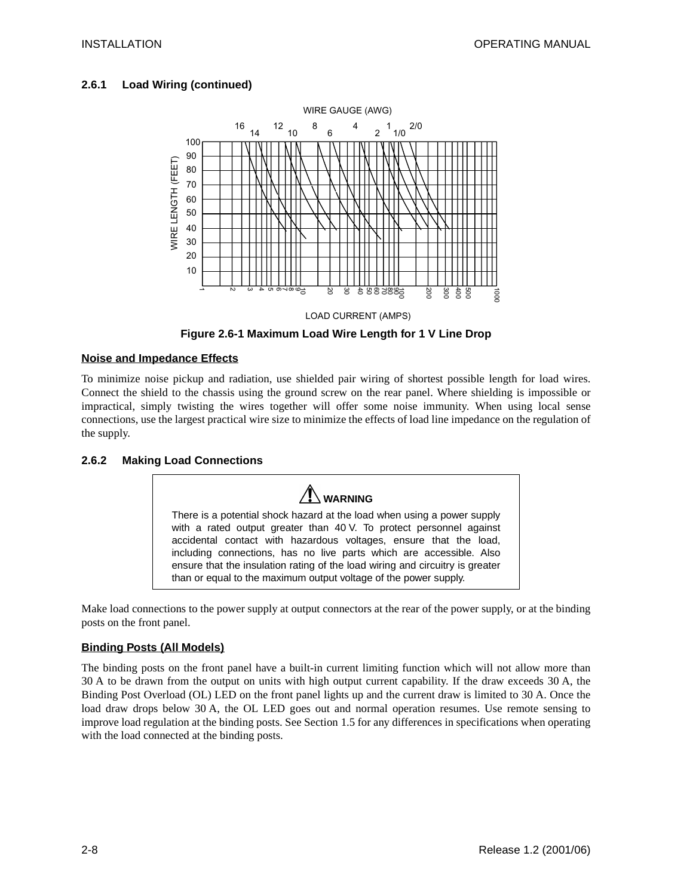### 2.6.1 Load Wiring (continued)

WIRE GAUGE (AWG)

16 14 12 10 8 6 4 2 1 1/0 2/0

WIRE LENGTH (FEET)

100 90 80 70 60 50 40 30 20 10

1 2 3 4 5 6 7 8 9 10 20 30 40 50 60 70 80 90 100 200 300 400 500 1000

LOAD CURRENT (AMPS)

**Figure 2.6-1 Maximum Load Wire Length for 1 V Line Drop**

**Noise and Impedance Effects**

To minimize noise pickup and radiation, use shielded pair wiring of shortest possible length for load wires. Connect the shield to the chassis using the ground screw on the rear panel. Where shielding is impossible or impractical, simply twisting the wires together will offer some noise immunity. When using local sense connections, use the largest practical wire size to minimize the effects of load line impedance on the regulation of the supply.

### 2.6.2 Making Load Connections

> **WARNING**
>
> There is a potential shock hazard at the load when using a power supply with a rated output greater than 40 V. To protect personnel against accidental contact with hazardous voltages, ensure that the load, including connections, has no live parts which are accessible. Also ensure that the insulation rating of the load wiring and circuitry is greater than or equal to the maximum output voltage of the power supply.

Make load connections to the power supply at output connectors at the rear of the power supply, or at the binding posts on the front panel.

**Binding Posts (All Models)**

The binding posts on the front panel have a built-in current limiting function which will not allow more than 30 A to be drawn from the output on units with high output current capability. If the draw exceeds 30 A, the Binding Post Overload (OL) LED on the front panel lights up and the current draw is limited to 30 A. Once the load draw drops below 30 A, the OL LED goes out and normal operation resumes. Use remote sensing to improve load regulation at the binding posts. See Section 1.5 for any differences in specifications when operating with the load connected at the binding posts.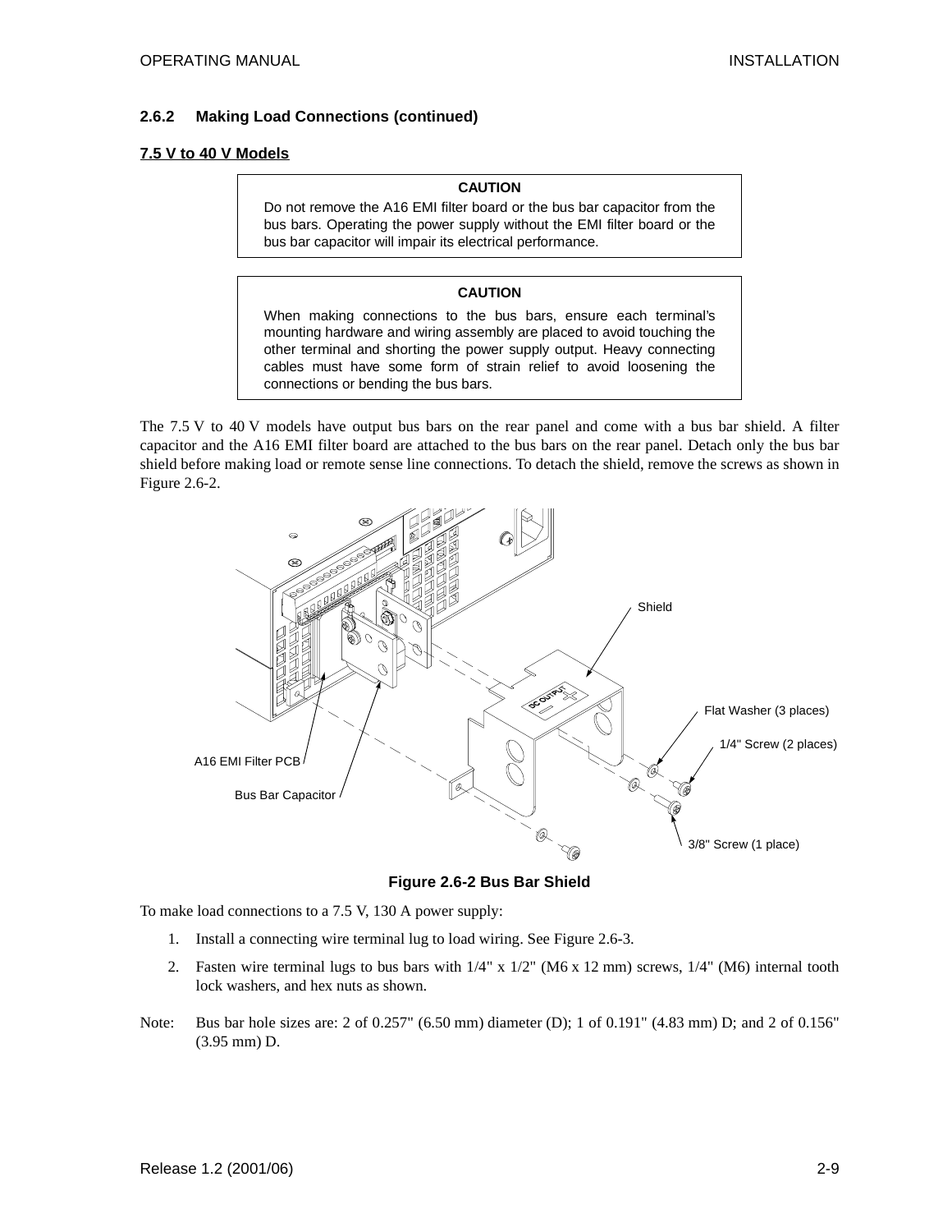### 2.6.2 Making Load Connections (continued)

**7.5 V to 40 V Models**

> **CAUTION**
>
> Do not remove the A16 EMI filter board or the bus bar capacitor from the bus bars. Operating the power supply without the EMI filter board or the bus bar capacitor will impair its electrical performance.

> **CAUTION**
>
> When making connections to the bus bars, ensure each terminal's mounting hardware and wiring assembly are placed to avoid touching the other terminal and shorting the power supply output. Heavy connecting cables must have some form of strain relief to avoid loosening the connections or bending the bus bars.

The 7.5 V to 40 V models have output bus bars on the rear panel and come with a bus bar shield. A filter capacitor and the A16 EMI filter board are attached to the bus bars on the rear panel. Detach only the bus bar shield before making load or remote sense line connections. To detach the shield, remove the screws as shown in Figure 2.6-2.

Shield

DC OUTPUT

Flat Washer (3 places)

1/4" Screw (2 places)

A16 EMI Filter PCB

Bus Bar Capacitor

3/8" Screw (1 place)

**Figure 2.6-2 Bus Bar Shield**

To make load connections to a 7.5 V, 130 A power supply:

1. Install a connecting wire terminal lug to load wiring. See Figure 2.6-3.
2. Fasten wire terminal lugs to bus bars with 1/4" x 1/2" (M6 x 12 mm) screws, 1/4" (M6) internal tooth lock washers, and hex nuts as shown.

Note: Bus bar hole sizes are: 2 of 0.257" (6.50 mm) diameter (D); 1 of 0.191" (4.83 mm) D; and 2 of 0.156" (3.95 mm) D.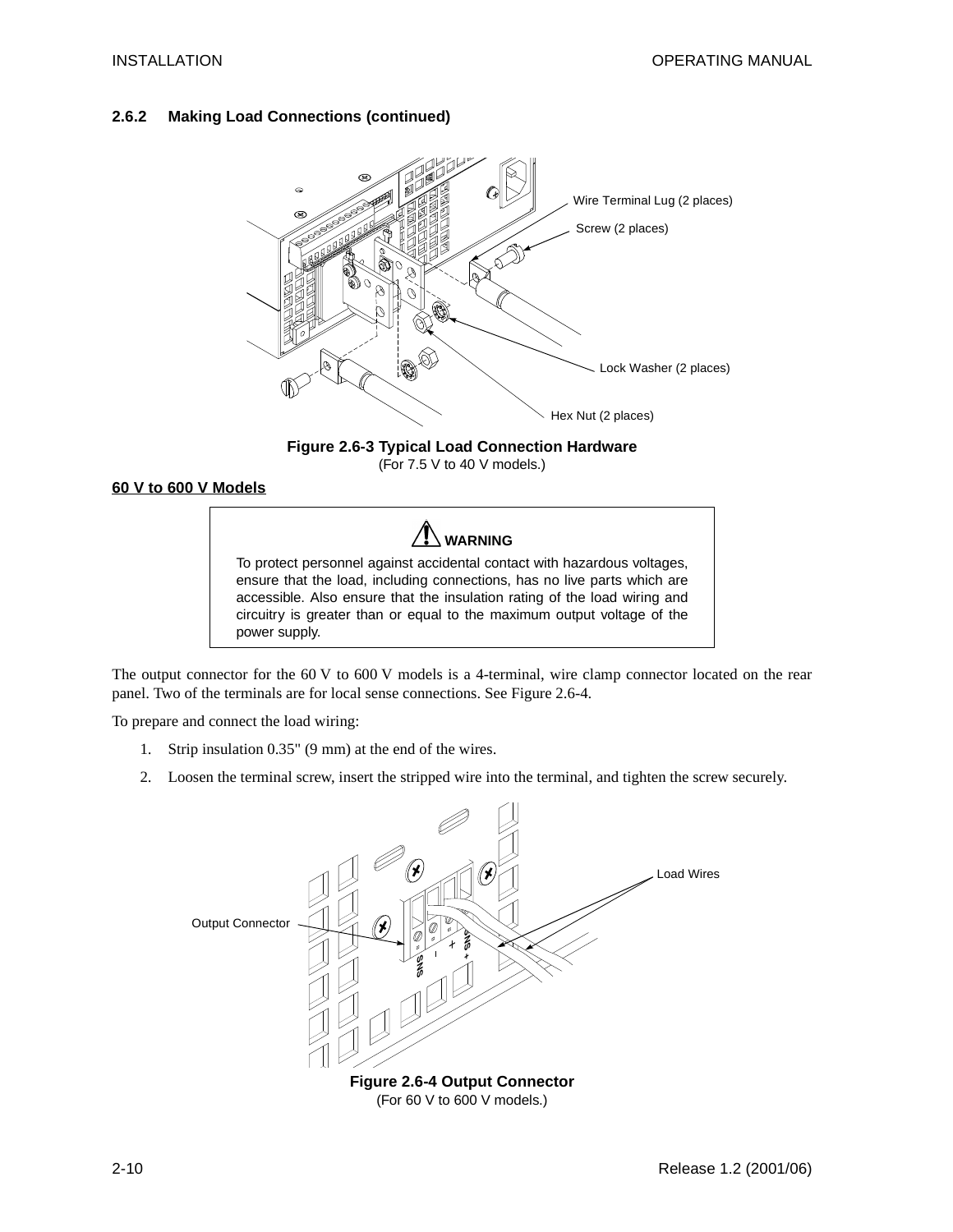### 2.6.2 Making Load Connections (continued)

Wire Terminal Lug (2 places)

Screw (2 places)

Lock Washer (2 places)

Hex Nut (2 places)

**Figure 2.6-3 Typical Load Connection Hardware**
(For 7.5 V to 40 V models.)

**60 V to 600 V Models**

> **WARNING**
>
> To protect personnel against accidental contact with hazardous voltages, ensure that the load, including connections, has no live parts which are accessible. Also ensure that the insulation rating of the load wiring and circuitry is greater than or equal to the maximum output voltage of the power supply.

The output connector for the 60 V to 600 V models is a 4-terminal, wire clamp connector located on the rear panel. Two of the terminals are for local sense connections. See Figure 2.6-4.

To prepare and connect the load wiring:

1. Strip insulation 0.35" (9 mm) at the end of the wires.
2. Loosen the terminal screw, insert the stripped wire into the terminal, and tighten the screw securely.

Load Wires

Output Connector

SNS – – + SNS +

**Figure 2.6-4 Output Connector**
(For 60 V to 600 V models.)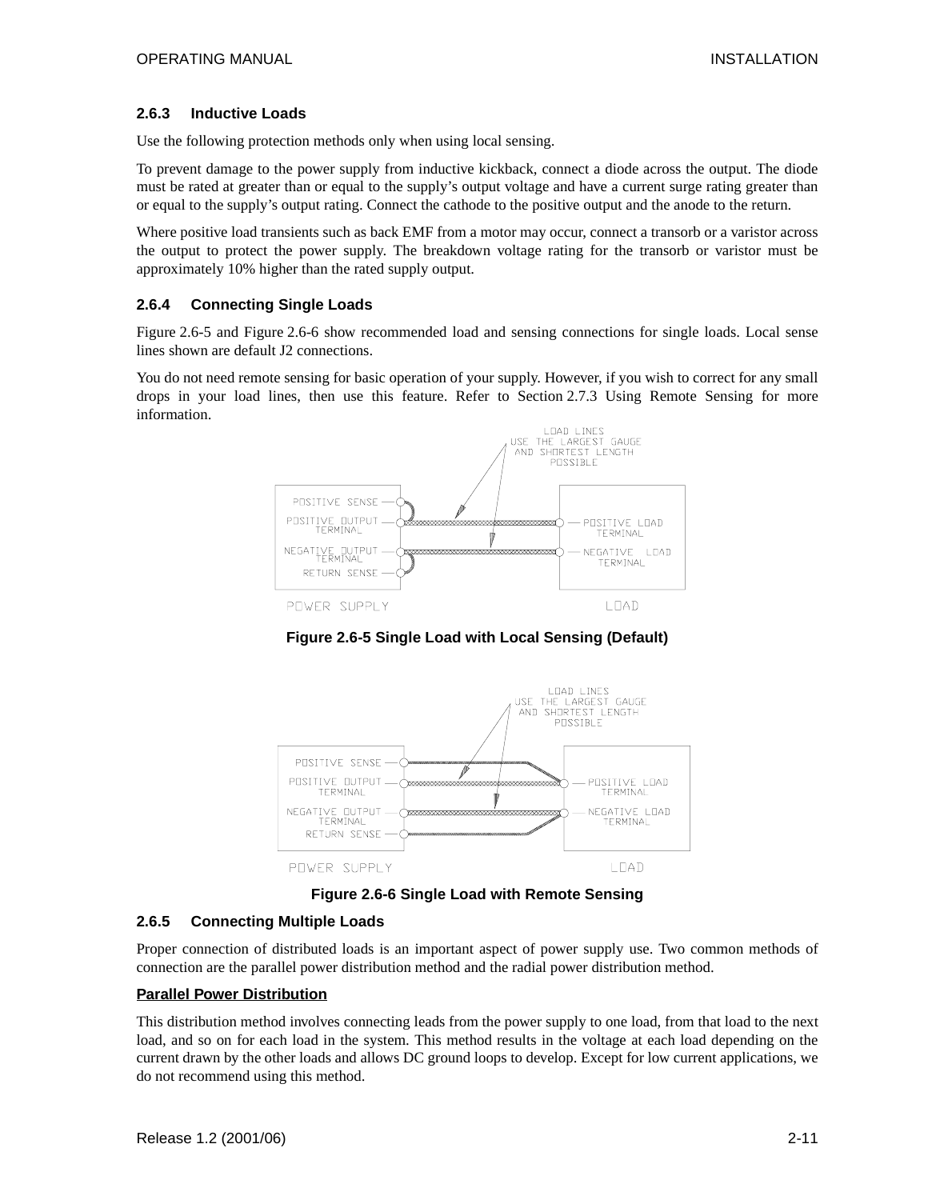### 2.6.3 Inductive Loads

Use the following protection methods only when using local sensing.

To prevent damage to the power supply from inductive kickback, connect a diode across the output. The diode must be rated at greater than or equal to the supply's output voltage and have a current surge rating greater than or equal to the supply's output rating. Connect the cathode to the positive output and the anode to the return.

Where positive load transients such as back EMF from a motor may occur, connect a transorb or a varistor across the output to protect the power supply. The breakdown voltage rating for the transorb or varistor must be approximately 10% higher than the rated supply output.

### 2.6.4 Connecting Single Loads

Figure 2.6-5 and Figure 2.6-6 show recommended load and sensing connections for single loads. Local sense lines shown are default J2 connections.

You do not need remote sensing for basic operation of your supply. However, if you wish to correct for any small drops in your load lines, then use this feature. Refer to Section 2.7.3 Using Remote Sensing for more information.

LOAD LINES
USE THE LARGEST GAUGE
AND SHORTEST LENGTH
POSSIBLE

POSITIVE SENSE
POSITIVE OUTPUT TERMINAL
NEGATIVE OUTPUT TERMINAL
RETURN SENSE
POSITIVE LOAD TERMINAL
NEGATIVE LOAD TERMINAL
POWER SUPPLY
LOAD

**Figure 2.6-5 Single Load with Local Sensing (Default)**

LOAD LINES
USE THE LARGEST GAUGE
AND SHORTEST LENGTH
POSSIBLE

POSITIVE SENSE
POSITIVE OUTPUT TERMINAL
NEGATIVE OUTPUT TERMINAL
RETURN SENSE
POSITIVE LOAD TERMINAL
NEGATIVE LOAD TERMINAL
POWER SUPPLY
LOAD

**Figure 2.6-6 Single Load with Remote Sensing**

### 2.6.5 Connecting Multiple Loads

Proper connection of distributed loads is an important aspect of power supply use. Two common methods of connection are the parallel power distribution method and the radial power distribution method.

**Parallel Power Distribution**

This distribution method involves connecting leads from the power supply to one load, from that load to the next load, and so on for each load in the system. This method results in the voltage at each load depending on the current drawn by the other loads and allows DC ground loops to develop. Except for low current applications, we do not recommend using this method.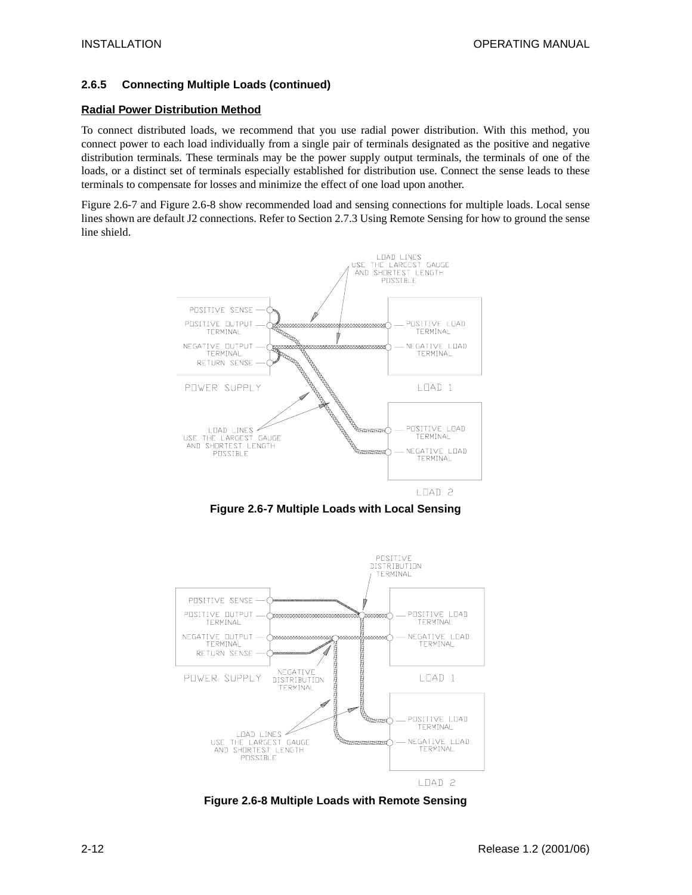### 2.6.5 Connecting Multiple Loads (continued)

**Radial Power Distribution Method**

To connect distributed loads, we recommend that you use radial power distribution. With this method, you connect power to each load individually from a single pair of terminals designated as the positive and negative distribution terminals. These terminals may be the power supply output terminals, the terminals of one of the loads, or a distinct set of terminals especially established for distribution use. Connect the sense leads to these terminals to compensate for losses and minimize the effect of one load upon another.

Figure 2.6-7 and Figure 2.6-8 show recommended load and sensing connections for multiple loads. Local sense lines shown are default J2 connections. Refer to Section 2.7.3 Using Remote Sensing for how to ground the sense line shield.

LOAD LINES
USE THE LARGEST GAUGE
AND SHORTEST LENGTH
POSSIBLE

POSITIVE SENSE
POSITIVE OUTPUT TERMINAL
NEGATIVE OUTPUT TERMINAL
RETURN SENSE
POWER SUPPLY
POSITIVE LOAD TERMINAL
NEGATIVE LOAD TERMINAL
LOAD 1
POSITIVE LOAD TERMINAL
NEGATIVE LOAD TERMINAL
LOAD 2

LOAD LINES
USE THE LARGEST GAUGE
AND SHORTEST LENGTH
POSSIBLE

**Figure 2.6-7 Multiple Loads with Local Sensing**

POSITIVE
DISTRIBUTION
TERMINAL

POSITIVE SENSE
POSITIVE OUTPUT TERMINAL
NEGATIVE OUTPUT TERMINAL
RETURN SENSE
POWER SUPPLY
NEGATIVE DISTRIBUTION TERMINAL
POSITIVE LOAD TERMINAL
NEGATIVE LOAD TERMINAL
LOAD 1
POSITIVE LOAD TERMINAL
NEGATIVE LOAD TERMINAL
LOAD 2

LOAD LINES
USE THE LARGEST GAUGE
AND SHORTEST LENGTH
POSSIBLE

**Figure 2.6-8 Multiple Loads with Remote Sensing**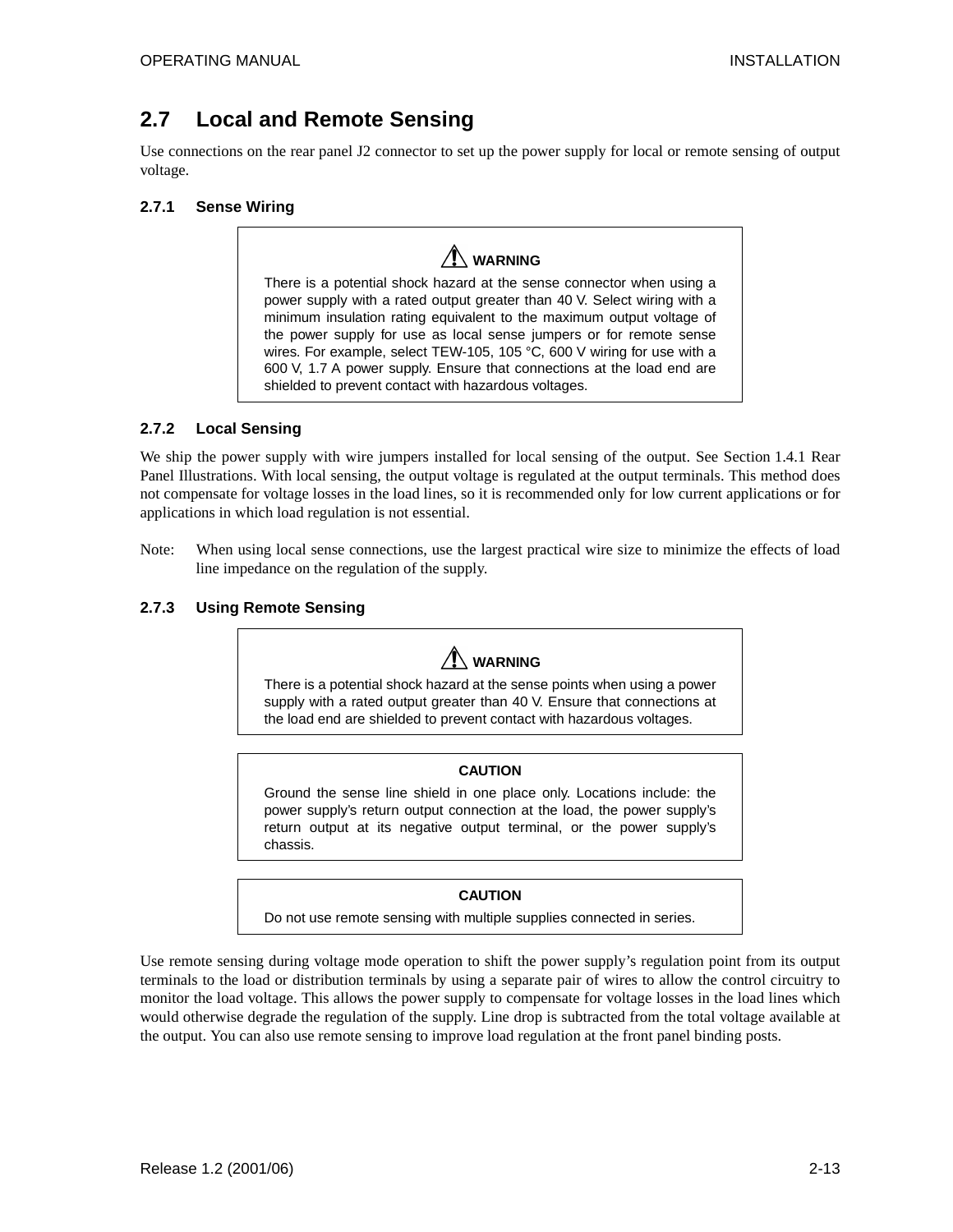## 2.7 Local and Remote Sensing

Use connections on the rear panel J2 connector to set up the power supply for local or remote sensing of output voltage.

### 2.7.1 Sense Wiring

> **WARNING**
>
> There is a potential shock hazard at the sense connector when using a power supply with a rated output greater than 40 V. Select wiring with a minimum insulation rating equivalent to the maximum output voltage of the power supply for use as local sense jumpers or for remote sense wires. For example, select TEW-105, 105 °C, 600 V wiring for use with a 600 V, 1.7 A power supply. Ensure that connections at the load end are shielded to prevent contact with hazardous voltages.

### 2.7.2 Local Sensing

We ship the power supply with wire jumpers installed for local sensing of the output. See Section 1.4.1 Rear Panel Illustrations. With local sensing, the output voltage is regulated at the output terminals. This method does not compensate for voltage losses in the load lines, so it is recommended only for low current applications or for applications in which load regulation is not essential.

Note: When using local sense connections, use the largest practical wire size to minimize the effects of load line impedance on the regulation of the supply.

### 2.7.3 Using Remote Sensing

> **WARNING**
>
> There is a potential shock hazard at the sense points when using a power supply with a rated output greater than 40 V. Ensure that connections at the load end are shielded to prevent contact with hazardous voltages.

> **CAUTION**
>
> Ground the sense line shield in one place only. Locations include: the power supply's return output connection at the load, the power supply's return output at its negative output terminal, or the power supply's chassis.

> **CAUTION**
>
> Do not use remote sensing with multiple supplies connected in series.

Use remote sensing during voltage mode operation to shift the power supply's regulation point from its output terminals to the load or distribution terminals by using a separate pair of wires to allow the control circuitry to monitor the load voltage. This allows the power supply to compensate for voltage losses in the load lines which would otherwise degrade the regulation of the supply. Line drop is subtracted from the total voltage available at the output. You can also use remote sensing to improve load regulation at the front panel binding posts.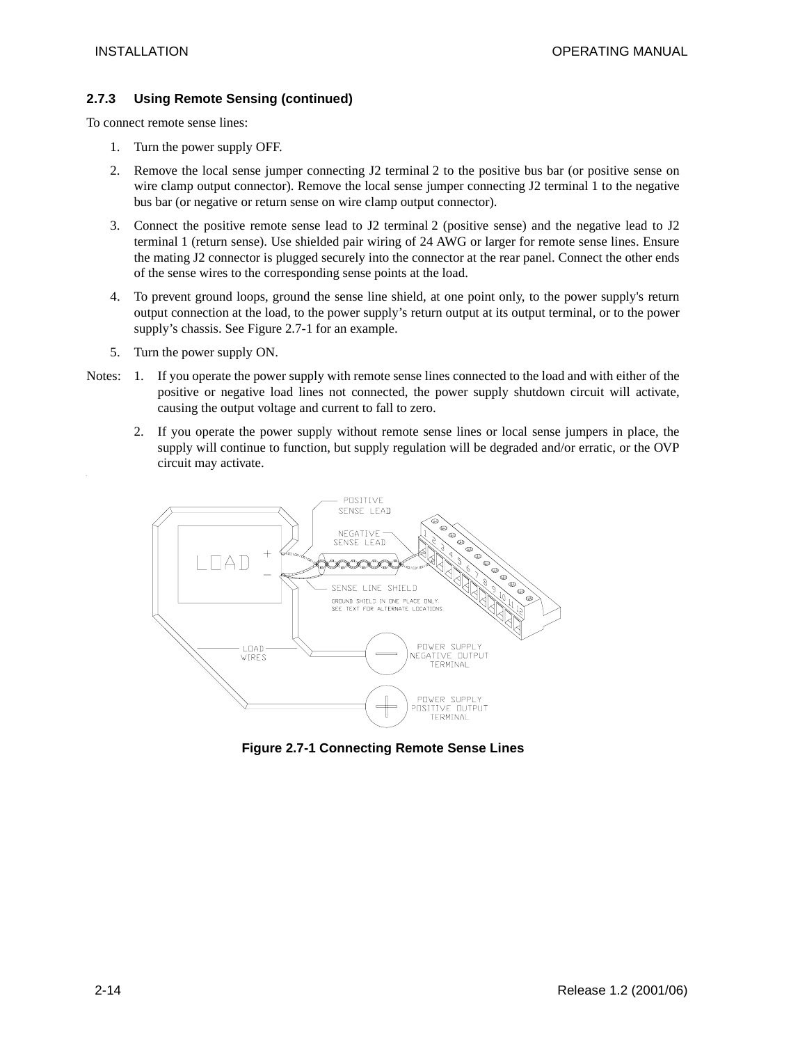### 2.7.3 Using Remote Sensing (continued)

To connect remote sense lines:

1. Turn the power supply OFF.
2. Remove the local sense jumper connecting J2 terminal 2 to the positive bus bar (or positive sense on wire clamp output connector). Remove the local sense jumper connecting J2 terminal 1 to the negative bus bar (or negative or return sense on wire clamp output connector).
3. Connect the positive remote sense lead to J2 terminal 2 (positive sense) and the negative lead to J2 terminal 1 (return sense). Use shielded pair wiring of 24 AWG or larger for remote sense lines. Ensure the mating J2 connector is plugged securely into the connector at the rear panel. Connect the other ends of the sense wires to the corresponding sense points at the load.
4. To prevent ground loops, ground the sense line shield, at one point only, to the power supply's return output connection at the load, to the power supply's return output at its output terminal, or to the power supply's chassis. See Figure 2.7-1 for an example.
5. Turn the power supply ON.

Notes:

1. If you operate the power supply with remote sense lines connected to the load and with either of the positive or negative load lines not connected, the power supply shutdown circuit will activate, causing the output voltage and current to fall to zero.
2. If you operate the power supply without remote sense lines or local sense jumpers in place, the supply will continue to function, but supply regulation will be degraded and/or erratic, or the OVP circuit may activate.

LOAD
+
−
POSITIVE SENSE LEAD
NEGATIVE SENSE LEAD
SENSE LINE SHIELD
GROUND SHIELD IN ONE PLACE ONLY. SEE TEXT FOR ALTERNATE LOCATIONS.
1 2 3 4 5 6 7 8 9 10 11 12
LOAD WIRES
POWER SUPPLY NEGATIVE OUTPUT TERMINAL
POWER SUPPLY POSITIVE OUTPUT TERMINAL

**Figure 2.7-1 Connecting Remote Sense Lines**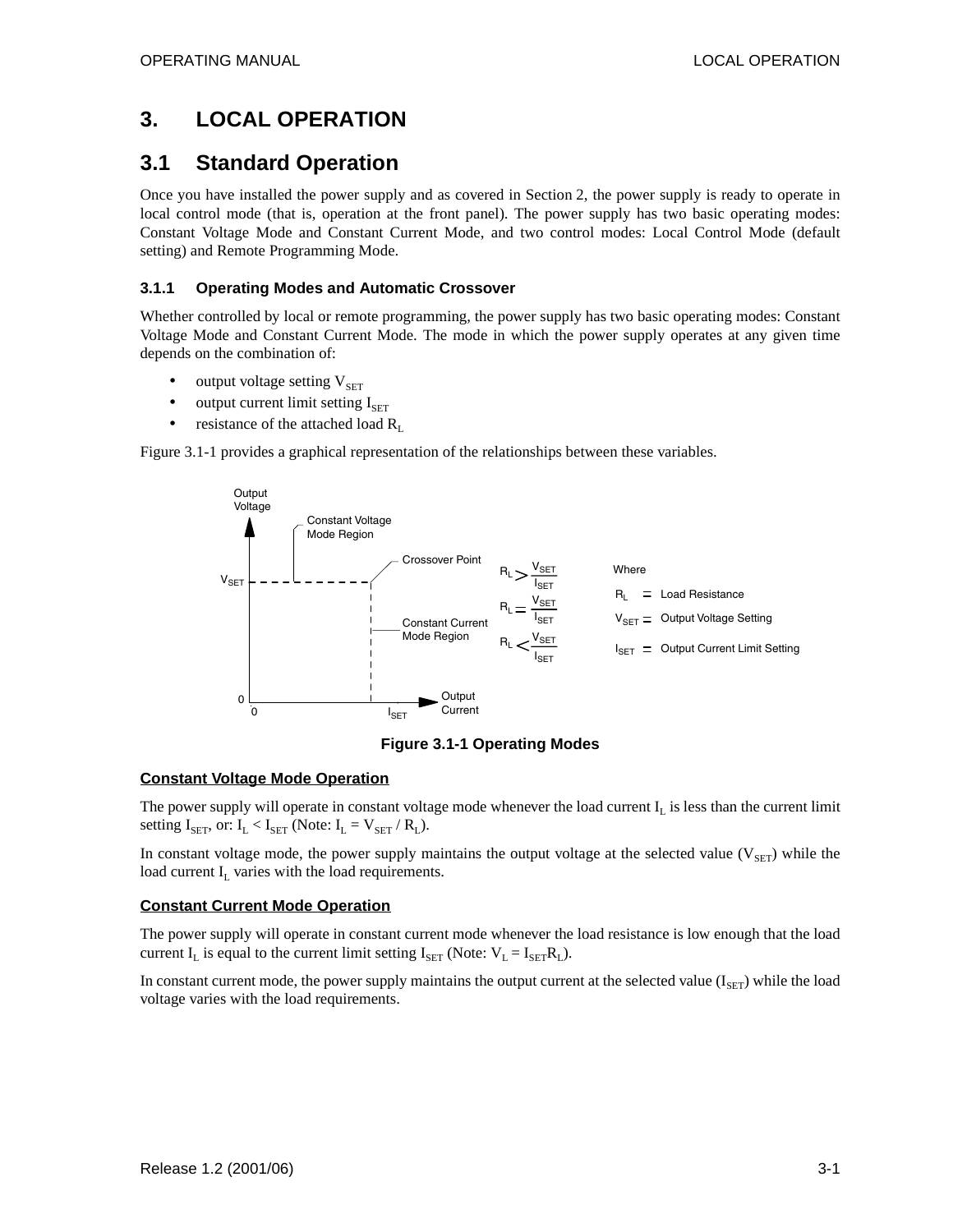# 3. LOCAL OPERATION

## 3.1 Standard Operation

Once you have installed the power supply and as covered in Section 2, the power supply is ready to operate in local control mode (that is, operation at the front panel). The power supply has two basic operating modes: Constant Voltage Mode and Constant Current Mode, and two control modes: Local Control Mode (default setting) and Remote Programming Mode.

### 3.1.1 Operating Modes and Automatic Crossover

Whether controlled by local or remote programming, the power supply has two basic operating modes: Constant Voltage Mode and Constant Current Mode. The mode in which the power supply operates at any given time depends on the combination of:

- output voltage setting $V_{SET}$
- output current limit setting $I_{SET}$
- resistance of the attached load $R_L$

Figure 3.1-1 provides a graphical representation of the relationships between these variables.

Output Voltage

Constant Voltage Mode Region

Crossover Point

$V_{SET}$

Constant Current Mode Region

0

0

$I_{SET}$

Output Current

$R_L > \frac{V_{SET}}{I_{SET}}$

$R_L = \frac{V_{SET}}{I_{SET}}$

$R_L < \frac{V_{SET}}{I_{SET}}$

Where

$R_L$ = Load Resistance

$V_{SET}$ = Output Voltage Setting

$I_{SET}$ = Output Current Limit Setting

**Figure 3.1-1 Operating Modes**

**Constant Voltage Mode Operation**

The power supply will operate in constant voltage mode whenever the load current $I_L$ is less than the current limit setting $I_{SET}$, or: $I_L < I_{SET}$ (Note: $I_L = V_{SET} / R_L$).

In constant voltage mode, the power supply maintains the output voltage at the selected value ($V_{SET}$) while the load current $I_L$ varies with the load requirements.

**Constant Current Mode Operation**

The power supply will operate in constant current mode whenever the load resistance is low enough that the load current $I_L$ is equal to the current limit setting $I_{SET}$ (Note: $V_L = I_{SET}R_L$).

In constant current mode, the power supply maintains the output current at the selected value ($I_{SET}$) while the load voltage varies with the load requirements.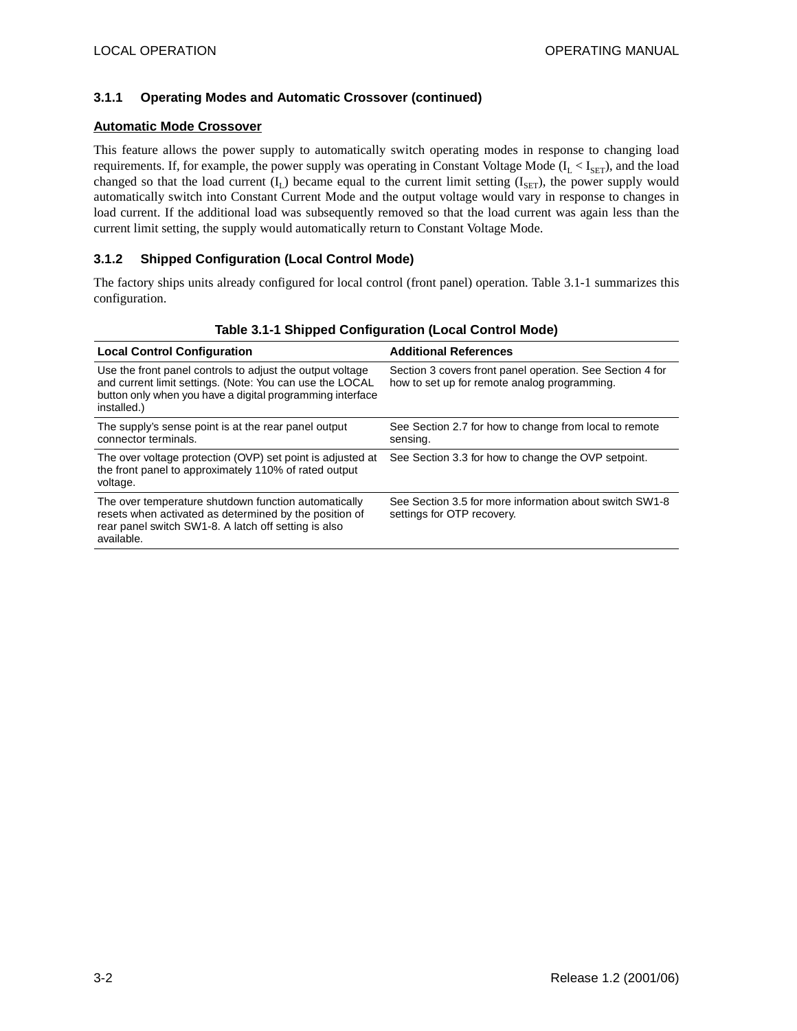### 3.1.1 Operating Modes and Automatic Crossover (continued)

**Automatic Mode Crossover**

This feature allows the power supply to automatically switch operating modes in response to changing load requirements. If, for example, the power supply was operating in Constant Voltage Mode ($I_L < I_{SET}$), and the load changed so that the load current ($I_L$) became equal to the current limit setting ($I_{SET}$), the power supply would automatically switch into Constant Current Mode and the output voltage would vary in response to changes in load current. If the additional load was subsequently removed so that the load current was again less than the current limit setting, the supply would automatically return to Constant Voltage Mode.

### 3.1.2 Shipped Configuration (Local Control Mode)

The factory ships units already configured for local control (front panel) operation. Table 3.1-1 summarizes this configuration.

**Table 3.1-1 Shipped Configuration (Local Control Mode)**

| Local Control Configuration | Additional References |
|---|---|
| Use the front panel controls to adjust the output voltage and current limit settings. (Note: You can use the LOCAL button only when you have a digital programming interface installed.) | Section 3 covers front panel operation. See Section 4 for how to set up for remote analog programming. |
| The supply's sense point is at the rear panel output connector terminals. | See Section 2.7 for how to change from local to remote sensing. |
| The over voltage protection (OVP) set point is adjusted at the front panel to approximately 110% of rated output voltage. | See Section 3.3 for how to change the OVP setpoint. |
| The over temperature shutdown function automatically resets when activated as determined by the position of rear panel switch SW1-8. A latch off setting is also available. | See Section 3.5 for more information about switch SW1-8 settings for OTP recovery. |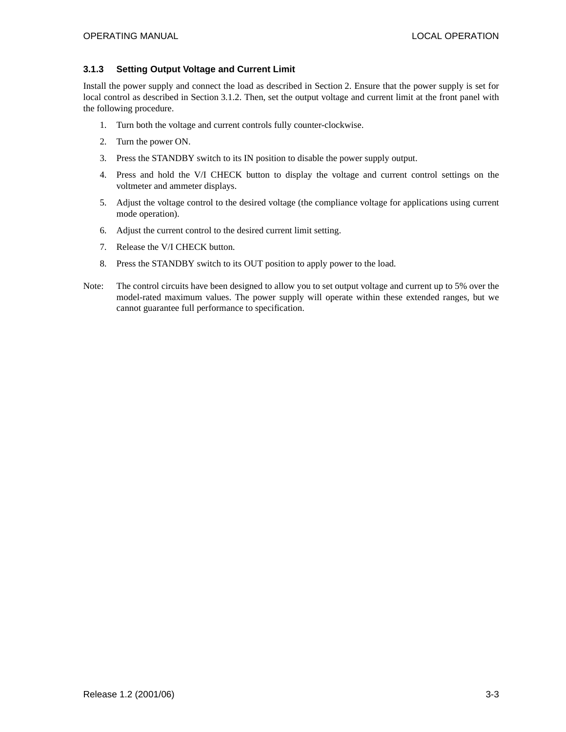### 3.1.3 Setting Output Voltage and Current Limit

Install the power supply and connect the load as described in Section 2. Ensure that the power supply is set for local control as described in Section 3.1.2. Then, set the output voltage and current limit at the front panel with the following procedure.

1. Turn both the voltage and current controls fully counter-clockwise.
2. Turn the power ON.
3. Press the STANDBY switch to its IN position to disable the power supply output.
4. Press and hold the V/I CHECK button to display the voltage and current control settings on the voltmeter and ammeter displays.
5. Adjust the voltage control to the desired voltage (the compliance voltage for applications using current mode operation).
6. Adjust the current control to the desired current limit setting.
7. Release the V/I CHECK button.
8. Press the STANDBY switch to its OUT position to apply power to the load.

Note: The control circuits have been designed to allow you to set output voltage and current up to 5% over the model-rated maximum values. The power supply will operate within these extended ranges, but we cannot guarantee full performance to specification.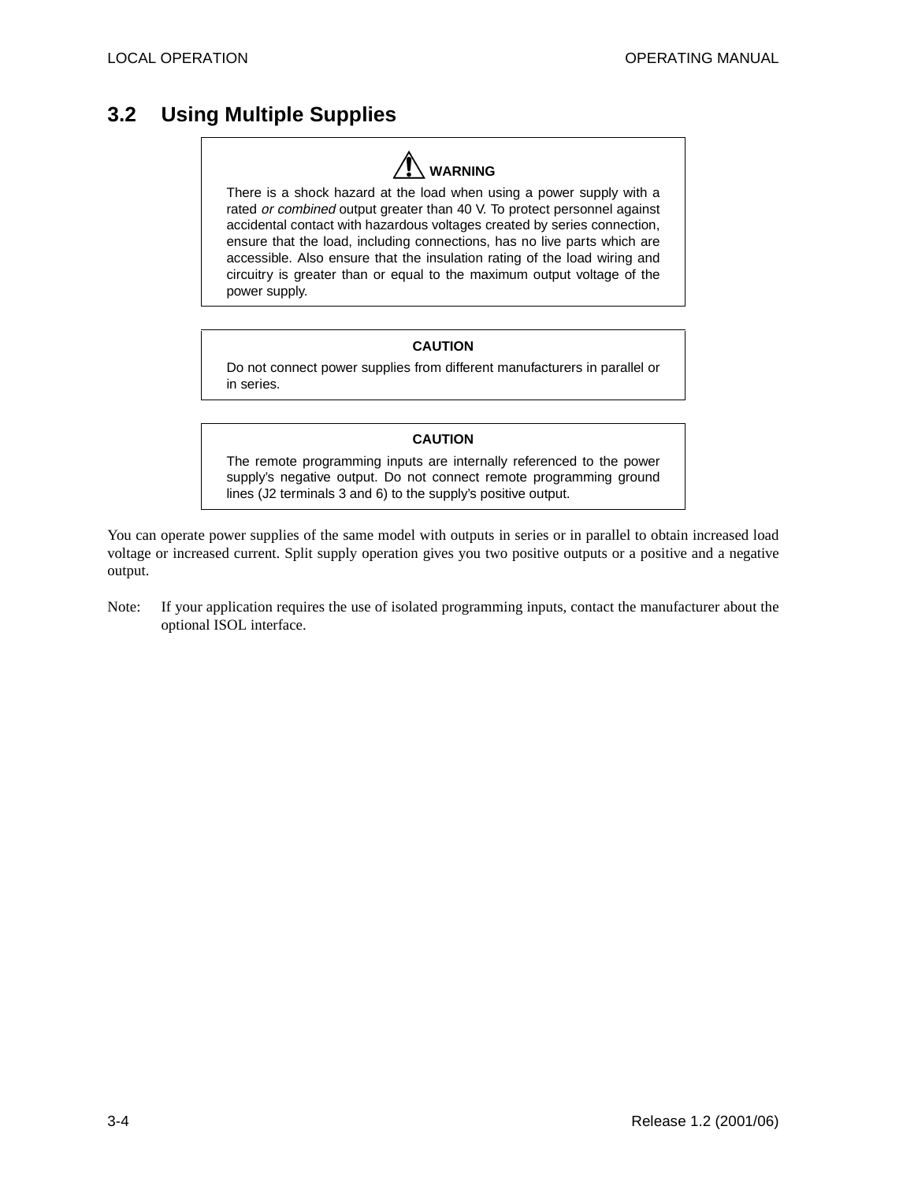## 3.2 Using Multiple Supplies

> **WARNING**
>
> There is a shock hazard at the load when using a power supply with a rated *or combined* output greater than 40 V. To protect personnel against accidental contact with hazardous voltages created by series connection, ensure that the load, including connections, has no live parts which are accessible. Also ensure that the insulation rating of the load wiring and circuitry is greater than or equal to the maximum output voltage of the power supply.

> **CAUTION**
>
> Do not connect power supplies from different manufacturers in parallel or in series.

> **CAUTION**
>
> The remote programming inputs are internally referenced to the power supply's negative output. Do not connect remote programming ground lines (J2 terminals 3 and 6) to the supply's positive output.

You can operate power supplies of the same model with outputs in series or in parallel to obtain increased load voltage or increased current. Split supply operation gives you two positive outputs or a positive and a negative output.

Note: If your application requires the use of isolated programming inputs, contact the manufacturer about the optional ISOL interface.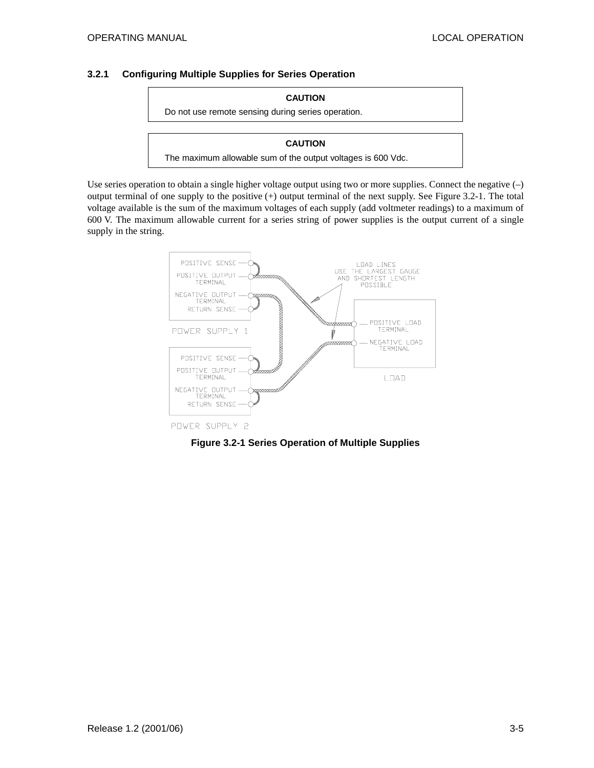### 3.2.1 Configuring Multiple Supplies for Series Operation

**CAUTION**

Do not use remote sensing during series operation.

**CAUTION**

The maximum allowable sum of the output voltages is 600 Vdc.

Use series operation to obtain a single higher voltage output using two or more supplies. Connect the negative (–) output terminal of one supply to the positive (+) output terminal of the next supply. See Figure 3.2-1. The total voltage available is the sum of the maximum voltages of each supply (add voltmeter readings) to a maximum of 600 V. The maximum allowable current for a series string of power supplies is the output current of a single supply in the string.

POSITIVE SENSE
POSITIVE OUTPUT TERMINAL
NEGATIVE OUTPUT TERMINAL
RETURN SENSE
POWER SUPPLY 1
POSITIVE SENSE
POSITIVE OUTPUT TERMINAL
NEGATIVE OUTPUT TERMINAL
RETURN SENSE
POWER SUPPLY 2
LOAD LINES USE THE LARGEST GAUGE AND SHORTEST LENGTH POSSIBLE
POSITIVE LOAD TERMINAL
NEGATIVE LOAD TERMINAL
LOAD

**Figure 3.2-1 Series Operation of Multiple Supplies**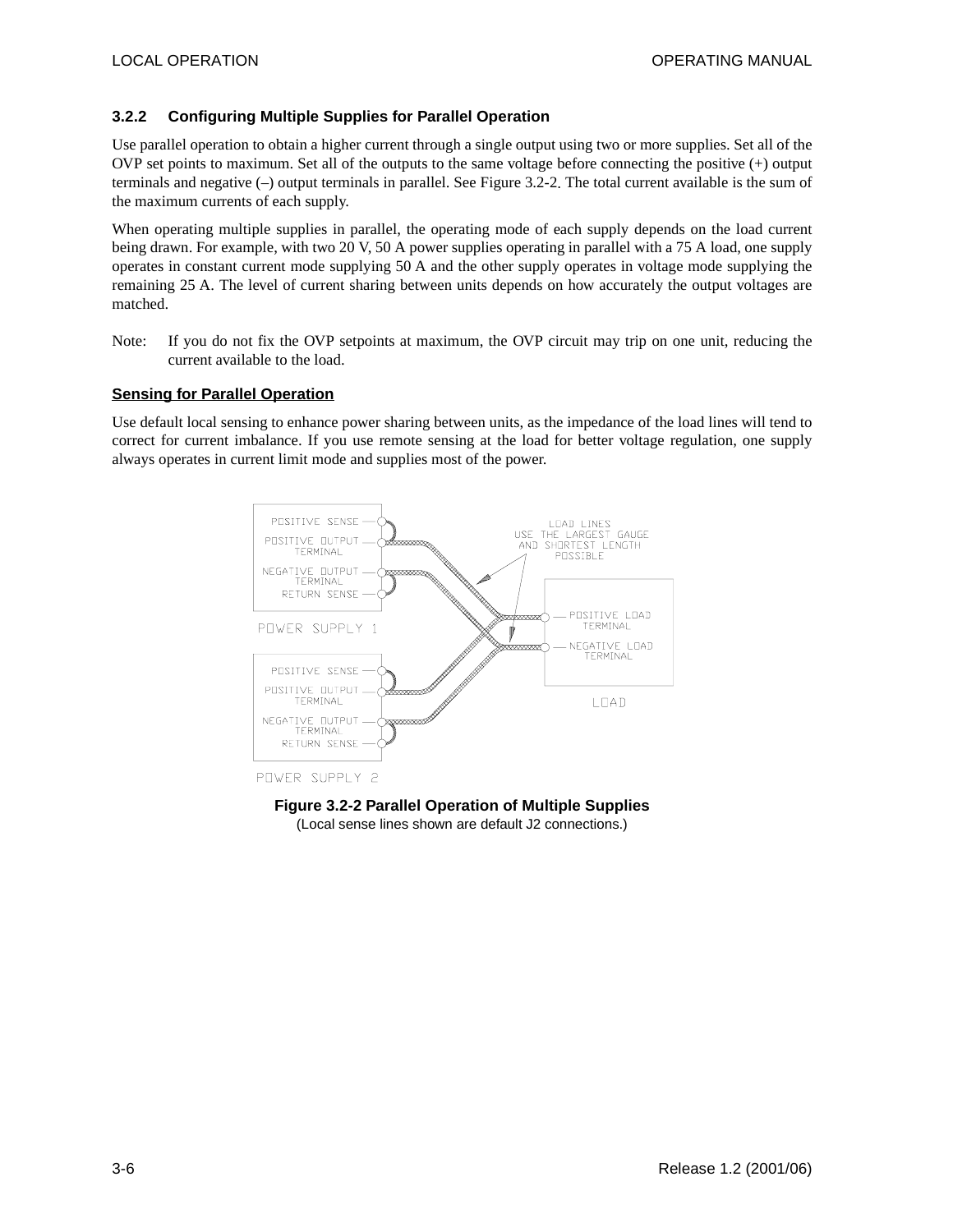### 3.2.2 Configuring Multiple Supplies for Parallel Operation

Use parallel operation to obtain a higher current through a single output using two or more supplies. Set all of the OVP set points to maximum. Set all of the outputs to the same voltage before connecting the positive (+) output terminals and negative (–) output terminals in parallel. See Figure 3.2-2. The total current available is the sum of the maximum currents of each supply.

When operating multiple supplies in parallel, the operating mode of each supply depends on the load current being drawn. For example, with two 20 V, 50 A power supplies operating in parallel with a 75 A load, one supply operates in constant current mode supplying 50 A and the other supply operates in voltage mode supplying the remaining 25 A. The level of current sharing between units depends on how accurately the output voltages are matched.

Note: If you do not fix the OVP setpoints at maximum, the OVP circuit may trip on one unit, reducing the current available to the load.

**Sensing for Parallel Operation**

Use default local sensing to enhance power sharing between units, as the impedance of the load lines will tend to correct for current imbalance. If you use remote sensing at the load for better voltage regulation, one supply always operates in current limit mode and supplies most of the power.

POSITIVE SENSE
POSITIVE OUTPUT TERMINAL
NEGATIVE OUTPUT TERMINAL
RETURN SENSE
POWER SUPPLY 1

POSITIVE SENSE
POSITIVE OUTPUT TERMINAL
NEGATIVE OUTPUT TERMINAL
RETURN SENSE
POWER SUPPLY 2

LOAD LINES USE THE LARGEST GAUGE AND SHORTEST LENGTH POSSIBLE

POSITIVE LOAD TERMINAL
NEGATIVE LOAD TERMINAL
LOAD

**Figure 3.2-2 Parallel Operation of Multiple Supplies**
(Local sense lines shown are default J2 connections.)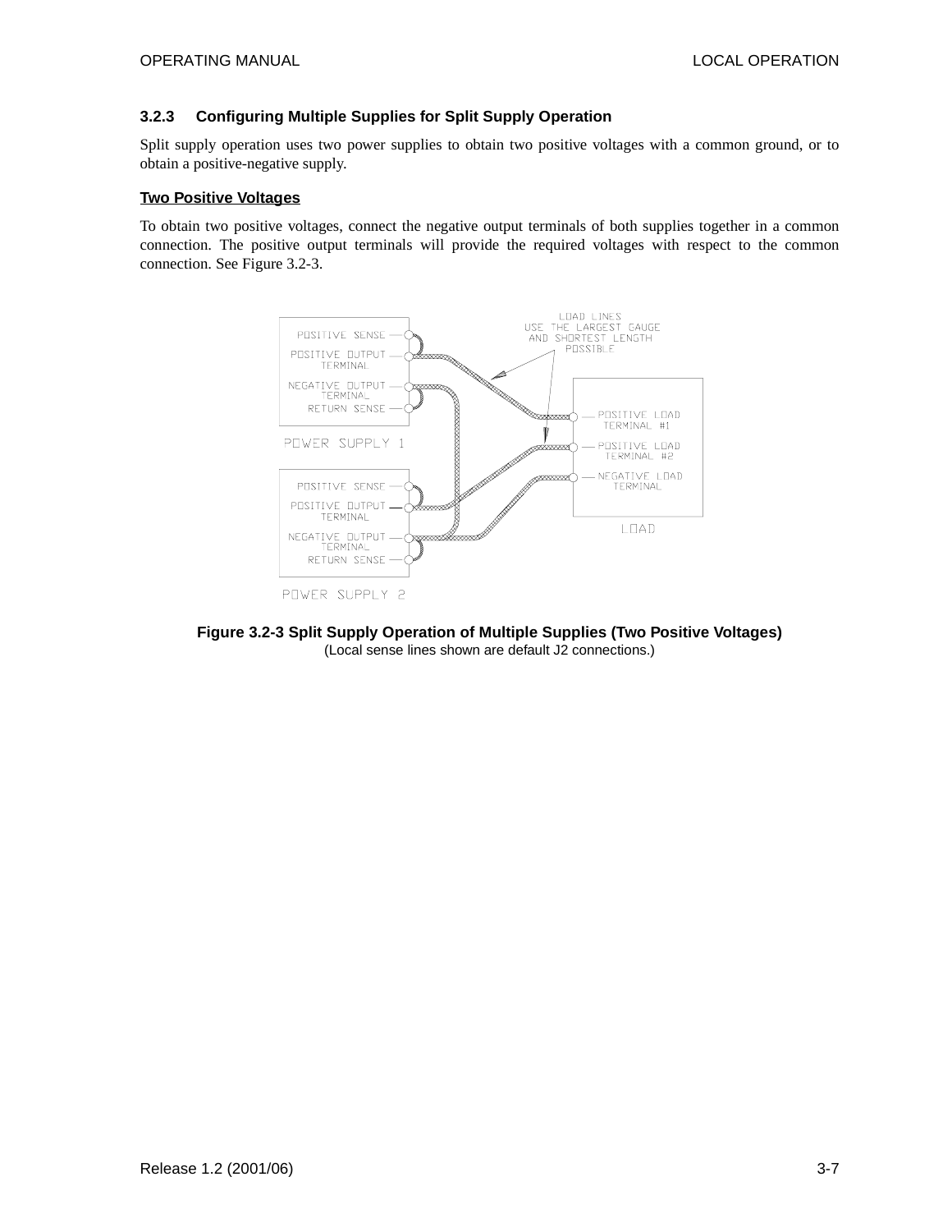### 3.2.3 Configuring Multiple Supplies for Split Supply Operation

Split supply operation uses two power supplies to obtain two positive voltages with a common ground, or to obtain a positive-negative supply.

**Two Positive Voltages**

To obtain two positive voltages, connect the negative output terminals of both supplies together in a common connection. The positive output terminals will provide the required voltages with respect to the common connection. See Figure 3.2-3.

LOAD LINES
USE THE LARGEST GAUGE
AND SHORTEST LENGTH
POSSIBLE

POSITIVE SENSE
POSITIVE OUTPUT TERMINAL
NEGATIVE OUTPUT TERMINAL
RETURN SENSE
POWER SUPPLY 1

POSITIVE SENSE
POSITIVE OUTPUT TERMINAL
NEGATIVE OUTPUT TERMINAL
RETURN SENSE
POWER SUPPLY 2

POSITIVE LOAD TERMINAL #1
POSITIVE LOAD TERMINAL #2
NEGATIVE LOAD TERMINAL
LOAD

**Figure 3.2-3 Split Supply Operation of Multiple Supplies (Two Positive Voltages)**
(Local sense lines shown are default J2 connections.)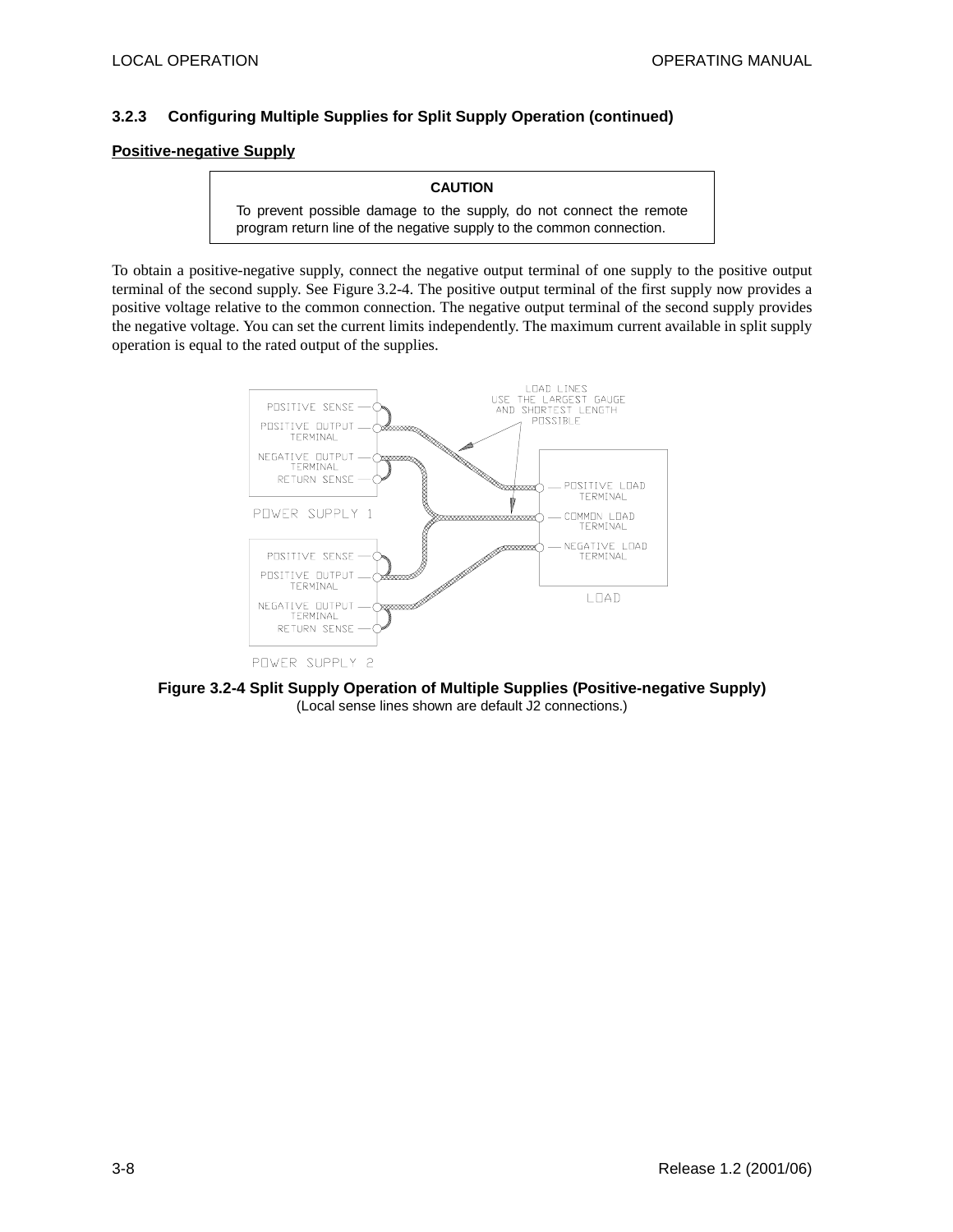### 3.2.3 Configuring Multiple Supplies for Split Supply Operation (continued)

**Positive-negative Supply**

> **CAUTION**
>
> To prevent possible damage to the supply, do not connect the remote program return line of the negative supply to the common connection.

To obtain a positive-negative supply, connect the negative output terminal of one supply to the positive output terminal of the second supply. See Figure 3.2-4. The positive output terminal of the first supply now provides a positive voltage relative to the common connection. The negative output terminal of the second supply provides the negative voltage. You can set the current limits independently. The maximum current available in split supply operation is equal to the rated output of the supplies.

LOAD LINES
USE THE LARGEST GAUGE
AND SHORTEST LENGTH
POSSIBLE

POSITIVE SENSE
POSITIVE OUTPUT TERMINAL
NEGATIVE OUTPUT TERMINAL
RETURN SENSE
POWER SUPPLY 1

POSITIVE SENSE
POSITIVE OUTPUT TERMINAL
NEGATIVE OUTPUT TERMINAL
RETURN SENSE
POWER SUPPLY 2

POSITIVE LOAD TERMINAL
COMMON LOAD TERMINAL
NEGATIVE LOAD TERMINAL
LOAD

**Figure 3.2-4 Split Supply Operation of Multiple Supplies (Positive-negative Supply)**
(Local sense lines shown are default J2 connections.)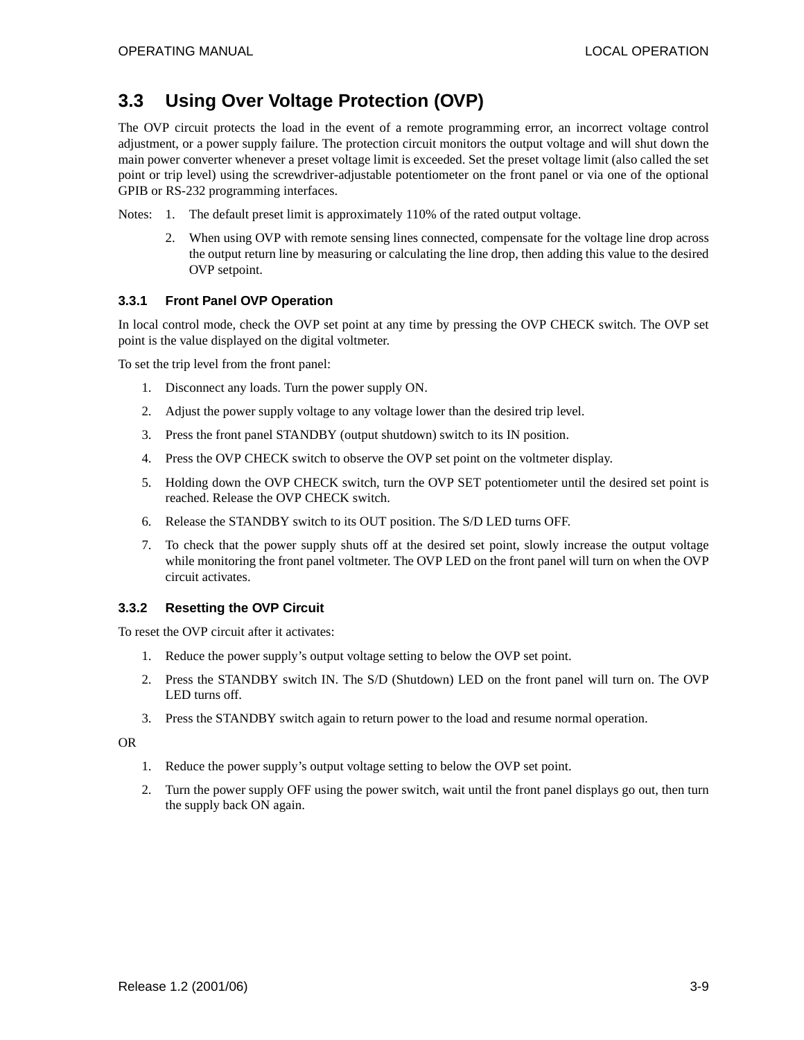## 3.3 Using Over Voltage Protection (OVP)

The OVP circuit protects the load in the event of a remote programming error, an incorrect voltage control adjustment, or a power supply failure. The protection circuit monitors the output voltage and will shut down the main power converter whenever a preset voltage limit is exceeded. Set the preset voltage limit (also called the set point or trip level) using the screwdriver-adjustable potentiometer on the front panel or via one of the optional GPIB or RS-232 programming interfaces.

Notes:

1. The default preset limit is approximately 110% of the rated output voltage.
2. When using OVP with remote sensing lines connected, compensate for the voltage line drop across the output return line by measuring or calculating the line drop, then adding this value to the desired OVP setpoint.

### 3.3.1 Front Panel OVP Operation

In local control mode, check the OVP set point at any time by pressing the OVP CHECK switch. The OVP set point is the value displayed on the digital voltmeter.

To set the trip level from the front panel:

1. Disconnect any loads. Turn the power supply ON.
2. Adjust the power supply voltage to any voltage lower than the desired trip level.
3. Press the front panel STANDBY (output shutdown) switch to its IN position.
4. Press the OVP CHECK switch to observe the OVP set point on the voltmeter display.
5. Holding down the OVP CHECK switch, turn the OVP SET potentiometer until the desired set point is reached. Release the OVP CHECK switch.
6. Release the STANDBY switch to its OUT position. The S/D LED turns OFF.
7. To check that the power supply shuts off at the desired set point, slowly increase the output voltage while monitoring the front panel voltmeter. The OVP LED on the front panel will turn on when the OVP circuit activates.

### 3.3.2 Resetting the OVP Circuit

To reset the OVP circuit after it activates:

1. Reduce the power supply's output voltage setting to below the OVP set point.
2. Press the STANDBY switch IN. The S/D (Shutdown) LED on the front panel will turn on. The OVP LED turns off.
3. Press the STANDBY switch again to return power to the load and resume normal operation.

OR

1. Reduce the power supply's output voltage setting to below the OVP set point.
2. Turn the power supply OFF using the power switch, wait until the front panel displays go out, then turn the supply back ON again.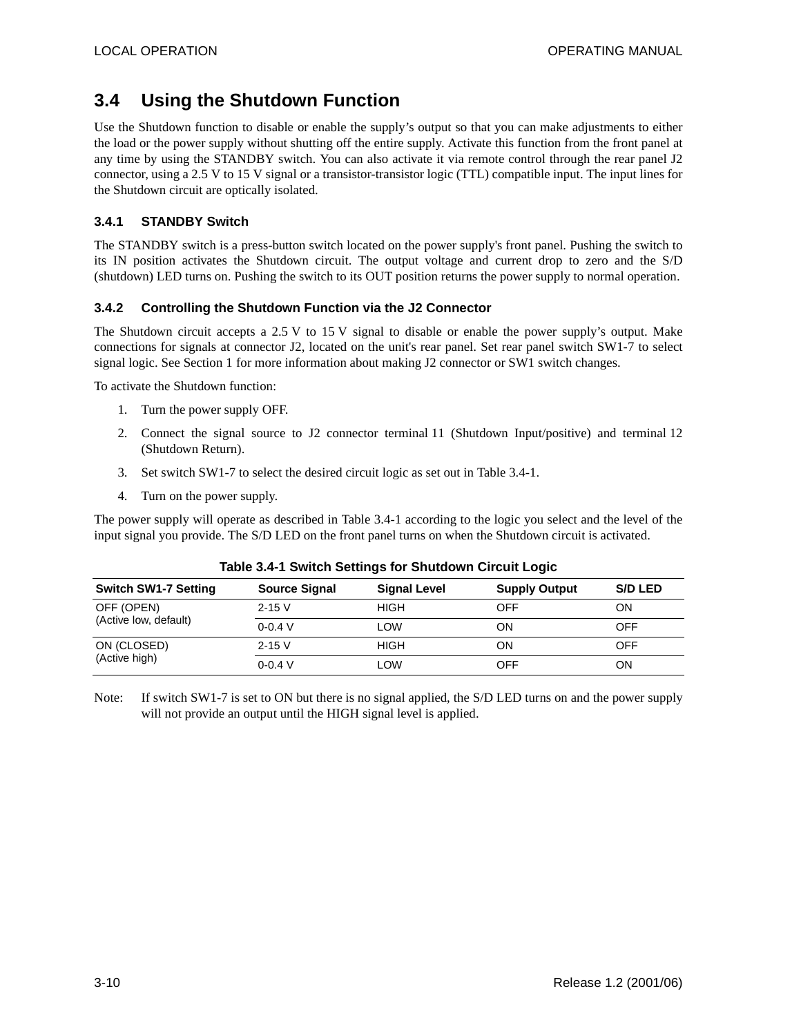## 3.4 Using the Shutdown Function

Use the Shutdown function to disable or enable the supply's output so that you can make adjustments to either the load or the power supply without shutting off the entire supply. Activate this function from the front panel at any time by using the STANDBY switch. You can also activate it via remote control through the rear panel J2 connector, using a 2.5 V to 15 V signal or a transistor-transistor logic (TTL) compatible input. The input lines for the Shutdown circuit are optically isolated.

### 3.4.1 STANDBY Switch

The STANDBY switch is a press-button switch located on the power supply's front panel. Pushing the switch to its IN position activates the Shutdown circuit. The output voltage and current drop to zero and the S/D (shutdown) LED turns on. Pushing the switch to its OUT position returns the power supply to normal operation.

### 3.4.2 Controlling the Shutdown Function via the J2 Connector

The Shutdown circuit accepts a 2.5 V to 15 V signal to disable or enable the power supply's output. Make connections for signals at connector J2, located on the unit's rear panel. Set rear panel switch SW1-7 to select signal logic. See Section 1 for more information about making J2 connector or SW1 switch changes.

To activate the Shutdown function:

1. Turn the power supply OFF.
2. Connect the signal source to J2 connector terminal 11 (Shutdown Input/positive) and terminal 12 (Shutdown Return).
3. Set switch SW1-7 to select the desired circuit logic as set out in Table 3.4-1.
4. Turn on the power supply.

The power supply will operate as described in Table 3.4-1 according to the logic you select and the level of the input signal you provide. The S/D LED on the front panel turns on when the Shutdown circuit is activated.

**Table 3.4-1 Switch Settings for Shutdown Circuit Logic**

| Switch SW1-7 Setting | Source Signal | Signal Level | Supply Output | S/D LED |
|---|---|---|---|---|
| OFF (OPEN) (Active low, default) | 2-15 V | HIGH | OFF | ON |
| | 0-0.4 V | LOW | ON | OFF |
| ON (CLOSED) (Active high) | 2-15 V | HIGH | ON | OFF |
| | 0-0.4 V | LOW | OFF | ON |

Note: If switch SW1-7 is set to ON but there is no signal applied, the S/D LED turns on and the power supply will not provide an output until the HIGH signal level is applied.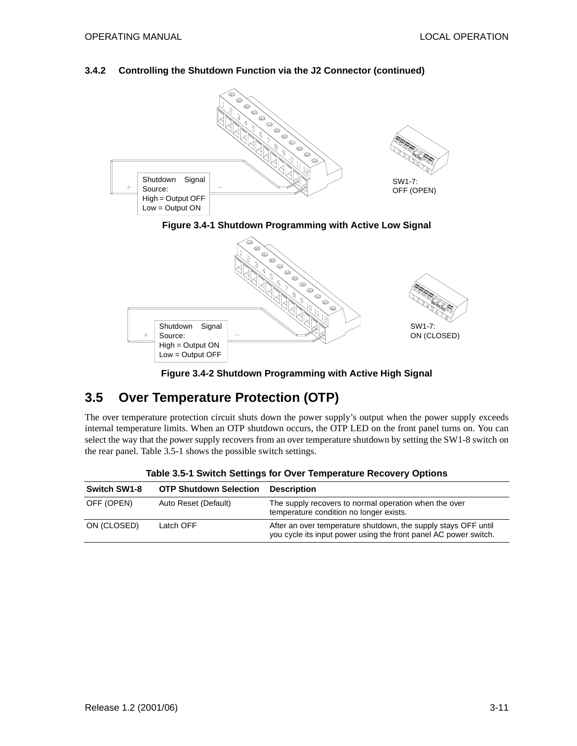### 3.4.2 Controlling the Shutdown Function via the J2 Connector (continued)

Shutdown Signal Source:
High = Output OFF
Low = Output ON

SW1-7:
OFF (OPEN)

**Figure 3.4-1 Shutdown Programming with Active Low Signal**

Shutdown Signal Source:
High = Output ON
Low = Output OFF

SW1-7:
ON (CLOSED)

**Figure 3.4-2 Shutdown Programming with Active High Signal**

## 3.5 Over Temperature Protection (OTP)

The over temperature protection circuit shuts down the power supply's output when the power supply exceeds internal temperature limits. When an OTP shutdown occurs, the OTP LED on the front panel turns on. You can select the way that the power supply recovers from an over temperature shutdown by setting the SW1-8 switch on the rear panel. Table 3.5-1 shows the possible switch settings.

**Table 3.5-1 Switch Settings for Over Temperature Recovery Options**

| Switch SW1-8 | OTP Shutdown Selection | Description |
|---|---|---|
| OFF (OPEN) | Auto Reset (Default) | The supply recovers to normal operation when the over temperature condition no longer exists. |
| ON (CLOSED) | Latch OFF | After an over temperature shutdown, the supply stays OFF until you cycle its input power using the front panel AC power switch. |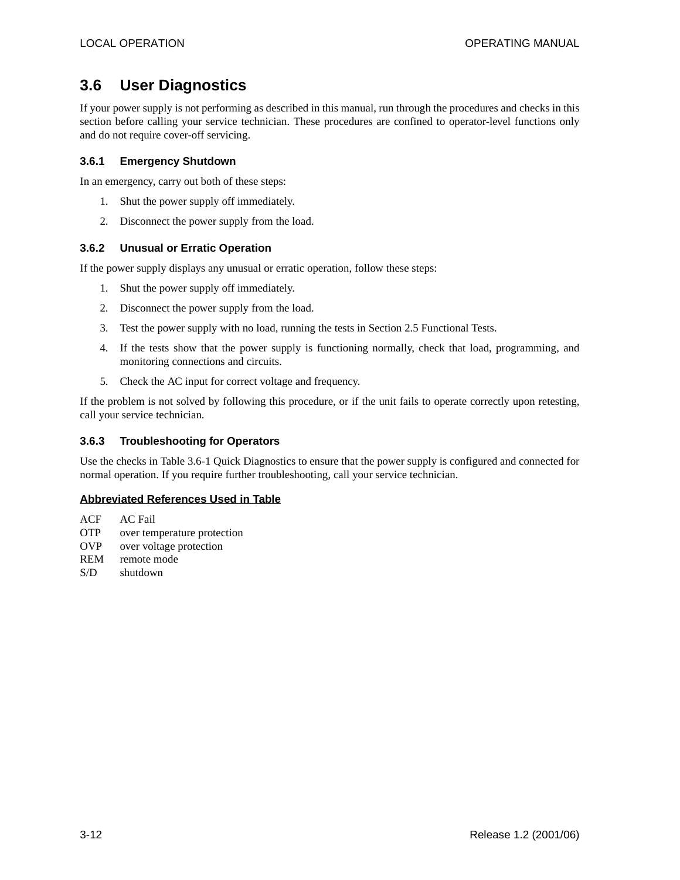## 3.6 User Diagnostics

If your power supply is not performing as described in this manual, run through the procedures and checks in this section before calling your service technician. These procedures are confined to operator-level functions only and do not require cover-off servicing.

### 3.6.1 Emergency Shutdown

In an emergency, carry out both of these steps:

1. Shut the power supply off immediately.
2. Disconnect the power supply from the load.

### 3.6.2 Unusual or Erratic Operation

If the power supply displays any unusual or erratic operation, follow these steps:

1. Shut the power supply off immediately.
2. Disconnect the power supply from the load.
3. Test the power supply with no load, running the tests in Section 2.5 Functional Tests.
4. If the tests show that the power supply is functioning normally, check that load, programming, and monitoring connections and circuits.
5. Check the AC input for correct voltage and frequency.

If the problem is not solved by following this procedure, or if the unit fails to operate correctly upon retesting, call your service technician.

### 3.6.3 Troubleshooting for Operators

Use the checks in Table 3.6-1 Quick Diagnostics to ensure that the power supply is configured and connected for normal operation. If you require further troubleshooting, call your service technician.

**Abbreviated References Used in Table**

| | |
|---|---|
| ACF | AC Fail |
| OTP | over temperature protection |
| OVP | over voltage protection |
| REM | remote mode |
| S/D | shutdown |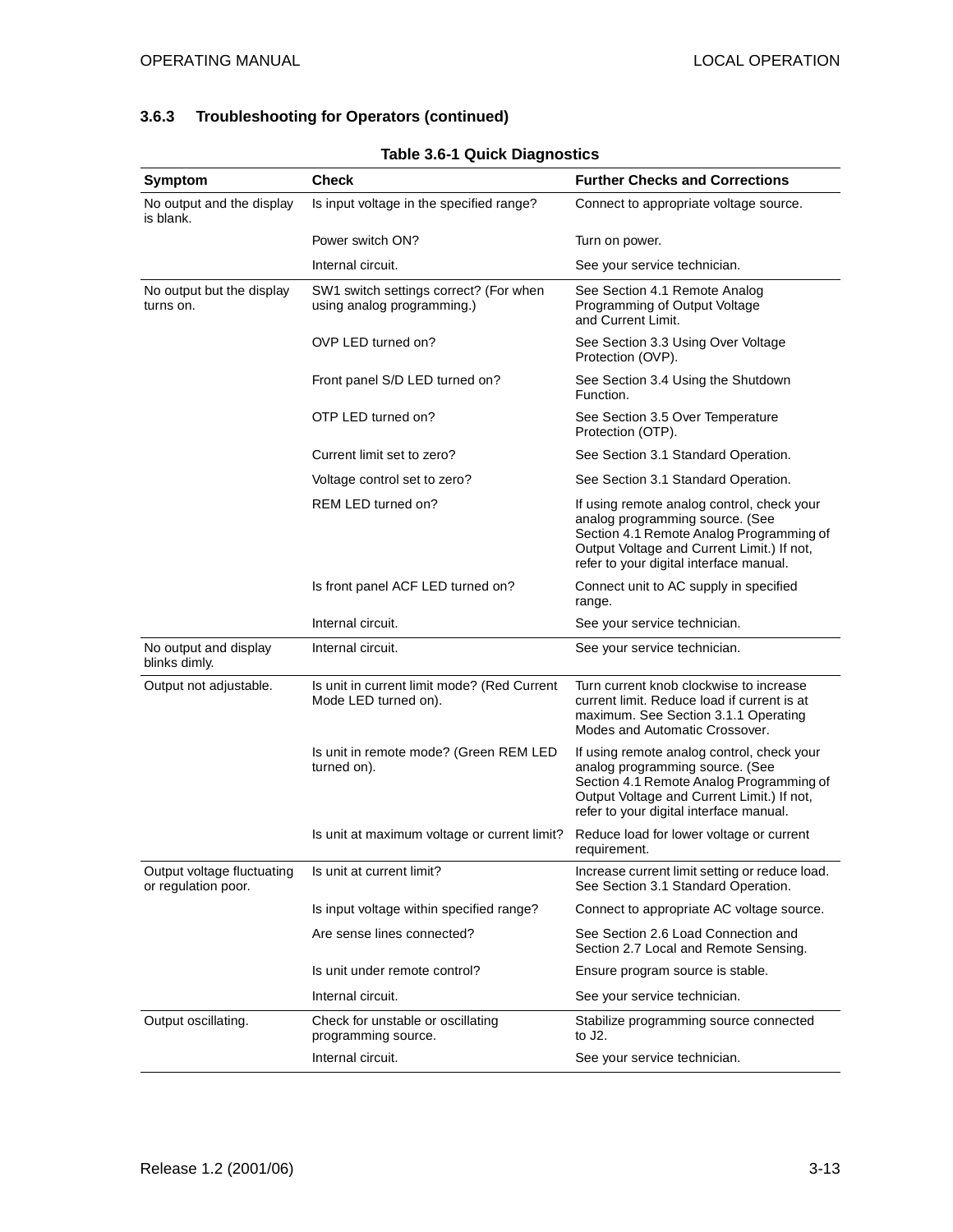### 3.6.3 Troubleshooting for Operators (continued)

**Table 3.6-1 Quick Diagnostics**

| Symptom | Check | Further Checks and Corrections |
|---|---|---|
| No output and the display is blank. | Is input voltage in the specified range? | Connect to appropriate voltage source. |
| | Power switch ON? | Turn on power. |
| | Internal circuit. | See your service technician. |
| No output but the display turns on. | SW1 switch settings correct? (For when using analog programming.) | See Section 4.1 Remote Analog Programming of Output Voltage and Current Limit. |
| | OVP LED turned on? | See Section 3.3 Using Over Voltage Protection (OVP). |
| | Front panel S/D LED turned on? | See Section 3.4 Using the Shutdown Function. |
| | OTP LED turned on? | See Section 3.5 Over Temperature Protection (OTP). |
| | Current limit set to zero? | See Section 3.1 Standard Operation. |
| | Voltage control set to zero? | See Section 3.1 Standard Operation. |
| | REM LED turned on? | If using remote analog control, check your analog programming source. (See Section 4.1 Remote Analog Programming of Output Voltage and Current Limit.) If not, refer to your digital interface manual. |
| | Is front panel ACF LED turned on? | Connect unit to AC supply in specified range. |
| | Internal circuit. | See your service technician. |
| No output and display blinks dimly. | Internal circuit. | See your service technician. |
| Output not adjustable. | Is unit in current limit mode? (Red Current Mode LED turned on). | Turn current knob clockwise to increase current limit. Reduce load if current is at maximum. See Section 3.1.1 Operating Modes and Automatic Crossover. |
| | Is unit in remote mode? (Green REM LED turned on). | If using remote analog control, check your analog programming source. (See Section 4.1 Remote Analog Programming of Output Voltage and Current Limit.) If not, refer to your digital interface manual. |
| | Is unit at maximum voltage or current limit? | Reduce load for lower voltage or current requirement. |
| Output voltage fluctuating or regulation poor. | Is unit at current limit? | Increase current limit setting or reduce load. See Section 3.1 Standard Operation. |
| | Is input voltage within specified range? | Connect to appropriate AC voltage source. |
| | Are sense lines connected? | See Section 2.6 Load Connection and Section 2.7 Local and Remote Sensing. |
| | Is unit under remote control? | Ensure program source is stable. |
| | Internal circuit. | See your service technician. |
| Output oscillating. | Check for unstable or oscillating programming source. | Stabilize programming source connected to J2. |
| | Internal circuit. | See your service technician. |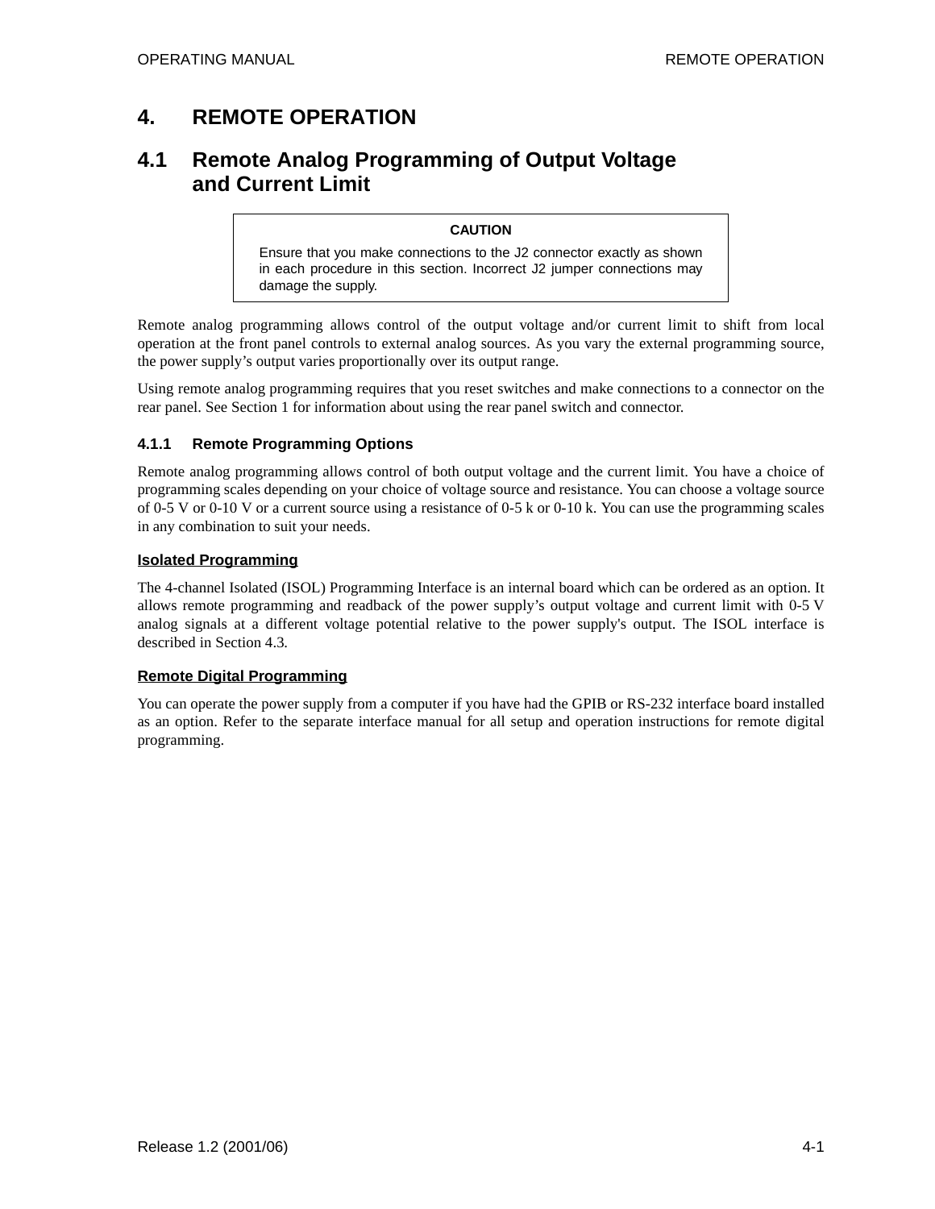# 4. REMOTE OPERATION

## 4.1 Remote Analog Programming of Output Voltage and Current Limit

> **CAUTION**
>
> Ensure that you make connections to the J2 connector exactly as shown in each procedure in this section. Incorrect J2 jumper connections may damage the supply.

Remote analog programming allows control of the output voltage and/or current limit to shift from local operation at the front panel controls to external analog sources. As you vary the external programming source, the power supply's output varies proportionally over its output range.

Using remote analog programming requires that you reset switches and make connections to a connector on the rear panel. See Section 1 for information about using the rear panel switch and connector.

### 4.1.1 Remote Programming Options

Remote analog programming allows control of both output voltage and the current limit. You have a choice of programming scales depending on your choice of voltage source and resistance. You can choose a voltage source of 0-5 V or 0-10 V or a current source using a resistance of 0-5 k or 0-10 k. You can use the programming scales in any combination to suit your needs.

**Isolated Programming**

The 4-channel Isolated (ISOL) Programming Interface is an internal board which can be ordered as an option. It allows remote programming and readback of the power supply's output voltage and current limit with 0-5 V analog signals at a different voltage potential relative to the power supply's output. The ISOL interface is described in Section 4.3.

**Remote Digital Programming**

You can operate the power supply from a computer if you have had the GPIB or RS-232 interface board installed as an option. Refer to the separate interface manual for all setup and operation instructions for remote digital programming.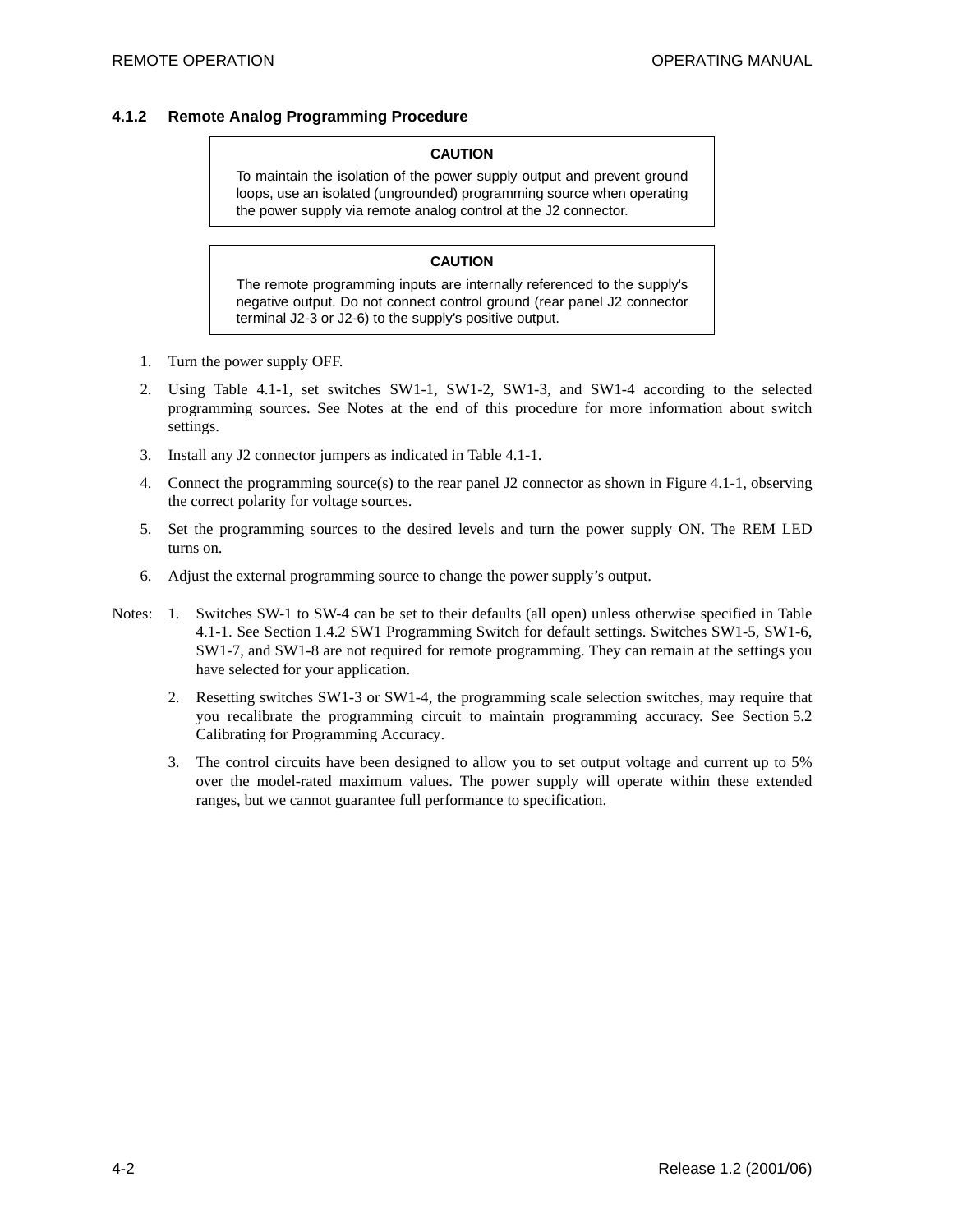### 4.1.2 Remote Analog Programming Procedure

> **CAUTION**
>
> To maintain the isolation of the power supply output and prevent ground loops, use an isolated (ungrounded) programming source when operating the power supply via remote analog control at the J2 connector.

> **CAUTION**
>
> The remote programming inputs are internally referenced to the supply's negative output. Do not connect control ground (rear panel J2 connector terminal J2-3 or J2-6) to the supply's positive output.

1. Turn the power supply OFF.
2. Using Table 4.1-1, set switches SW1-1, SW1-2, SW1-3, and SW1-4 according to the selected programming sources. See Notes at the end of this procedure for more information about switch settings.
3. Install any J2 connector jumpers as indicated in Table 4.1-1.
4. Connect the programming source(s) to the rear panel J2 connector as shown in Figure 4.1-1, observing the correct polarity for voltage sources.
5. Set the programming sources to the desired levels and turn the power supply ON. The REM LED turns on.
6. Adjust the external programming source to change the power supply's output.

Notes:

1. Switches SW-1 to SW-4 can be set to their defaults (all open) unless otherwise specified in Table 4.1-1. See Section 1.4.2 SW1 Programming Switch for default settings. Switches SW1-5, SW1-6, SW1-7, and SW1-8 are not required for remote programming. They can remain at the settings you have selected for your application.
2. Resetting switches SW1-3 or SW1-4, the programming scale selection switches, may require that you recalibrate the programming circuit to maintain programming accuracy. See Section 5.2 Calibrating for Programming Accuracy.
3. The control circuits have been designed to allow you to set output voltage and current up to 5% over the model-rated maximum values. The power supply will operate within these extended ranges, but we cannot guarantee full performance to specification.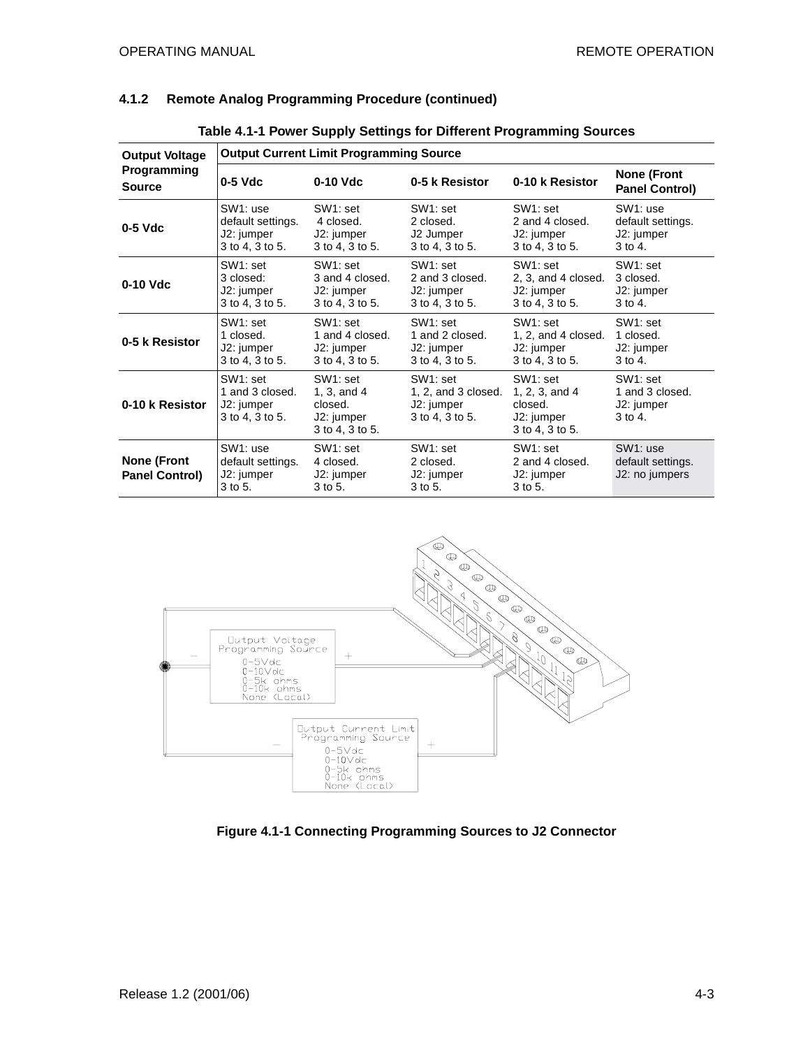### 4.1.2 Remote Analog Programming Procedure (continued)

**Table 4.1-1 Power Supply Settings for Different Programming Sources**

| Output Voltage Programming Source | Output Current Limit Programming Source | | | | |
|---|---|---|---|---|---|
| | **0-5 Vdc** | **0-10 Vdc** | **0-5 k Resistor** | **0-10 k Resistor** | **None (Front Panel Control)** |
| **0-5 Vdc** | SW1: use default settings. J2: jumper 3 to 4, 3 to 5. | SW1: set 4 closed. J2: jumper 3 to 4, 3 to 5. | SW1: set 2 closed. J2 Jumper 3 to 4, 3 to 5. | SW1: set 2 and 4 closed. J2: jumper 3 to 4, 3 to 5. | SW1: use default settings. J2: jumper 3 to 4. |
| **0-10 Vdc** | SW1: set 3 closed: J2: jumper 3 to 4, 3 to 5. | SW1: set 3 and 4 closed. J2: jumper 3 to 4, 3 to 5. | SW1: set 2 and 3 closed. J2: jumper 3 to 4, 3 to 5. | SW1: set 2, 3, and 4 closed. J2: jumper 3 to 4, 3 to 5. | SW1: set 3 closed. J2: jumper 3 to 4. |
| **0-5 k Resistor** | SW1: set 1 closed. J2: jumper 3 to 4, 3 to 5. | SW1: set 1 and 4 closed. J2: jumper 3 to 4, 3 to 5. | SW1: set 1 and 2 closed. J2: jumper 3 to 4, 3 to 5. | SW1: set 1, 2, and 4 closed. J2: jumper 3 to 4, 3 to 5. | SW1: set 1 closed. J2: jumper 3 to 4. |
| **0-10 k Resistor** | SW1: set 1 and 3 closed. J2: jumper 3 to 4, 3 to 5. | SW1: set 1, 3, and 4 closed. J2: jumper 3 to 4, 3 to 5. | SW1: set 1, 2, and 3 closed. J2: jumper 3 to 4, 3 to 5. | SW1: set 1, 2, 3, and 4 closed. J2: jumper 3 to 4, 3 to 5. | SW1: set 1 and 3 closed. J2: jumper 3 to 4. |
| **None (Front Panel Control)** | SW1: use default settings. J2: jumper 3 to 5. | SW1: set 4 closed. J2: jumper 3 to 5. | SW1: set 2 closed. J2: jumper 3 to 5. | SW1: set 2 and 4 closed. J2: jumper 3 to 5. | SW1: use default settings. J2: no jumpers |

Output Voltage Programming Source
0-5Vdc
0-10Vdc
0-5k ohms
0-10k ohms
None (Local)

Output Current Limit Programming Source
0-5Vdc
0-10Vdc
0-5k ohms
0-10k ohms
None (Local)

1 2 3 4 5 6 7 8 9 10 11 12

**Figure 4.1-1 Connecting Programming Sources to J2 Connector**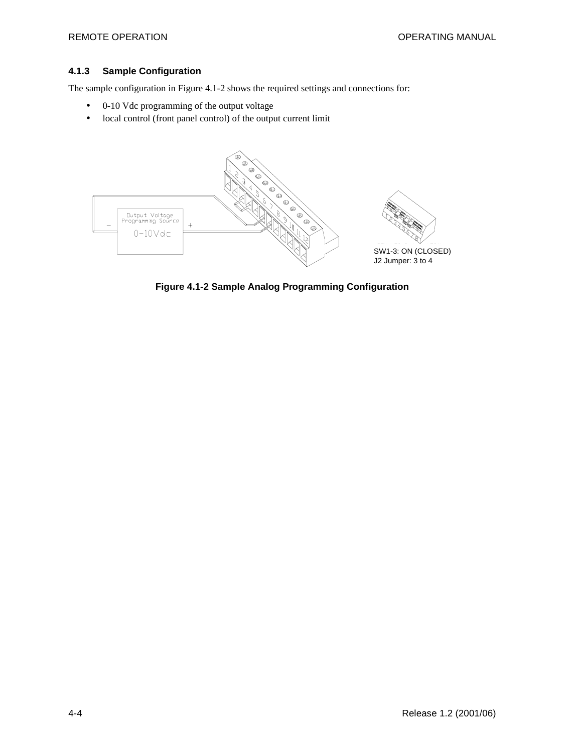### 4.1.3 Sample Configuration

The sample configuration in Figure 4.1-2 shows the required settings and connections for:

- 0-10 Vdc programming of the output voltage
- local control (front panel control) of the output current limit

SW1-3: ON (CLOSED)
J2 Jumper: 3 to 4

**Figure 4.1-2 Sample Analog Programming Configuration**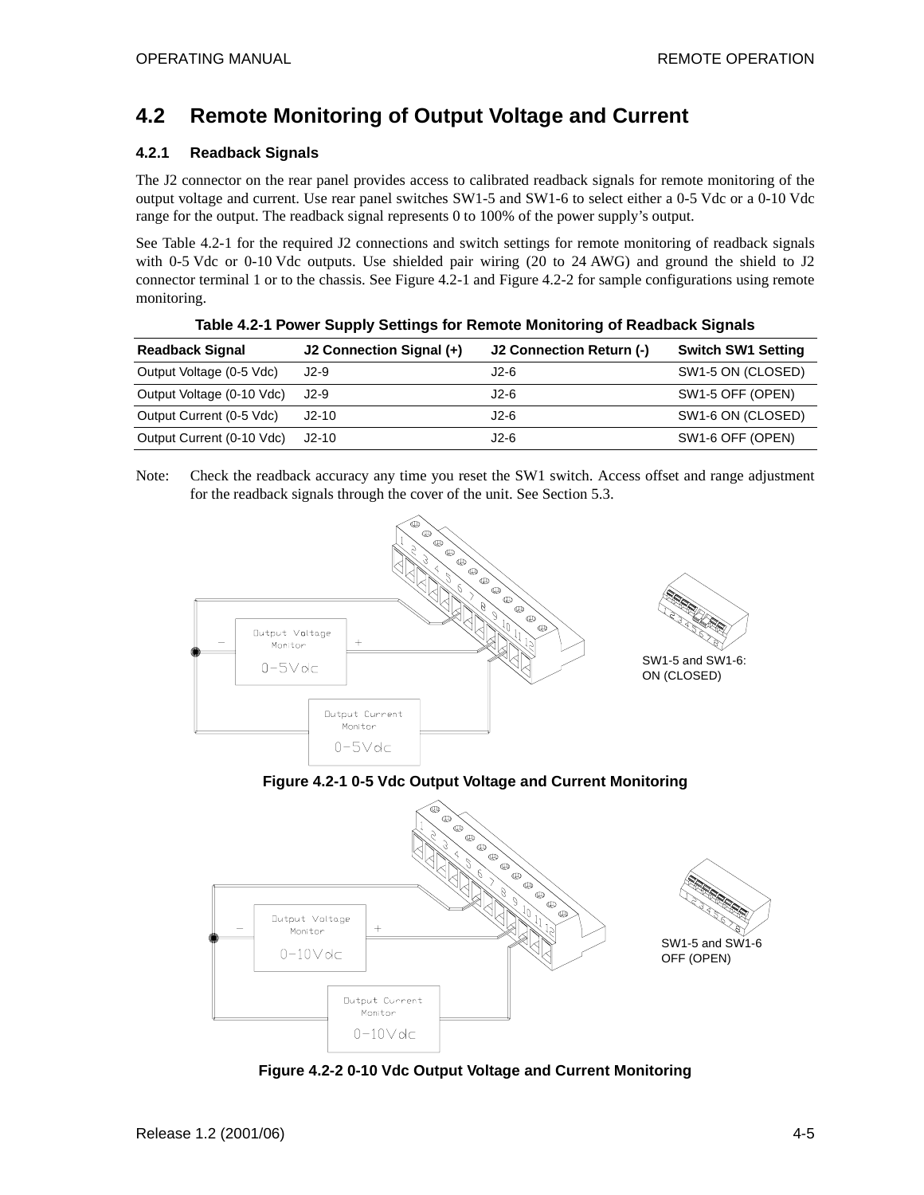## 4.2 Remote Monitoring of Output Voltage and Current

### 4.2.1 Readback Signals

The J2 connector on the rear panel provides access to calibrated readback signals for remote monitoring of the output voltage and current. Use rear panel switches SW1-5 and SW1-6 to select either a 0-5 Vdc or a 0-10 Vdc range for the output. The readback signal represents 0 to 100% of the power supply's output.

See Table 4.2-1 for the required J2 connections and switch settings for remote monitoring of readback signals with 0-5 Vdc or 0-10 Vdc outputs. Use shielded pair wiring (20 to 24 AWG) and ground the shield to J2 connector terminal 1 or to the chassis. See Figure 4.2-1 and Figure 4.2-2 for sample configurations using remote monitoring.

**Table 4.2-1 Power Supply Settings for Remote Monitoring of Readback Signals**

| Readback Signal | J2 Connection Signal (+) | J2 Connection Return (-) | Switch SW1 Setting |
|---|---|---|---|
| Output Voltage (0-5 Vdc) | J2-9 | J2-6 | SW1-5 ON (CLOSED) |
| Output Voltage (0-10 Vdc) | J2-9 | J2-6 | SW1-5 OFF (OPEN) |
| Output Current (0-5 Vdc) | J2-10 | J2-6 | SW1-6 ON (CLOSED) |
| Output Current (0-10 Vdc) | J2-10 | J2-6 | SW1-6 OFF (OPEN) |

Note: Check the readback accuracy any time you reset the SW1 switch. Access offset and range adjustment for the readback signals through the cover of the unit. See Section 5.3.

Output Voltage Monitor
0-5Vdc
Output Current Monitor
0-5Vdc
SW1-5 and SW1-6: ON (CLOSED)

**Figure 4.2-1 0-5 Vdc Output Voltage and Current Monitoring**

Output Voltage Monitor
0-10Vdc
Output Current Monitor
0-10Vdc
SW1-5 and SW1-6 OFF (OPEN)

**Figure 4.2-2 0-10 Vdc Output Voltage and Current Monitoring**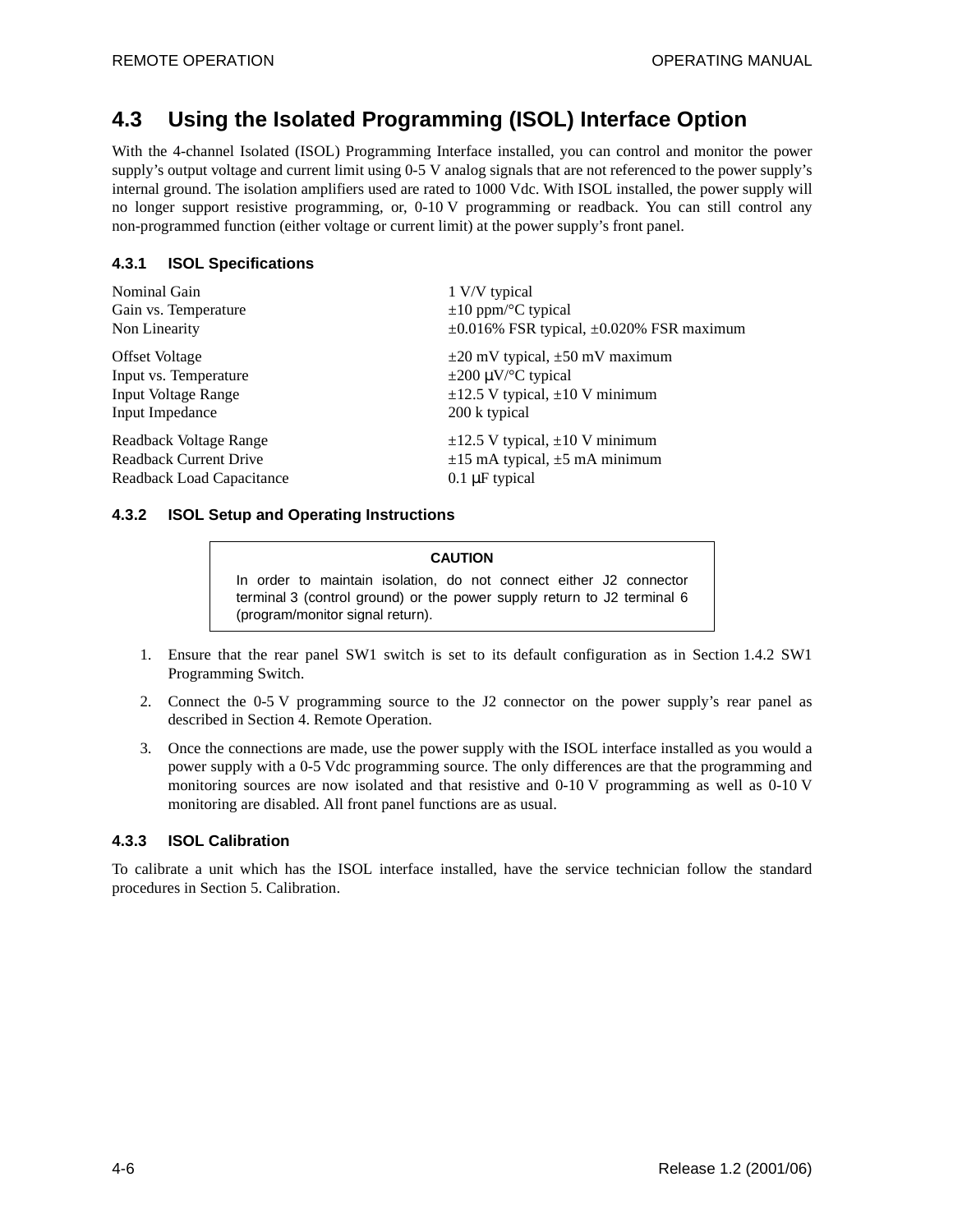## 4.3 Using the Isolated Programming (ISOL) Interface Option

With the 4-channel Isolated (ISOL) Programming Interface installed, you can control and monitor the power supply's output voltage and current limit using 0-5 V analog signals that are not referenced to the power supply's internal ground. The isolation amplifiers used are rated to 1000 Vdc. With ISOL installed, the power supply will no longer support resistive programming, or, 0-10 V programming or readback. You can still control any non-programmed function (either voltage or current limit) at the power supply's front panel.

### 4.3.1 ISOL Specifications

| | |
|---|---|
| Nominal Gain | 1 V/V typical |
| Gain vs. Temperature | ±10 ppm/°C typical |
| Non Linearity | ±0.016% FSR typical, ±0.020% FSR maximum |
| Offset Voltage | ±20 mV typical, ±50 mV maximum |
| Input vs. Temperature | ±200 μV/°C typical |
| Input Voltage Range | ±12.5 V typical, ±10 V minimum |
| Input Impedance | 200 k typical |
| Readback Voltage Range | ±12.5 V typical, ±10 V minimum |
| Readback Current Drive | ±15 mA typical, ±5 mA minimum |
| Readback Load Capacitance | 0.1 μF typical |

### 4.3.2 ISOL Setup and Operating Instructions

**CAUTION**

In order to maintain isolation, do not connect either J2 connector terminal 3 (control ground) or the power supply return to J2 terminal 6 (program/monitor signal return).

1. Ensure that the rear panel SW1 switch is set to its default configuration as in Section 1.4.2 SW1 Programming Switch.
2. Connect the 0-5 V programming source to the J2 connector on the power supply's rear panel as described in Section 4. Remote Operation.
3. Once the connections are made, use the power supply with the ISOL interface installed as you would a power supply with a 0-5 Vdc programming source. The only differences are that the programming and monitoring sources are now isolated and that resistive and 0-10 V programming as well as 0-10 V monitoring are disabled. All front panel functions are as usual.

### 4.3.3 ISOL Calibration

To calibrate a unit which has the ISOL interface installed, have the service technician follow the standard procedures in Section 5. Calibration.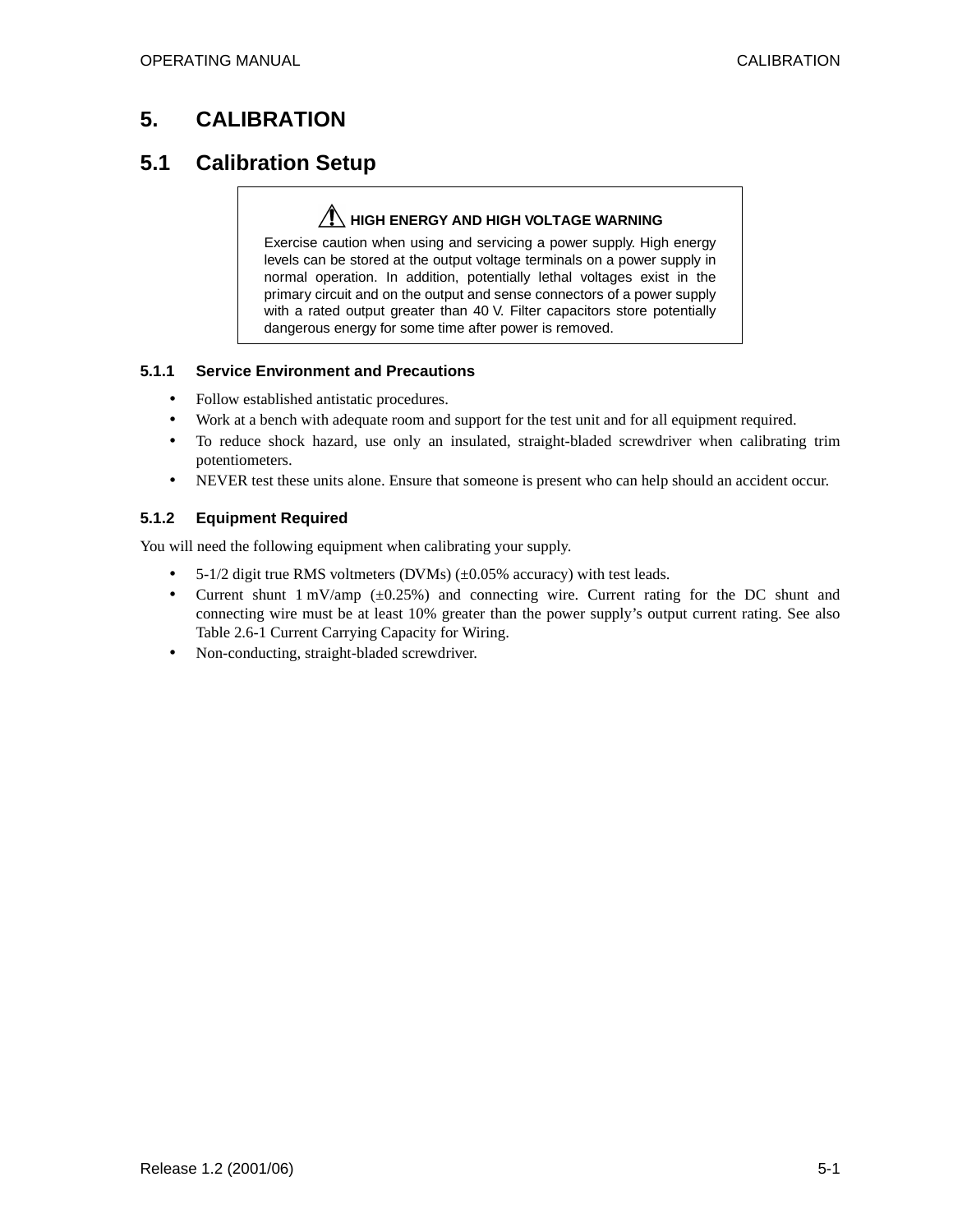# 5. CALIBRATION

## 5.1 Calibration Setup

> ⚠ **HIGH ENERGY AND HIGH VOLTAGE WARNING**
>
> Exercise caution when using and servicing a power supply. High energy levels can be stored at the output voltage terminals on a power supply in normal operation. In addition, potentially lethal voltages exist in the primary circuit and on the output and sense connectors of a power supply with a rated output greater than 40 V. Filter capacitors store potentially dangerous energy for some time after power is removed.

### 5.1.1 Service Environment and Precautions

- Follow established antistatic procedures.
- Work at a bench with adequate room and support for the test unit and for all equipment required.
- To reduce shock hazard, use only an insulated, straight-bladed screwdriver when calibrating trim potentiometers.
- NEVER test these units alone. Ensure that someone is present who can help should an accident occur.

### 5.1.2 Equipment Required

You will need the following equipment when calibrating your supply.

- 5-1/2 digit true RMS voltmeters (DVMs) (±0.05% accuracy) with test leads.
- Current shunt 1 mV/amp (±0.25%) and connecting wire. Current rating for the DC shunt and connecting wire must be at least 10% greater than the power supply's output current rating. See also Table 2.6-1 Current Carrying Capacity for Wiring.
- Non-conducting, straight-bladed screwdriver.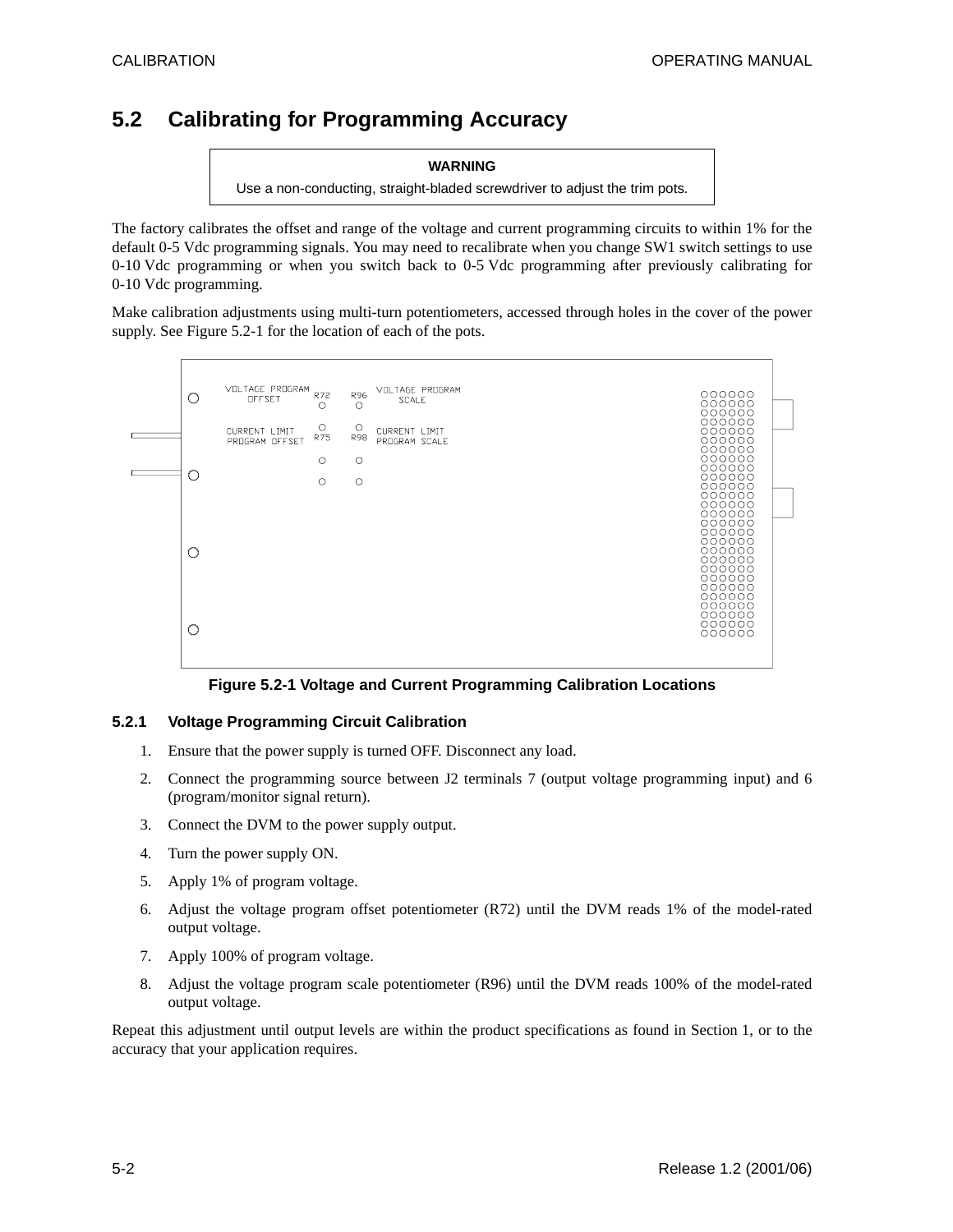## 5.2 Calibrating for Programming Accuracy

**WARNING**

Use a non-conducting, straight-bladed screwdriver to adjust the trim pots.

The factory calibrates the offset and range of the voltage and current programming circuits to within 1% for the default 0-5 Vdc programming signals. You may need to recalibrate when you change SW1 switch settings to use 0-10 Vdc programming or when you switch back to 0-5 Vdc programming after previously calibrating for 0-10 Vdc programming.

Make calibration adjustments using multi-turn potentiometers, accessed through holes in the cover of the power supply. See Figure 5.2-1 for the location of each of the pots.

VOLTAGE PROGRAM OFFSET
R72
R96
VOLTAGE PROGRAM SCALE
CURRENT LIMIT PROGRAM OFFSET
R75
R98
CURRENT LIMIT PROGRAM SCALE

**Figure 5.2-1 Voltage and Current Programming Calibration Locations**

### 5.2.1 Voltage Programming Circuit Calibration

1. Ensure that the power supply is turned OFF. Disconnect any load.
2. Connect the programming source between J2 terminals 7 (output voltage programming input) and 6 (program/monitor signal return).
3. Connect the DVM to the power supply output.
4. Turn the power supply ON.
5. Apply 1% of program voltage.
6. Adjust the voltage program offset potentiometer (R72) until the DVM reads 1% of the model-rated output voltage.
7. Apply 100% of program voltage.
8. Adjust the voltage program scale potentiometer (R96) until the DVM reads 100% of the model-rated output voltage.

Repeat this adjustment until output levels are within the product specifications as found in Section 1, or to the accuracy that your application requires.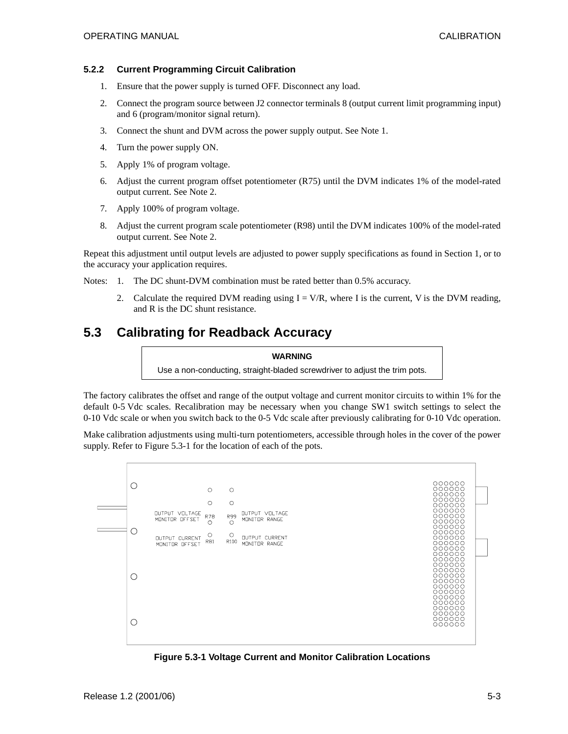### 5.2.2 Current Programming Circuit Calibration

1. Ensure that the power supply is turned OFF. Disconnect any load.
2. Connect the program source between J2 connector terminals 8 (output current limit programming input) and 6 (program/monitor signal return).
3. Connect the shunt and DVM across the power supply output. See Note 1.
4. Turn the power supply ON.
5. Apply 1% of program voltage.
6. Adjust the current program offset potentiometer (R75) until the DVM indicates 1% of the model-rated output current. See Note 2.
7. Apply 100% of program voltage.
8. Adjust the current program scale potentiometer (R98) until the DVM indicates 100% of the model-rated output current. See Note 2.

Repeat this adjustment until output levels are adjusted to power supply specifications as found in Section 1, or to the accuracy your application requires.

Notes: 1. The DC shunt-DVM combination must be rated better than 0.5% accuracy.

2. Calculate the required DVM reading using $I = V/R$, where I is the current, V is the DVM reading, and R is the DC shunt resistance.

## 5.3 Calibrating for Readback Accuracy

**WARNING**

Use a non-conducting, straight-bladed screwdriver to adjust the trim pots.

The factory calibrates the offset and range of the output voltage and current monitor circuits to within 1% for the default 0-5 Vdc scales. Recalibration may be necessary when you change SW1 switch settings to select the 0-10 Vdc scale or when you switch back to the 0-5 Vdc scale after previously calibrating for 0-10 Vdc operation.

Make calibration adjustments using multi-turn potentiometers, accessible through holes in the cover of the power supply. Refer to Figure 5.3-1 for the location of each of the pots.

OUTPUT VOLTAGE MONITOR OFFSET
R78
R99
OUTPUT VOLTAGE MONITOR RANGE
OUTPUT CURRENT MONITOR OFFSET
R81
R100
OUTPUT CURRENT MONITOR RANGE

**Figure 5.3-1 Voltage Current and Monitor Calibration Locations**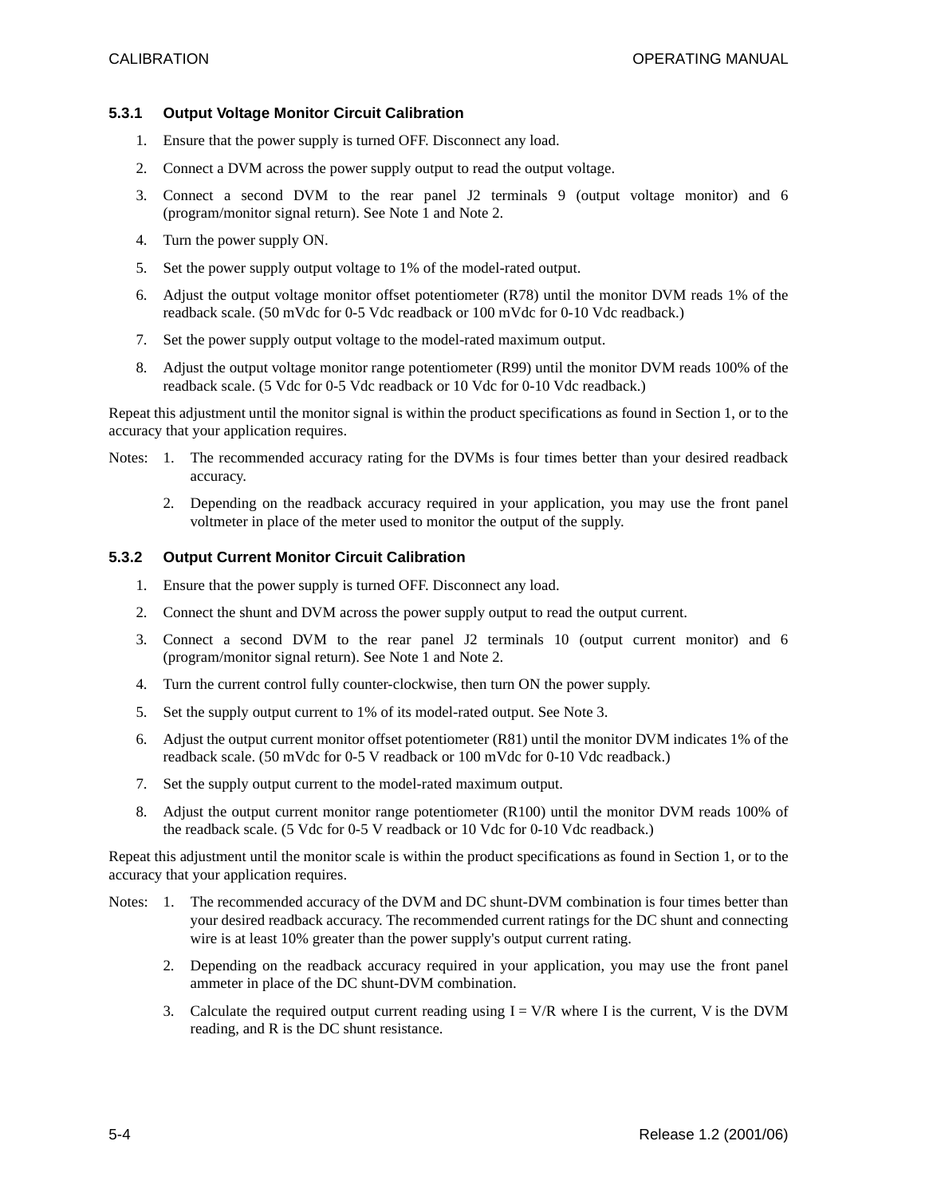### 5.3.1 Output Voltage Monitor Circuit Calibration

1. Ensure that the power supply is turned OFF. Disconnect any load.
2. Connect a DVM across the power supply output to read the output voltage.
3. Connect a second DVM to the rear panel J2 terminals 9 (output voltage monitor) and 6 (program/monitor signal return). See Note 1 and Note 2.
4. Turn the power supply ON.
5. Set the power supply output voltage to 1% of the model-rated output.
6. Adjust the output voltage monitor offset potentiometer (R78) until the monitor DVM reads 1% of the readback scale. (50 mVdc for 0-5 Vdc readback or 100 mVdc for 0-10 Vdc readback.)
7. Set the power supply output voltage to the model-rated maximum output.
8. Adjust the output voltage monitor range potentiometer (R99) until the monitor DVM reads 100% of the readback scale. (5 Vdc for 0-5 Vdc readback or 10 Vdc for 0-10 Vdc readback.)

Repeat this adjustment until the monitor signal is within the product specifications as found in Section 1, or to the accuracy that your application requires.

Notes:

1. The recommended accuracy rating for the DVMs is four times better than your desired readback accuracy.
2. Depending on the readback accuracy required in your application, you may use the front panel voltmeter in place of the meter used to monitor the output of the supply.

### 5.3.2 Output Current Monitor Circuit Calibration

1. Ensure that the power supply is turned OFF. Disconnect any load.
2. Connect the shunt and DVM across the power supply output to read the output current.
3. Connect a second DVM to the rear panel J2 terminals 10 (output current monitor) and 6 (program/monitor signal return). See Note 1 and Note 2.
4. Turn the current control fully counter-clockwise, then turn ON the power supply.
5. Set the supply output current to 1% of its model-rated output. See Note 3.
6. Adjust the output current monitor offset potentiometer (R81) until the monitor DVM indicates 1% of the readback scale. (50 mVdc for 0-5 V readback or 100 mVdc for 0-10 Vdc readback.)
7. Set the supply output current to the model-rated maximum output.
8. Adjust the output current monitor range potentiometer (R100) until the monitor DVM reads 100% of the readback scale. (5 Vdc for 0-5 V readback or 10 Vdc for 0-10 Vdc readback.)

Repeat this adjustment until the monitor scale is within the product specifications as found in Section 1, or to the accuracy that your application requires.

Notes:

1. The recommended accuracy of the DVM and DC shunt-DVM combination is four times better than your desired readback accuracy. The recommended current ratings for the DC shunt and connecting wire is at least 10% greater than the power supply's output current rating.
2. Depending on the readback accuracy required in your application, you may use the front panel ammeter in place of the DC shunt-DVM combination.
3. Calculate the required output current reading using $I = V/R$ where I is the current, V is the DVM reading, and R is the DC shunt resistance.